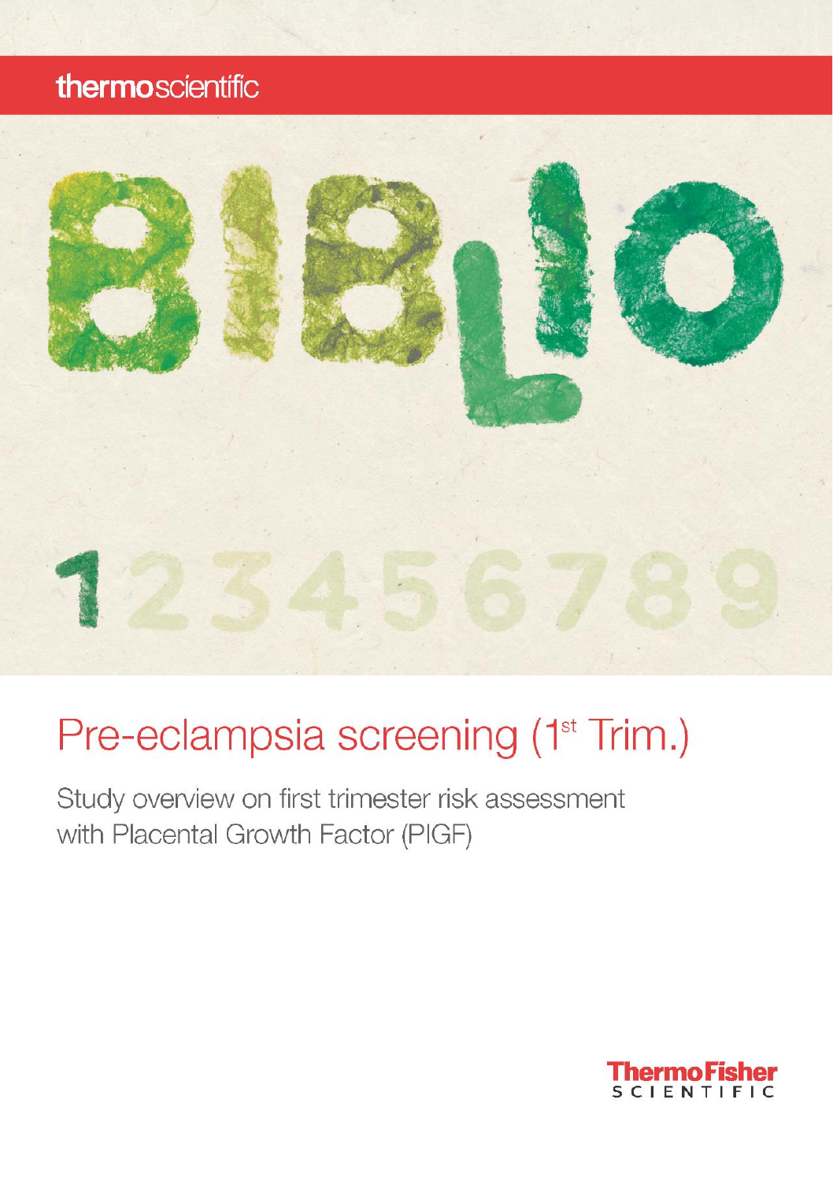thermoscientific

BIBLIO

123456789

# Pre-eclampsia screening (1st Trim.)

Study overview on first trimester risk assessment with Placental Growth Factor (PlGF)

ThermoFisher SCIENTIFIC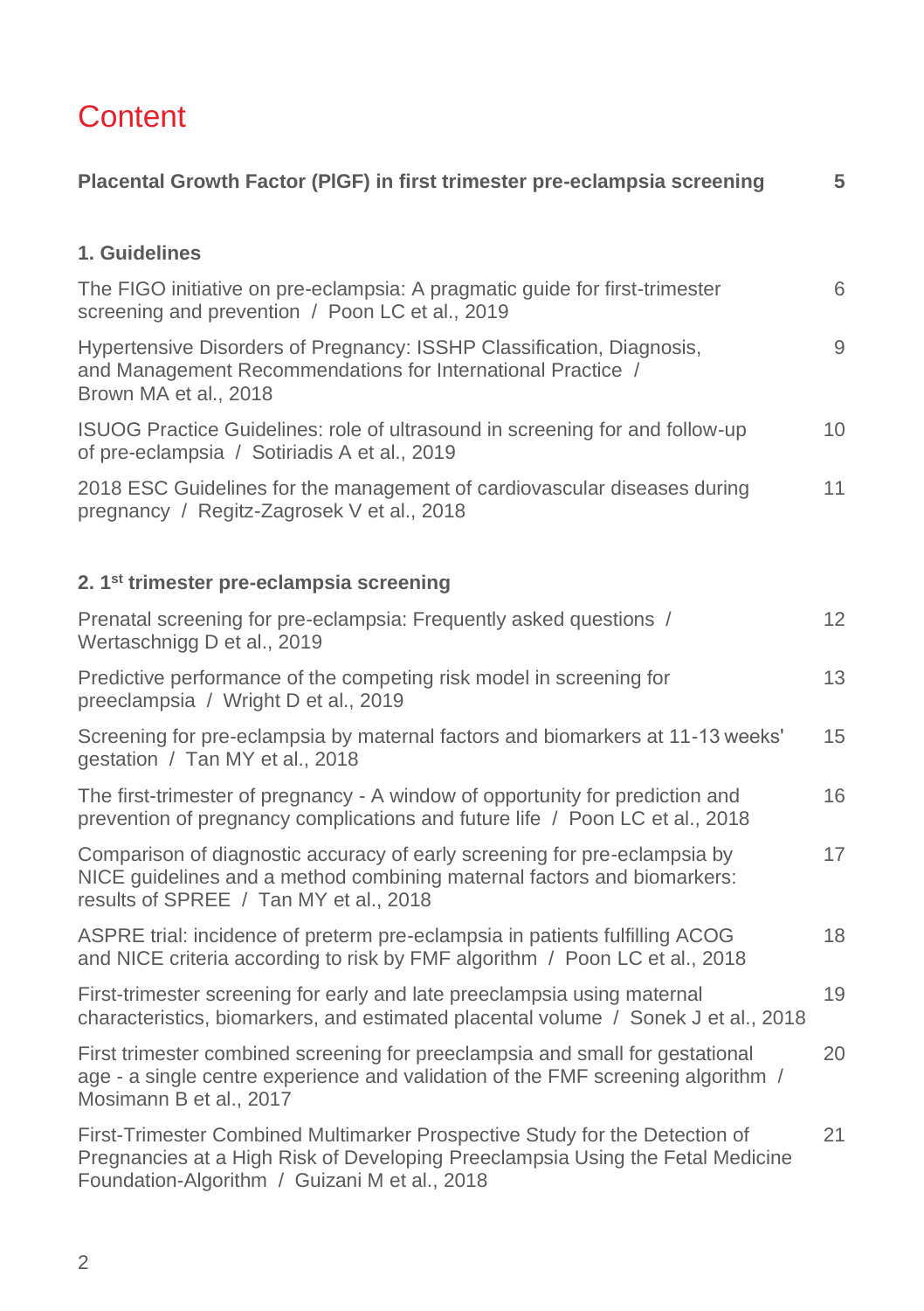# Content

| | |
|---|---|
| **Placental Growth Factor (PlGF) in first trimester pre-eclampsia screening** | **5** |
| **1. Guidelines** | |
| The FIGO initiative on pre-eclampsia: A pragmatic guide for first-trimester screening and prevention / Poon LC et al., 2019 | 6 |
| Hypertensive Disorders of Pregnancy: ISSHP Classification, Diagnosis, and Management Recommendations for International Practice / Brown MA et al., 2018 | 9 |
| ISUOG Practice Guidelines: role of ultrasound in screening for and follow-up of pre-eclampsia / Sotiriadis A et al., 2019 | 10 |
| 2018 ESC Guidelines for the management of cardiovascular diseases during pregnancy / Regitz-Zagrosek V et al., 2018 | 11 |
| **2. 1st trimester pre-eclampsia screening** | |
| Prenatal screening for pre-eclampsia: Frequently asked questions / Wertaschnigg D et al., 2019 | 12 |
| Predictive performance of the competing risk model in screening for preeclampsia / Wright D et al., 2019 | 13 |
| Screening for pre-eclampsia by maternal factors and biomarkers at 11-13 weeks' gestation / Tan MY et al., 2018 | 15 |
| The first-trimester of pregnancy - A window of opportunity for prediction and prevention of pregnancy complications and future life / Poon LC et al., 2018 | 16 |
| Comparison of diagnostic accuracy of early screening for pre-eclampsia by NICE guidelines and a method combining maternal factors and biomarkers: results of SPREE / Tan MY et al., 2018 | 17 |
| ASPRE trial: incidence of preterm pre-eclampsia in patients fulfilling ACOG and NICE criteria according to risk by FMF algorithm / Poon LC et al., 2018 | 18 |
| First-trimester screening for early and late preeclampsia using maternal characteristics, biomarkers, and estimated placental volume / Sonek J et al., 2018 | 19 |
| First trimester combined screening for preeclampsia and small for gestational age - a single centre experience and validation of the FMF screening algorithm / Mosimann B et al., 2017 | 20 |
| First-Trimester Combined Multimarker Prospective Study for the Detection of Pregnancies at a High Risk of Developing Preeclampsia Using the Fetal Medicine Foundation-Algorithm / Guizani M et al., 2018 | 21 |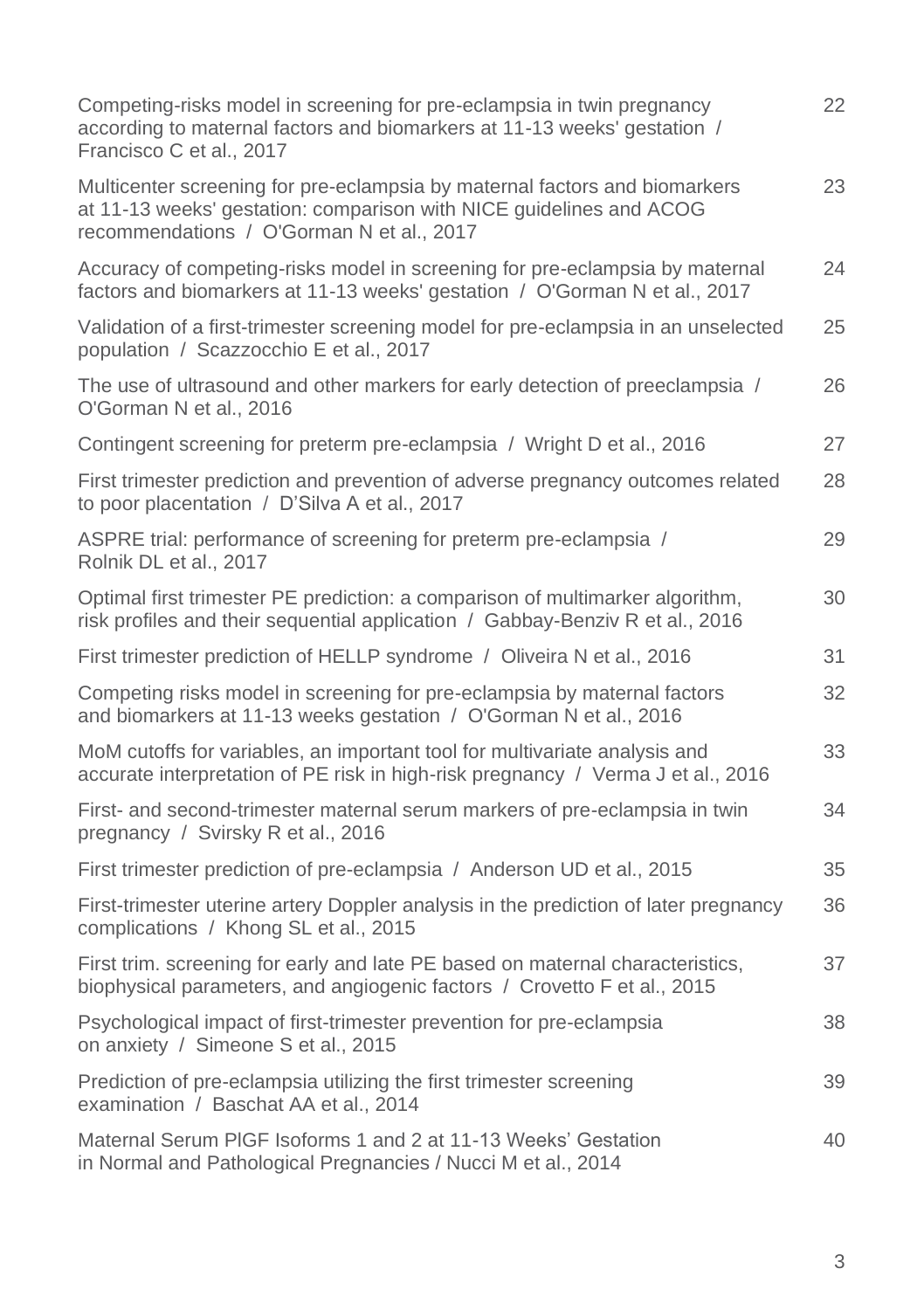| | |
|---|---|
| Competing-risks model in screening for pre-eclampsia in twin pregnancy according to maternal factors and biomarkers at 11-13 weeks' gestation / Francisco C et al., 2017 | 22 |
| Multicenter screening for pre-eclampsia by maternal factors and biomarkers at 11-13 weeks' gestation: comparison with NICE guidelines and ACOG recommendations / O'Gorman N et al., 2017 | 23 |
| Accuracy of competing-risks model in screening for pre-eclampsia by maternal factors and biomarkers at 11-13 weeks' gestation / O'Gorman N et al., 2017 | 24 |
| Validation of a first-trimester screening model for pre-eclampsia in an unselected population / Scazzocchio E et al., 2017 | 25 |
| The use of ultrasound and other markers for early detection of preeclampsia / O'Gorman N et al., 2016 | 26 |
| Contingent screening for preterm pre-eclampsia / Wright D et al., 2016 | 27 |
| First trimester prediction and prevention of adverse pregnancy outcomes related to poor placentation / D'Silva A et al., 2017 | 28 |
| ASPRE trial: performance of screening for preterm pre-eclampsia / Rolnik DL et al., 2017 | 29 |
| Optimal first trimester PE prediction: a comparison of multimarker algorithm, risk profiles and their sequential application / Gabbay-Benziv R et al., 2016 | 30 |
| First trimester prediction of HELLP syndrome / Oliveira N et al., 2016 | 31 |
| Competing risks model in screening for pre-eclampsia by maternal factors and biomarkers at 11-13 weeks gestation / O'Gorman N et al., 2016 | 32 |
| MoM cutoffs for variables, an important tool for multivariate analysis and accurate interpretation of PE risk in high-risk pregnancy / Verma J et al., 2016 | 33 |
| First- and second-trimester maternal serum markers of pre-eclampsia in twin pregnancy / Svirsky R et al., 2016 | 34 |
| First trimester prediction of pre-eclampsia / Anderson UD et al., 2015 | 35 |
| First-trimester uterine artery Doppler analysis in the prediction of later pregnancy complications / Khong SL et al., 2015 | 36 |
| First trim. screening for early and late PE based on maternal characteristics, biophysical parameters, and angiogenic factors / Crovetto F et al., 2015 | 37 |
| Psychological impact of first-trimester prevention for pre-eclampsia on anxiety / Simeone S et al., 2015 | 38 |
| Prediction of pre-eclampsia utilizing the first trimester screening examination / Baschat AA et al., 2014 | 39 |
| Maternal Serum PlGF Isoforms 1 and 2 at 11-13 Weeks' Gestation in Normal and Pathological Pregnancies / Nucci M et al., 2014 | 40 |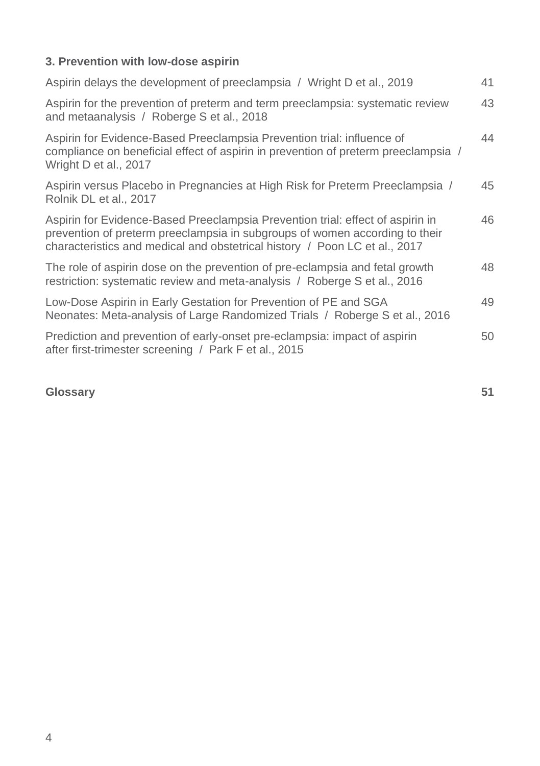### 3. Prevention with low-dose aspirin

| | |
|---|---|
| Aspirin delays the development of preeclampsia / Wright D et al., 2019 | 41 |
| Aspirin for the prevention of preterm and term preeclampsia: systematic review and metaanalysis / Roberge S et al., 2018 | 43 |
| Aspirin for Evidence-Based Preeclampsia Prevention trial: influence of compliance on beneficial effect of aspirin in prevention of preterm preeclampsia / Wright D et al., 2017 | 44 |
| Aspirin versus Placebo in Pregnancies at High Risk for Preterm Preeclampsia / Rolnik DL et al., 2017 | 45 |
| Aspirin for Evidence-Based Preeclampsia Prevention trial: effect of aspirin in prevention of preterm preeclampsia in subgroups of women according to their characteristics and medical and obstetrical history / Poon LC et al., 2017 | 46 |
| The role of aspirin dose on the prevention of pre-eclampsia and fetal growth restriction: systematic review and meta-analysis / Roberge S et al., 2016 | 48 |
| Low-Dose Aspirin in Early Gestation for Prevention of PE and SGA Neonates: Meta-analysis of Large Randomized Trials / Roberge S et al., 2016 | 49 |
| Prediction and prevention of early-onset pre-eclampsia: impact of aspirin after first-trimester screening / Park F et al., 2015 | 50 |

**Glossary** **51**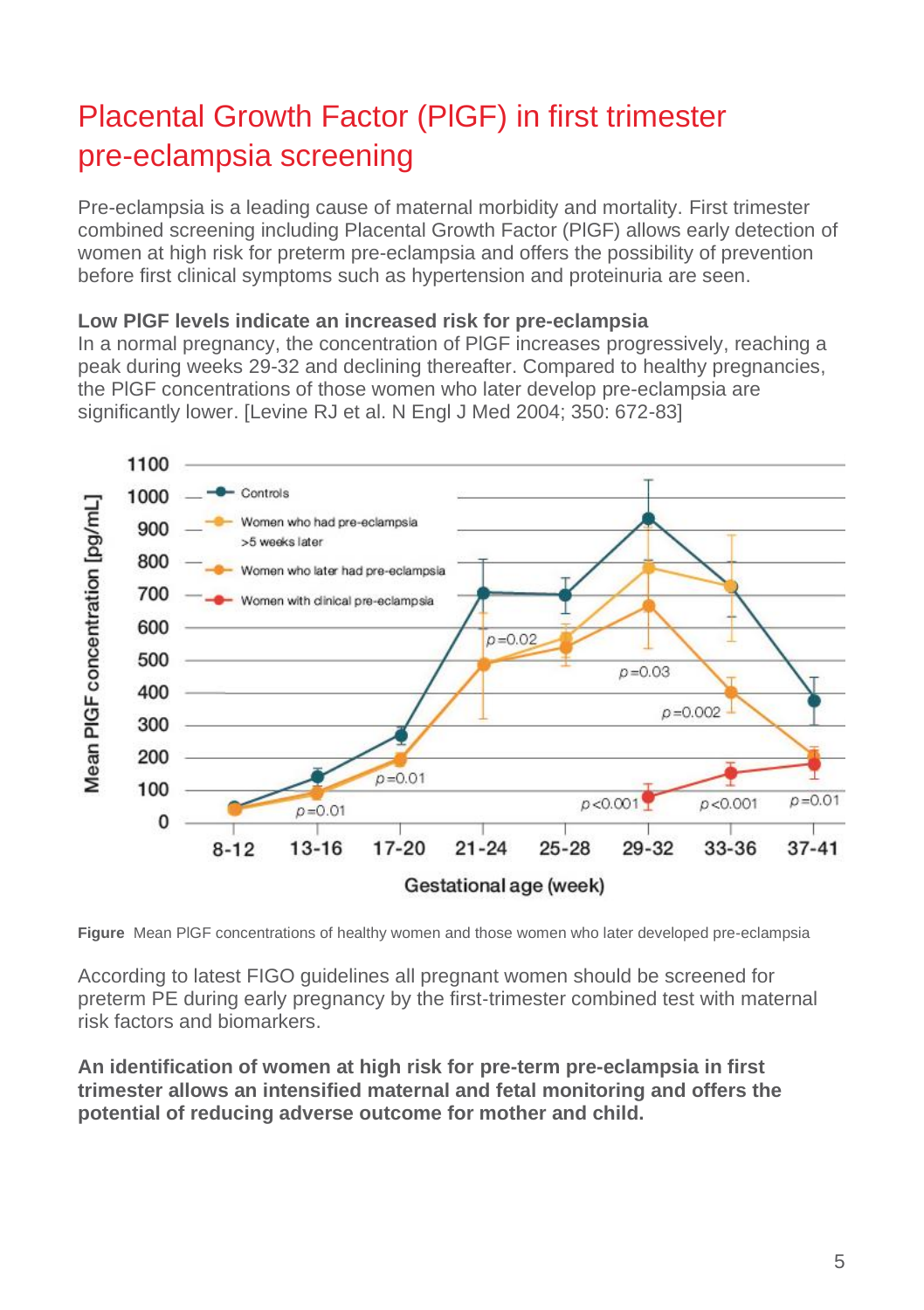# Placental Growth Factor (PlGF) in first trimester pre-eclampsia screening

Pre-eclampsia is a leading cause of maternal morbidity and mortality. First trimester combined screening including Placental Growth Factor (PlGF) allows early detection of women at high risk for preterm pre-eclampsia and offers the possibility of prevention before first clinical symptoms such as hypertension and proteinuria are seen.

**Low PlGF levels indicate an increased risk for pre-eclampsia**

In a normal pregnancy, the concentration of PlGF increases progressively, reaching a peak during weeks 29-32 and declining thereafter. Compared to healthy pregnancies, the PlGF concentrations of those women who later develop pre-eclampsia are significantly lower. [Levine RJ et al. N Engl J Med 2004; 350: 672-83]

**Figure** Mean PlGF concentrations of healthy women and those women who later developed pre-eclampsia

According to latest FIGO guidelines all pregnant women should be screened for preterm PE during early pregnancy by the first-trimester combined test with maternal risk factors and biomarkers.

**An identification of women at high risk for pre-term pre-eclampsia in first trimester allows an intensified maternal and fetal monitoring and offers the potential of reducing adverse outcome for mother and child.**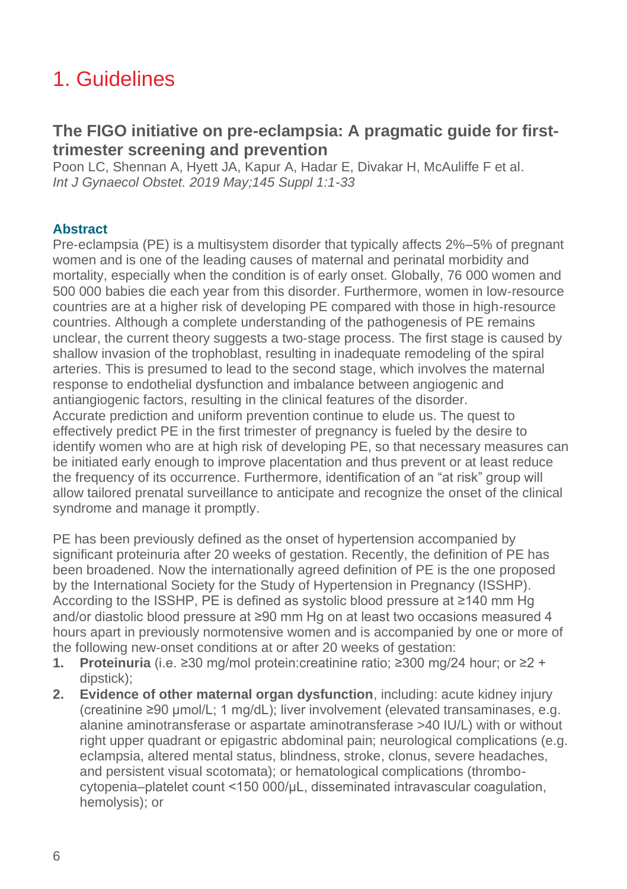# 1. Guidelines

## The FIGO initiative on pre-eclampsia: A pragmatic guide for first-trimester screening and prevention

Poon LC, Shennan A, Hyett JA, Kapur A, Hadar E, Divakar H, McAuliffe F et al.
*Int J Gynaecol Obstet. 2019 May;145 Suppl 1:1-33*

### Abstract

Pre-eclampsia (PE) is a multisystem disorder that typically affects 2%–5% of pregnant women and is one of the leading causes of maternal and perinatal morbidity and mortality, especially when the condition is of early onset. Globally, 76 000 women and 500 000 babies die each year from this disorder. Furthermore, women in low-resource countries are at a higher risk of developing PE compared with those in high-resource countries. Although a complete understanding of the pathogenesis of PE remains unclear, the current theory suggests a two-stage process. The first stage is caused by shallow invasion of the trophoblast, resulting in inadequate remodeling of the spiral arteries. This is presumed to lead to the second stage, which involves the maternal response to endothelial dysfunction and imbalance between angiogenic and antiangiogenic factors, resulting in the clinical features of the disorder.
Accurate prediction and uniform prevention continue to elude us. The quest to effectively predict PE in the first trimester of pregnancy is fueled by the desire to identify women who are at high risk of developing PE, so that necessary measures can be initiated early enough to improve placentation and thus prevent or at least reduce the frequency of its occurrence. Furthermore, identification of an "at risk" group will allow tailored prenatal surveillance to anticipate and recognize the onset of the clinical syndrome and manage it promptly.

PE has been previously defined as the onset of hypertension accompanied by significant proteinuria after 20 weeks of gestation. Recently, the definition of PE has been broadened. Now the internationally agreed definition of PE is the one proposed by the International Society for the Study of Hypertension in Pregnancy (ISSHP). According to the ISSHP, PE is defined as systolic blood pressure at ≥140 mm Hg and/or diastolic blood pressure at ≥90 mm Hg on at least two occasions measured 4 hours apart in previously normotensive women and is accompanied by one or more of the following new-onset conditions at or after 20 weeks of gestation:

1. **Proteinuria** (i.e. ≥30 mg/mol protein:creatinine ratio; ≥300 mg/24 hour; or ≥2 + dipstick);
2. **Evidence of other maternal organ dysfunction**, including: acute kidney injury (creatinine ≥90 μmol/L; 1 mg/dL); liver involvement (elevated transaminases, e.g. alanine aminotransferase or aspartate aminotransferase >40 IU/L) with or without right upper quadrant or epigastric abdominal pain; neurological complications (e.g. eclampsia, altered mental status, blindness, stroke, clonus, severe headaches, and persistent visual scotomata); or hematological complications (thrombo-cytopenia–platelet count <150 000/μL, disseminated intravascular coagulation, hemolysis); or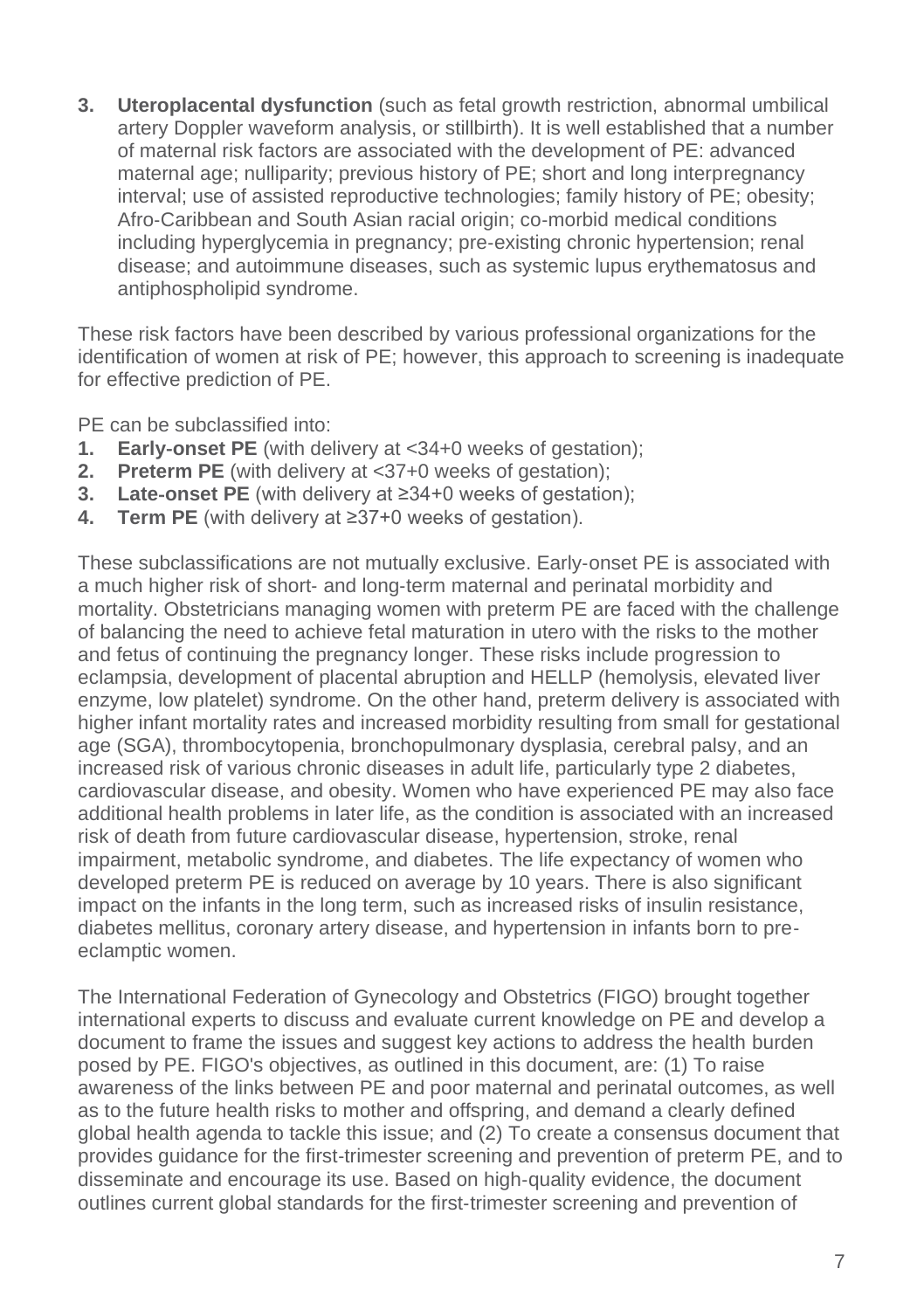3. **Uteroplacental dysfunction** (such as fetal growth restriction, abnormal umbilical artery Doppler waveform analysis, or stillbirth). It is well established that a number of maternal risk factors are associated with the development of PE: advanced maternal age; nulliparity; previous history of PE; short and long interpregnancy interval; use of assisted reproductive technologies; family history of PE; obesity; Afro-Caribbean and South Asian racial origin; co-morbid medical conditions including hyperglycemia in pregnancy; pre-existing chronic hypertension; renal disease; and autoimmune diseases, such as systemic lupus erythematosus and antiphospholipid syndrome.

These risk factors have been described by various professional organizations for the identification of women at risk of PE; however, this approach to screening is inadequate for effective prediction of PE.

PE can be subclassified into:

1. **Early-onset PE** (with delivery at <34+0 weeks of gestation);
2. **Preterm PE** (with delivery at <37+0 weeks of gestation);
3. **Late-onset PE** (with delivery at ≥34+0 weeks of gestation);
4. **Term PE** (with delivery at ≥37+0 weeks of gestation).

These subclassifications are not mutually exclusive. Early-onset PE is associated with a much higher risk of short- and long-term maternal and perinatal morbidity and mortality. Obstetricians managing women with preterm PE are faced with the challenge of balancing the need to achieve fetal maturation in utero with the risks to the mother and fetus of continuing the pregnancy longer. These risks include progression to eclampsia, development of placental abruption and HELLP (hemolysis, elevated liver enzyme, low platelet) syndrome. On the other hand, preterm delivery is associated with higher infant mortality rates and increased morbidity resulting from small for gestational age (SGA), thrombocytopenia, bronchopulmonary dysplasia, cerebral palsy, and an increased risk of various chronic diseases in adult life, particularly type 2 diabetes, cardiovascular disease, and obesity. Women who have experienced PE may also face additional health problems in later life, as the condition is associated with an increased risk of death from future cardiovascular disease, hypertension, stroke, renal impairment, metabolic syndrome, and diabetes. The life expectancy of women who developed preterm PE is reduced on average by 10 years. There is also significant impact on the infants in the long term, such as increased risks of insulin resistance, diabetes mellitus, coronary artery disease, and hypertension in infants born to pre-eclamptic women.

The International Federation of Gynecology and Obstetrics (FIGO) brought together international experts to discuss and evaluate current knowledge on PE and develop a document to frame the issues and suggest key actions to address the health burden posed by PE. FIGO's objectives, as outlined in this document, are: (1) To raise awareness of the links between PE and poor maternal and perinatal outcomes, as well as to the future health risks to mother and offspring, and demand a clearly defined global health agenda to tackle this issue; and (2) To create a consensus document that provides guidance for the first-trimester screening and prevention of preterm PE, and to disseminate and encourage its use. Based on high-quality evidence, the document outlines current global standards for the first-trimester screening and prevention of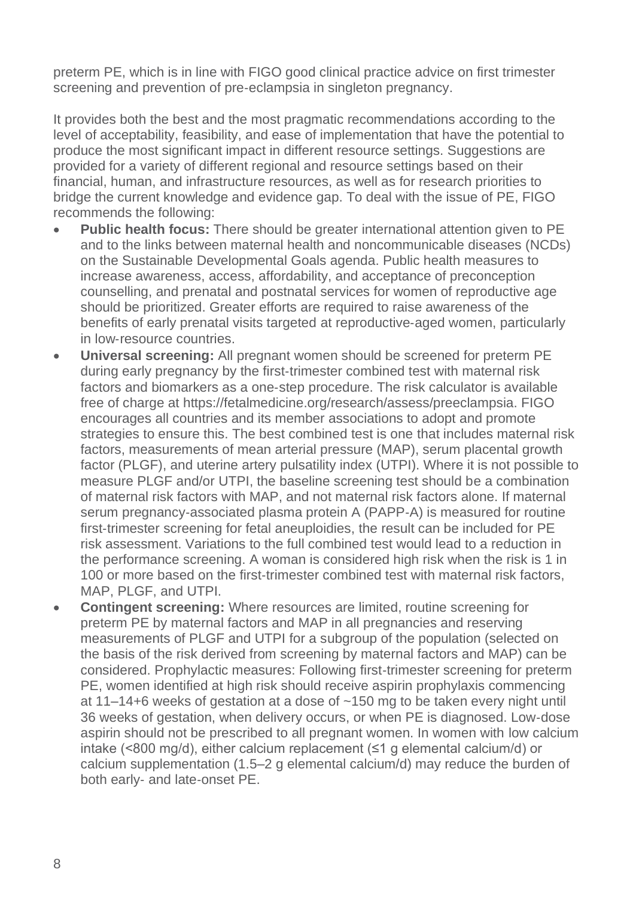preterm PE, which is in line with FIGO good clinical practice advice on first trimester screening and prevention of pre-eclampsia in singleton pregnancy.

It provides both the best and the most pragmatic recommendations according to the level of acceptability, feasibility, and ease of implementation that have the potential to produce the most significant impact in different resource settings. Suggestions are provided for a variety of different regional and resource settings based on their financial, human, and infrastructure resources, as well as for research priorities to bridge the current knowledge and evidence gap. To deal with the issue of PE, FIGO recommends the following:

- **Public health focus:** There should be greater international attention given to PE and to the links between maternal health and noncommunicable diseases (NCDs) on the Sustainable Developmental Goals agenda. Public health measures to increase awareness, access, affordability, and acceptance of preconception counselling, and prenatal and postnatal services for women of reproductive age should be prioritized. Greater efforts are required to raise awareness of the benefits of early prenatal visits targeted at reproductive-aged women, particularly in low-resource countries.
- **Universal screening:** All pregnant women should be screened for preterm PE during early pregnancy by the first-trimester combined test with maternal risk factors and biomarkers as a one-step procedure. The risk calculator is available free of charge at https://fetalmedicine.org/research/assess/preeclampsia. FIGO encourages all countries and its member associations to adopt and promote strategies to ensure this. The best combined test is one that includes maternal risk factors, measurements of mean arterial pressure (MAP), serum placental growth factor (PLGF), and uterine artery pulsatility index (UTPI). Where it is not possible to measure PLGF and/or UTPI, the baseline screening test should be a combination of maternal risk factors with MAP, and not maternal risk factors alone. If maternal serum pregnancy-associated plasma protein A (PAPP-A) is measured for routine first-trimester screening for fetal aneuploidies, the result can be included for PE risk assessment. Variations to the full combined test would lead to a reduction in the performance screening. A woman is considered high risk when the risk is 1 in 100 or more based on the first-trimester combined test with maternal risk factors, MAP, PLGF, and UTPI.
- **Contingent screening:** Where resources are limited, routine screening for preterm PE by maternal factors and MAP in all pregnancies and reserving measurements of PLGF and UTPI for a subgroup of the population (selected on the basis of the risk derived from screening by maternal factors and MAP) can be considered. Prophylactic measures: Following first-trimester screening for preterm PE, women identified at high risk should receive aspirin prophylaxis commencing at 11–14+6 weeks of gestation at a dose of ~150 mg to be taken every night until 36 weeks of gestation, when delivery occurs, or when PE is diagnosed. Low-dose aspirin should not be prescribed to all pregnant women. In women with low calcium intake (<800 mg/d), either calcium replacement (≤1 g elemental calcium/d) or calcium supplementation (1.5–2 g elemental calcium/d) may reduce the burden of both early- and late-onset PE.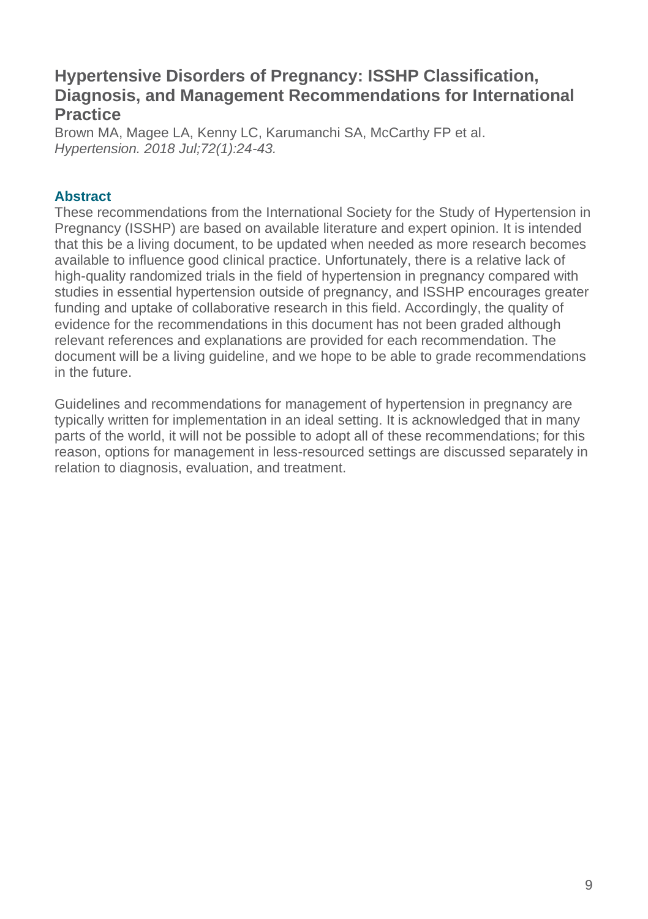## Hypertensive Disorders of Pregnancy: ISSHP Classification, Diagnosis, and Management Recommendations for International Practice

Brown MA, Magee LA, Kenny LC, Karumanchi SA, McCarthy FP et al.
*Hypertension. 2018 Jul;72(1):24-43.*

### Abstract

These recommendations from the International Society for the Study of Hypertension in Pregnancy (ISSHP) are based on available literature and expert opinion. It is intended that this be a living document, to be updated when needed as more research becomes available to influence good clinical practice. Unfortunately, there is a relative lack of high-quality randomized trials in the field of hypertension in pregnancy compared with studies in essential hypertension outside of pregnancy, and ISSHP encourages greater funding and uptake of collaborative research in this field. Accordingly, the quality of evidence for the recommendations in this document has not been graded although relevant references and explanations are provided for each recommendation. The document will be a living guideline, and we hope to be able to grade recommendations in the future.

Guidelines and recommendations for management of hypertension in pregnancy are typically written for implementation in an ideal setting. It is acknowledged that in many parts of the world, it will not be possible to adopt all of these recommendations; for this reason, options for management in less-resourced settings are discussed separately in relation to diagnosis, evaluation, and treatment.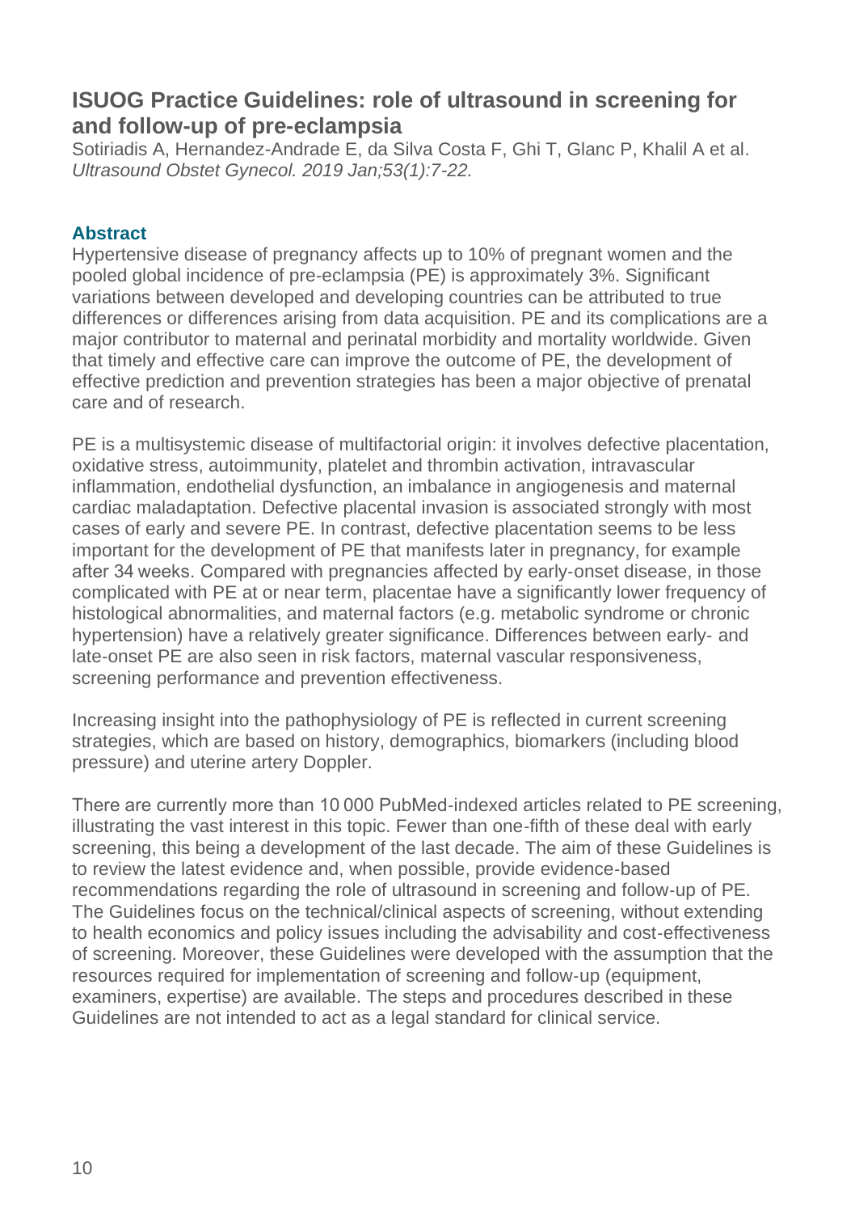## ISUOG Practice Guidelines: role of ultrasound in screening for and follow-up of pre-eclampsia

Sotiriadis A, Hernandez-Andrade E, da Silva Costa F, Ghi T, Glanc P, Khalil A et al. *Ultrasound Obstet Gynecol. 2019 Jan;53(1):7-22.*

### Abstract

Hypertensive disease of pregnancy affects up to 10% of pregnant women and the pooled global incidence of pre-eclampsia (PE) is approximately 3%. Significant variations between developed and developing countries can be attributed to true differences or differences arising from data acquisition. PE and its complications are a major contributor to maternal and perinatal morbidity and mortality worldwide. Given that timely and effective care can improve the outcome of PE, the development of effective prediction and prevention strategies has been a major objective of prenatal care and of research.

PE is a multisystemic disease of multifactorial origin: it involves defective placentation, oxidative stress, autoimmunity, platelet and thrombin activation, intravascular inflammation, endothelial dysfunction, an imbalance in angiogenesis and maternal cardiac maladaptation. Defective placental invasion is associated strongly with most cases of early and severe PE. In contrast, defective placentation seems to be less important for the development of PE that manifests later in pregnancy, for example after 34 weeks. Compared with pregnancies affected by early-onset disease, in those complicated with PE at or near term, placentae have a significantly lower frequency of histological abnormalities, and maternal factors (e.g. metabolic syndrome or chronic hypertension) have a relatively greater significance. Differences between early- and late-onset PE are also seen in risk factors, maternal vascular responsiveness, screening performance and prevention effectiveness.

Increasing insight into the pathophysiology of PE is reflected in current screening strategies, which are based on history, demographics, biomarkers (including blood pressure) and uterine artery Doppler.

There are currently more than 10 000 PubMed-indexed articles related to PE screening, illustrating the vast interest in this topic. Fewer than one-fifth of these deal with early screening, this being a development of the last decade. The aim of these Guidelines is to review the latest evidence and, when possible, provide evidence-based recommendations regarding the role of ultrasound in screening and follow-up of PE. The Guidelines focus on the technical/clinical aspects of screening, without extending to health economics and policy issues including the advisability and cost-effectiveness of screening. Moreover, these Guidelines were developed with the assumption that the resources required for implementation of screening and follow-up (equipment, examiners, expertise) are available. The steps and procedures described in these Guidelines are not intended to act as a legal standard for clinical service.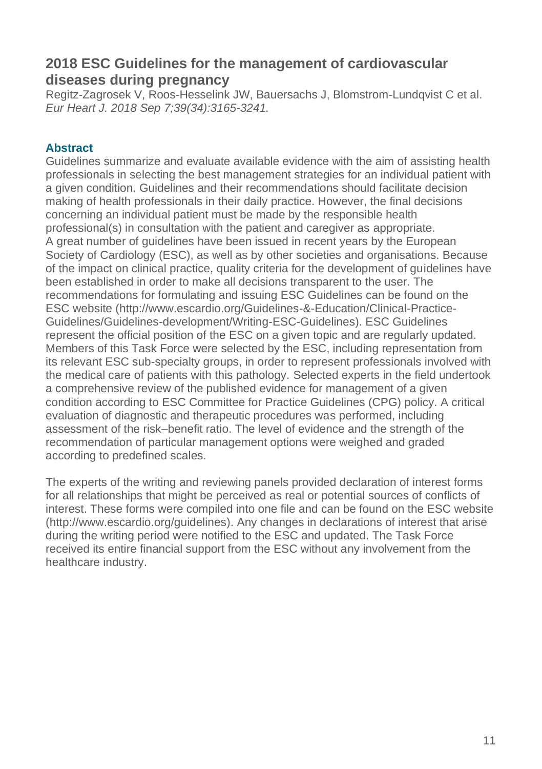## 2018 ESC Guidelines for the management of cardiovascular diseases during pregnancy

Regitz-Zagrosek V, Roos-Hesselink JW, Bauersachs J, Blomstrom-Lundqvist C et al.
*Eur Heart J. 2018 Sep 7;39(34):3165-3241.*

### Abstract

Guidelines summarize and evaluate available evidence with the aim of assisting health professionals in selecting the best management strategies for an individual patient with a given condition. Guidelines and their recommendations should facilitate decision making of health professionals in their daily practice. However, the final decisions concerning an individual patient must be made by the responsible health professional(s) in consultation with the patient and caregiver as appropriate.
A great number of guidelines have been issued in recent years by the European Society of Cardiology (ESC), as well as by other societies and organisations. Because of the impact on clinical practice, quality criteria for the development of guidelines have been established in order to make all decisions transparent to the user. The recommendations for formulating and issuing ESC Guidelines can be found on the ESC website (http://www.escardio.org/Guidelines-&-Education/Clinical-Practice-Guidelines/Guidelines-development/Writing-ESC-Guidelines). ESC Guidelines represent the official position of the ESC on a given topic and are regularly updated. Members of this Task Force were selected by the ESC, including representation from its relevant ESC sub-specialty groups, in order to represent professionals involved with the medical care of patients with this pathology. Selected experts in the field undertook a comprehensive review of the published evidence for management of a given condition according to ESC Committee for Practice Guidelines (CPG) policy. A critical evaluation of diagnostic and therapeutic procedures was performed, including assessment of the risk–benefit ratio. The level of evidence and the strength of the recommendation of particular management options were weighed and graded according to predefined scales.

The experts of the writing and reviewing panels provided declaration of interest forms for all relationships that might be perceived as real or potential sources of conflicts of interest. These forms were compiled into one file and can be found on the ESC website (http://www.escardio.org/guidelines). Any changes in declarations of interest that arise during the writing period were notified to the ESC and updated. The Task Force received its entire financial support from the ESC without any involvement from the healthcare industry.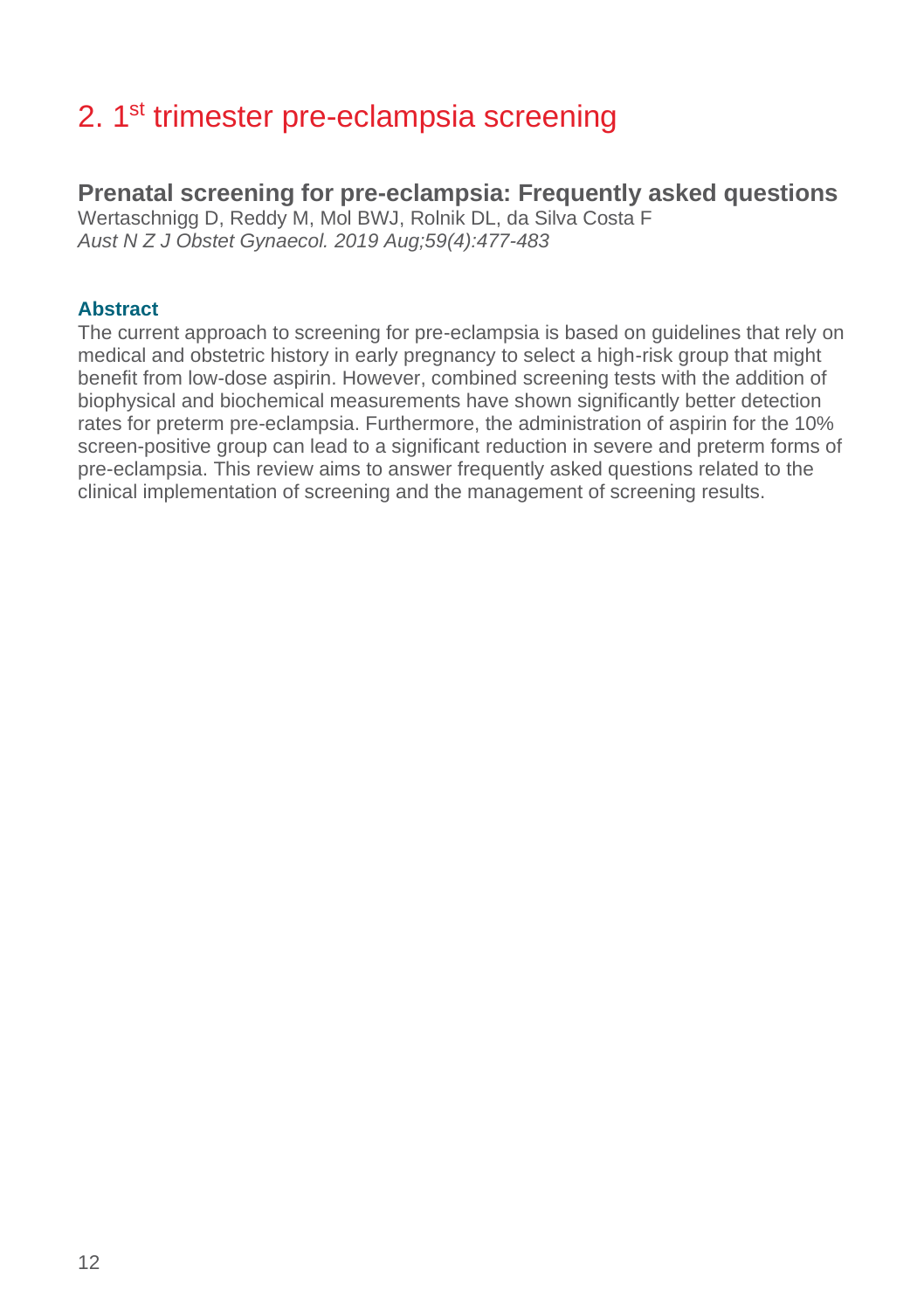# 2. 1st trimester pre-eclampsia screening

## Prenatal screening for pre-eclampsia: Frequently asked questions

Wertaschnigg D, Reddy M, Mol BWJ, Rolnik DL, da Silva Costa F
*Aust N Z J Obstet Gynaecol. 2019 Aug;59(4):477-483*

### Abstract

The current approach to screening for pre-eclampsia is based on guidelines that rely on medical and obstetric history in early pregnancy to select a high-risk group that might benefit from low-dose aspirin. However, combined screening tests with the addition of biophysical and biochemical measurements have shown significantly better detection rates for preterm pre-eclampsia. Furthermore, the administration of aspirin for the 10% screen-positive group can lead to a significant reduction in severe and preterm forms of pre-eclampsia. This review aims to answer frequently asked questions related to the clinical implementation of screening and the management of screening results.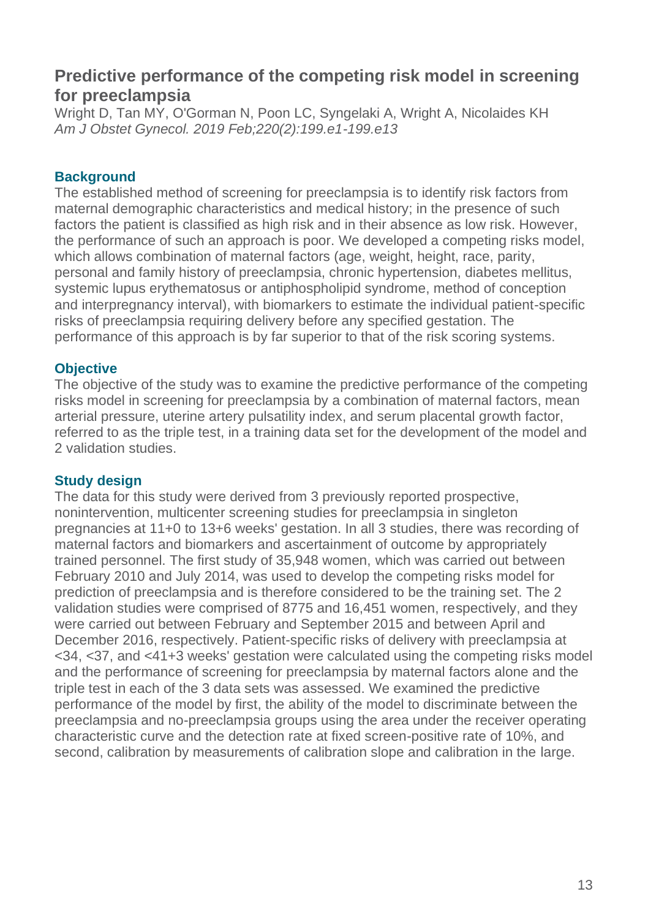## Predictive performance of the competing risk model in screening for preeclampsia

Wright D, Tan MY, O'Gorman N, Poon LC, Syngelaki A, Wright A, Nicolaides KH
*Am J Obstet Gynecol. 2019 Feb;220(2):199.e1-199.e13*

### Background

The established method of screening for preeclampsia is to identify risk factors from maternal demographic characteristics and medical history; in the presence of such factors the patient is classified as high risk and in their absence as low risk. However, the performance of such an approach is poor. We developed a competing risks model, which allows combination of maternal factors (age, weight, height, race, parity, personal and family history of preeclampsia, chronic hypertension, diabetes mellitus, systemic lupus erythematosus or antiphospholipid syndrome, method of conception and interpregnancy interval), with biomarkers to estimate the individual patient-specific risks of preeclampsia requiring delivery before any specified gestation. The performance of this approach is by far superior to that of the risk scoring systems.

### Objective

The objective of the study was to examine the predictive performance of the competing risks model in screening for preeclampsia by a combination of maternal factors, mean arterial pressure, uterine artery pulsatility index, and serum placental growth factor, referred to as the triple test, in a training data set for the development of the model and 2 validation studies.

### Study design

The data for this study were derived from 3 previously reported prospective, nonintervention, multicenter screening studies for preeclampsia in singleton pregnancies at 11+0 to 13+6 weeks' gestation. In all 3 studies, there was recording of maternal factors and biomarkers and ascertainment of outcome by appropriately trained personnel. The first study of 35,948 women, which was carried out between February 2010 and July 2014, was used to develop the competing risks model for prediction of preeclampsia and is therefore considered to be the training set. The 2 validation studies were comprised of 8775 and 16,451 women, respectively, and they were carried out between February and September 2015 and between April and December 2016, respectively. Patient-specific risks of delivery with preeclampsia at <34, <37, and <41+3 weeks' gestation were calculated using the competing risks model and the performance of screening for preeclampsia by maternal factors alone and the triple test in each of the 3 data sets was assessed. We examined the predictive performance of the model by first, the ability of the model to discriminate between the preeclampsia and no-preeclampsia groups using the area under the receiver operating characteristic curve and the detection rate at fixed screen-positive rate of 10%, and second, calibration by measurements of calibration slope and calibration in the large.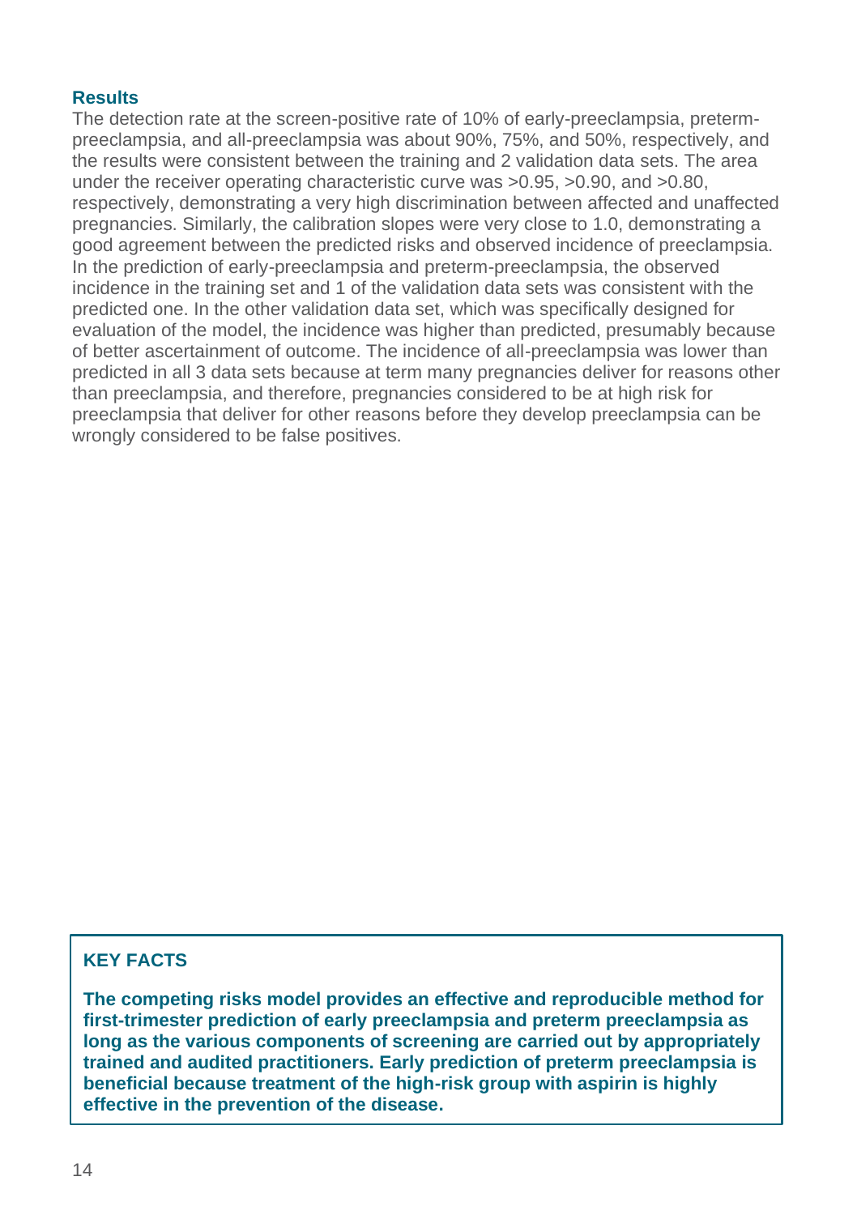### Results

The detection rate at the screen-positive rate of 10% of early-preeclampsia, preterm-preeclampsia, and all-preeclampsia was about 90%, 75%, and 50%, respectively, and the results were consistent between the training and 2 validation data sets. The area under the receiver operating characteristic curve was >0.95, >0.90, and >0.80, respectively, demonstrating a very high discrimination between affected and unaffected pregnancies. Similarly, the calibration slopes were very close to 1.0, demonstrating a good agreement between the predicted risks and observed incidence of preeclampsia. In the prediction of early-preeclampsia and preterm-preeclampsia, the observed incidence in the training set and 1 of the validation data sets was consistent with the predicted one. In the other validation data set, which was specifically designed for evaluation of the model, the incidence was higher than predicted, presumably because of better ascertainment of outcome. The incidence of all-preeclampsia was lower than predicted in all 3 data sets because at term many pregnancies deliver for reasons other than preeclampsia, and therefore, pregnancies considered to be at high risk for preeclampsia that deliver for other reasons before they develop preeclampsia can be wrongly considered to be false positives.

**KEY FACTS**

**The competing risks model provides an effective and reproducible method for first-trimester prediction of early preeclampsia and preterm preeclampsia as long as the various components of screening are carried out by appropriately trained and audited practitioners. Early prediction of preterm preeclampsia is beneficial because treatment of the high-risk group with aspirin is highly effective in the prevention of the disease.**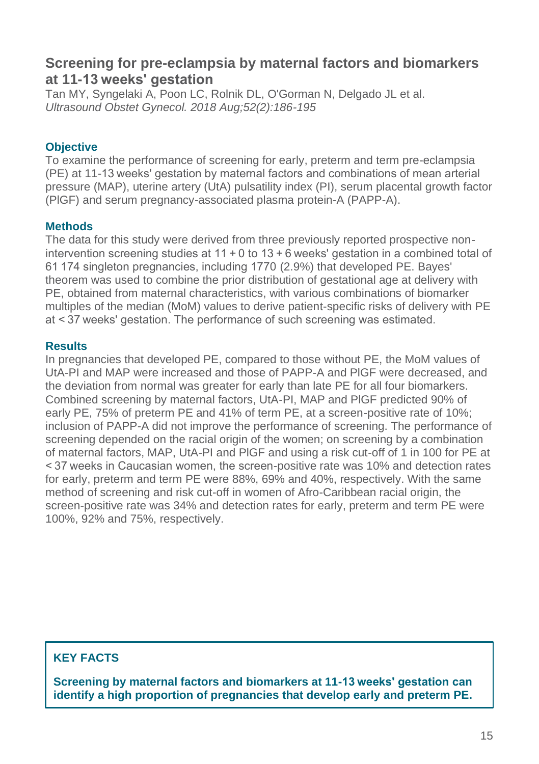## Screening for pre-eclampsia by maternal factors and biomarkers at 11-13 weeks' gestation

Tan MY, Syngelaki A, Poon LC, Rolnik DL, O'Gorman N, Delgado JL et al.
*Ultrasound Obstet Gynecol. 2018 Aug;52(2):186-195*

### Objective

To examine the performance of screening for early, preterm and term pre-eclampsia (PE) at 11-13 weeks' gestation by maternal factors and combinations of mean arterial pressure (MAP), uterine artery (UtA) pulsatility index (PI), serum placental growth factor (PlGF) and serum pregnancy-associated plasma protein-A (PAPP-A).

### Methods

The data for this study were derived from three previously reported prospective non-intervention screening studies at 11 + 0 to 13 + 6 weeks' gestation in a combined total of 61 174 singleton pregnancies, including 1770 (2.9%) that developed PE. Bayes' theorem was used to combine the prior distribution of gestational age at delivery with PE, obtained from maternal characteristics, with various combinations of biomarker multiples of the median (MoM) values to derive patient-specific risks of delivery with PE at < 37 weeks' gestation. The performance of such screening was estimated.

### Results

In pregnancies that developed PE, compared to those without PE, the MoM values of UtA-PI and MAP were increased and those of PAPP-A and PlGF were decreased, and the deviation from normal was greater for early than late PE for all four biomarkers. Combined screening by maternal factors, UtA-PI, MAP and PlGF predicted 90% of early PE, 75% of preterm PE and 41% of term PE, at a screen-positive rate of 10%; inclusion of PAPP-A did not improve the performance of screening. The performance of screening depended on the racial origin of the women; on screening by a combination of maternal factors, MAP, UtA-PI and PlGF and using a risk cut-off of 1 in 100 for PE at < 37 weeks in Caucasian women, the screen-positive rate was 10% and detection rates for early, preterm and term PE were 88%, 69% and 40%, respectively. With the same method of screening and risk cut-off in women of Afro-Caribbean racial origin, the screen-positive rate was 34% and detection rates for early, preterm and term PE were 100%, 92% and 75%, respectively.

### KEY FACTS

**Screening by maternal factors and biomarkers at 11-13 weeks' gestation can identify a high proportion of pregnancies that develop early and preterm PE.**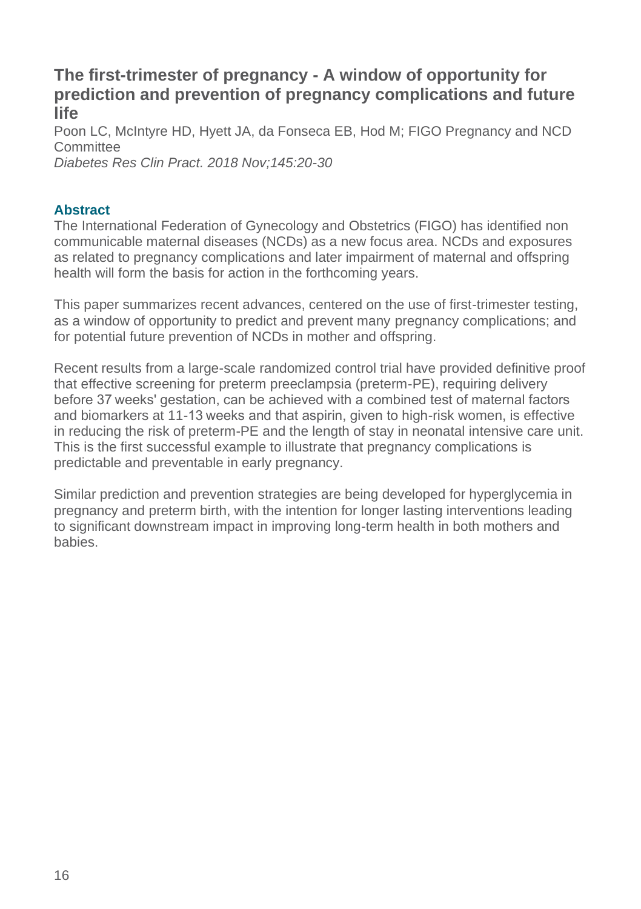## The first-trimester of pregnancy - A window of opportunity for prediction and prevention of pregnancy complications and future life

Poon LC, McIntyre HD, Hyett JA, da Fonseca EB, Hod M; FIGO Pregnancy and NCD Committee

*Diabetes Res Clin Pract. 2018 Nov;145:20-30*

### Abstract

The International Federation of Gynecology and Obstetrics (FIGO) has identified non communicable maternal diseases (NCDs) as a new focus area. NCDs and exposures as related to pregnancy complications and later impairment of maternal and offspring health will form the basis for action in the forthcoming years.

This paper summarizes recent advances, centered on the use of first-trimester testing, as a window of opportunity to predict and prevent many pregnancy complications; and for potential future prevention of NCDs in mother and offspring.

Recent results from a large-scale randomized control trial have provided definitive proof that effective screening for preterm preeclampsia (preterm-PE), requiring delivery before 37 weeks' gestation, can be achieved with a combined test of maternal factors and biomarkers at 11-13 weeks and that aspirin, given to high-risk women, is effective in reducing the risk of preterm-PE and the length of stay in neonatal intensive care unit. This is the first successful example to illustrate that pregnancy complications is predictable and preventable in early pregnancy.

Similar prediction and prevention strategies are being developed for hyperglycemia in pregnancy and preterm birth, with the intention for longer lasting interventions leading to significant downstream impact in improving long-term health in both mothers and babies.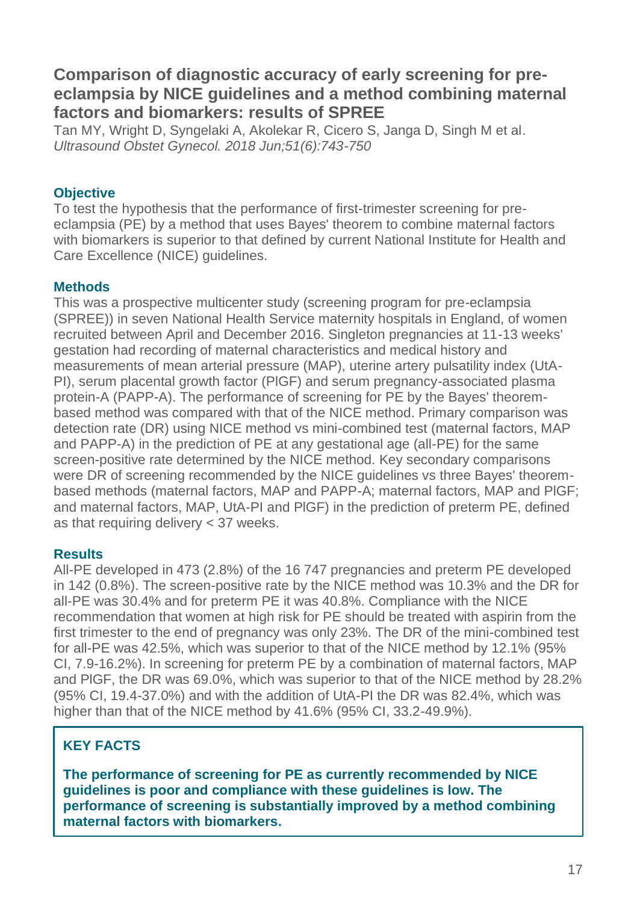## Comparison of diagnostic accuracy of early screening for pre-eclampsia by NICE guidelines and a method combining maternal factors and biomarkers: results of SPREE

Tan MY, Wright D, Syngelaki A, Akolekar R, Cicero S, Janga D, Singh M et al.
*Ultrasound Obstet Gynecol. 2018 Jun;51(6):743-750*

### Objective

To test the hypothesis that the performance of first-trimester screening for pre-eclampsia (PE) by a method that uses Bayes' theorem to combine maternal factors with biomarkers is superior to that defined by current National Institute for Health and Care Excellence (NICE) guidelines.

### Methods

This was a prospective multicenter study (screening program for pre-eclampsia (SPREE)) in seven National Health Service maternity hospitals in England, of women recruited between April and December 2016. Singleton pregnancies at 11-13 weeks' gestation had recording of maternal characteristics and medical history and measurements of mean arterial pressure (MAP), uterine artery pulsatility index (UtA-PI), serum placental growth factor (PlGF) and serum pregnancy-associated plasma protein-A (PAPP-A). The performance of screening for PE by the Bayes' theorem-based method was compared with that of the NICE method. Primary comparison was detection rate (DR) using NICE method vs mini-combined test (maternal factors, MAP and PAPP-A) in the prediction of PE at any gestational age (all-PE) for the same screen-positive rate determined by the NICE method. Key secondary comparisons were DR of screening recommended by the NICE guidelines vs three Bayes' theorem-based methods (maternal factors, MAP and PAPP-A; maternal factors, MAP and PlGF; and maternal factors, MAP, UtA-PI and PlGF) in the prediction of preterm PE, defined as that requiring delivery < 37 weeks.

### Results

All-PE developed in 473 (2.8%) of the 16 747 pregnancies and preterm PE developed in 142 (0.8%). The screen-positive rate by the NICE method was 10.3% and the DR for all-PE was 30.4% and for preterm PE it was 40.8%. Compliance with the NICE recommendation that women at high risk for PE should be treated with aspirin from the first trimester to the end of pregnancy was only 23%. The DR of the mini-combined test for all-PE was 42.5%, which was superior to that of the NICE method by 12.1% (95% CI, 7.9-16.2%). In screening for preterm PE by a combination of maternal factors, MAP and PlGF, the DR was 69.0%, which was superior to that of the NICE method by 28.2% (95% CI, 19.4-37.0%) and with the addition of UtA-PI the DR was 82.4%, which was higher than that of the NICE method by 41.6% (95% CI, 33.2-49.9%).

### KEY FACTS

**The performance of screening for PE as currently recommended by NICE guidelines is poor and compliance with these guidelines is low. The performance of screening is substantially improved by a method combining maternal factors with biomarkers.**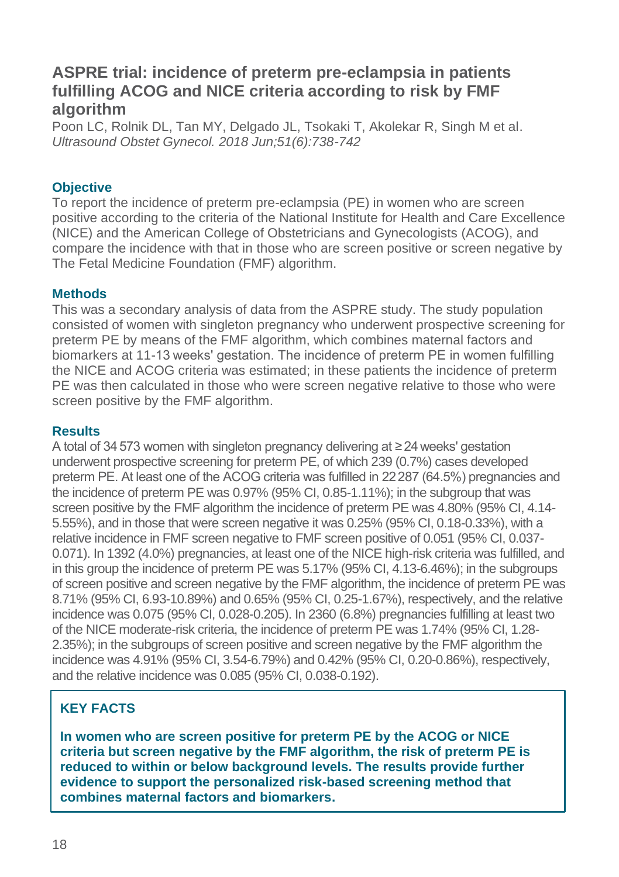## ASPRE trial: incidence of preterm pre-eclampsia in patients fulfilling ACOG and NICE criteria according to risk by FMF algorithm

Poon LC, Rolnik DL, Tan MY, Delgado JL, Tsokaki T, Akolekar R, Singh M et al.
*Ultrasound Obstet Gynecol. 2018 Jun;51(6):738-742*

### Objective

To report the incidence of preterm pre-eclampsia (PE) in women who are screen positive according to the criteria of the National Institute for Health and Care Excellence (NICE) and the American College of Obstetricians and Gynecologists (ACOG), and compare the incidence with that in those who are screen positive or screen negative by The Fetal Medicine Foundation (FMF) algorithm.

### Methods

This was a secondary analysis of data from the ASPRE study. The study population consisted of women with singleton pregnancy who underwent prospective screening for preterm PE by means of the FMF algorithm, which combines maternal factors and biomarkers at 11-13 weeks' gestation. The incidence of preterm PE in women fulfilling the NICE and ACOG criteria was estimated; in these patients the incidence of preterm PE was then calculated in those who were screen negative relative to those who were screen positive by the FMF algorithm.

### Results

A total of 34 573 women with singleton pregnancy delivering at ≥ 24 weeks' gestation underwent prospective screening for preterm PE, of which 239 (0.7%) cases developed preterm PE. At least one of the ACOG criteria was fulfilled in 22 287 (64.5%) pregnancies and the incidence of preterm PE was 0.97% (95% CI, 0.85-1.11%); in the subgroup that was screen positive by the FMF algorithm the incidence of preterm PE was 4.80% (95% CI, 4.14-5.55%), and in those that were screen negative it was 0.25% (95% CI, 0.18-0.33%), with a relative incidence in FMF screen negative to FMF screen positive of 0.051 (95% CI, 0.037-0.071). In 1392 (4.0%) pregnancies, at least one of the NICE high-risk criteria was fulfilled, and in this group the incidence of preterm PE was 5.17% (95% CI, 4.13-6.46%); in the subgroups of screen positive and screen negative by the FMF algorithm, the incidence of preterm PE was 8.71% (95% CI, 6.93-10.89%) and 0.65% (95% CI, 0.25-1.67%), respectively, and the relative incidence was 0.075 (95% CI, 0.028-0.205). In 2360 (6.8%) pregnancies fulfilling at least two of the NICE moderate-risk criteria, the incidence of preterm PE was 1.74% (95% CI, 1.28-2.35%); in the subgroups of screen positive and screen negative by the FMF algorithm the incidence was 4.91% (95% CI, 3.54-6.79%) and 0.42% (95% CI, 0.20-0.86%), respectively, and the relative incidence was 0.085 (95% CI, 0.038-0.192).

### KEY FACTS

**In women who are screen positive for preterm PE by the ACOG or NICE criteria but screen negative by the FMF algorithm, the risk of preterm PE is reduced to within or below background levels. The results provide further evidence to support the personalized risk-based screening method that combines maternal factors and biomarkers.**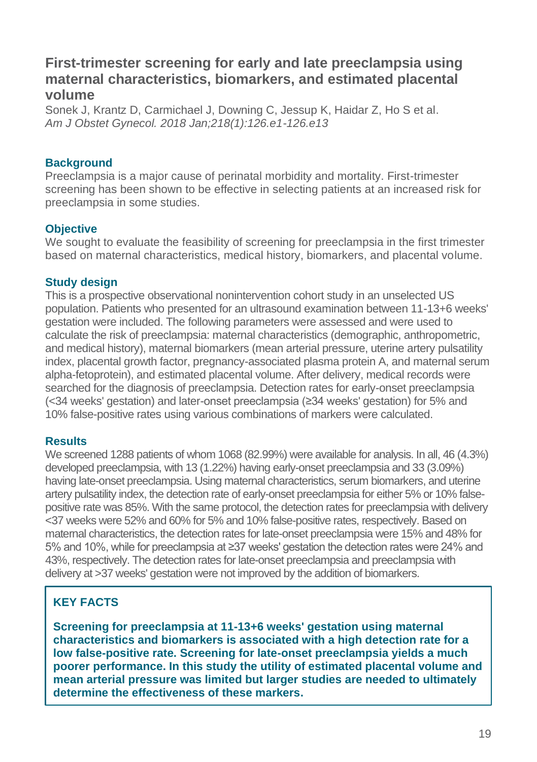## First-trimester screening for early and late preeclampsia using maternal characteristics, biomarkers, and estimated placental volume

Sonek J, Krantz D, Carmichael J, Downing C, Jessup K, Haidar Z, Ho S et al.
*Am J Obstet Gynecol. 2018 Jan;218(1):126.e1-126.e13*

### Background

Preeclampsia is a major cause of perinatal morbidity and mortality. First-trimester screening has been shown to be effective in selecting patients at an increased risk for preeclampsia in some studies.

### Objective

We sought to evaluate the feasibility of screening for preeclampsia in the first trimester based on maternal characteristics, medical history, biomarkers, and placental volume.

### Study design

This is a prospective observational nonintervention cohort study in an unselected US population. Patients who presented for an ultrasound examination between 11-13+6 weeks' gestation were included. The following parameters were assessed and were used to calculate the risk of preeclampsia: maternal characteristics (demographic, anthropometric, and medical history), maternal biomarkers (mean arterial pressure, uterine artery pulsatility index, placental growth factor, pregnancy-associated plasma protein A, and maternal serum alpha-fetoprotein), and estimated placental volume. After delivery, medical records were searched for the diagnosis of preeclampsia. Detection rates for early-onset preeclampsia (<34 weeks' gestation) and later-onset preeclampsia (≥34 weeks' gestation) for 5% and 10% false-positive rates using various combinations of markers were calculated.

### Results

We screened 1288 patients of whom 1068 (82.99%) were available for analysis. In all, 46 (4.3%) developed preeclampsia, with 13 (1.22%) having early-onset preeclampsia and 33 (3.09%) having late-onset preeclampsia. Using maternal characteristics, serum biomarkers, and uterine artery pulsatility index, the detection rate of early-onset preeclampsia for either 5% or 10% false-positive rate was 85%. With the same protocol, the detection rates for preeclampsia with delivery <37 weeks were 52% and 60% for 5% and 10% false-positive rates, respectively. Based on maternal characteristics, the detection rates for late-onset preeclampsia were 15% and 48% for 5% and 10%, while for preeclampsia at ≥37 weeks' gestation the detection rates were 24% and 43%, respectively. The detection rates for late-onset preeclampsia and preeclampsia with delivery at >37 weeks' gestation were not improved by the addition of biomarkers.

### KEY FACTS

**Screening for preeclampsia at 11-13+6 weeks' gestation using maternal characteristics and biomarkers is associated with a high detection rate for a low false-positive rate. Screening for late-onset preeclampsia yields a much poorer performance. In this study the utility of estimated placental volume and mean arterial pressure was limited but larger studies are needed to ultimately determine the effectiveness of these markers.**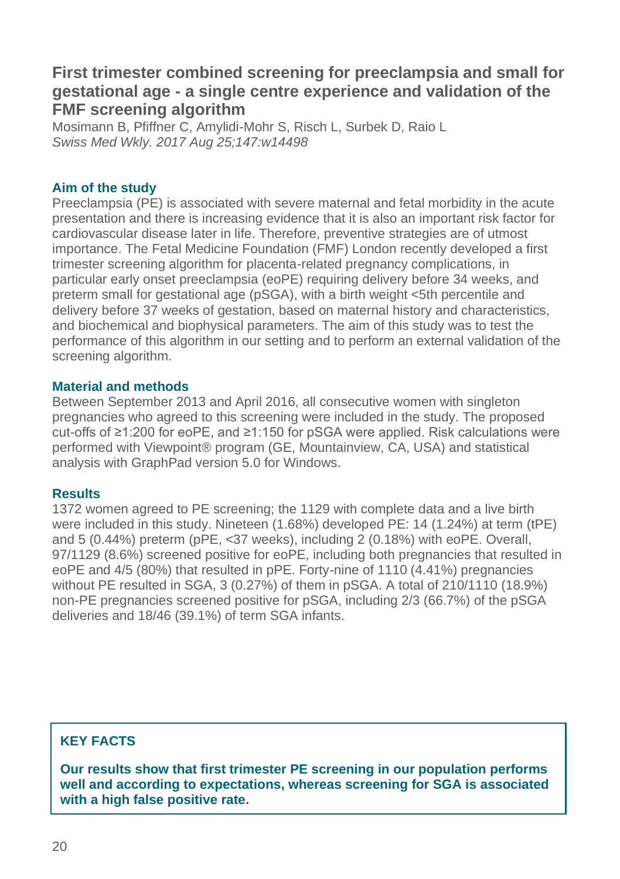## First trimester combined screening for preeclampsia and small for gestational age - a single centre experience and validation of the FMF screening algorithm

Mosimann B, Pfiffner C, Amylidi-Mohr S, Risch L, Surbek D, Raio L
*Swiss Med Wkly. 2017 Aug 25;147:w14498*

### Aim of the study

Preeclampsia (PE) is associated with severe maternal and fetal morbidity in the acute presentation and there is increasing evidence that it is also an important risk factor for cardiovascular disease later in life. Therefore, preventive strategies are of utmost importance. The Fetal Medicine Foundation (FMF) London recently developed a first trimester screening algorithm for placenta-related pregnancy complications, in particular early onset preeclampsia (eoPE) requiring delivery before 34 weeks, and preterm small for gestational age (pSGA), with a birth weight <5th percentile and delivery before 37 weeks of gestation, based on maternal history and characteristics, and biochemical and biophysical parameters. The aim of this study was to test the performance of this algorithm in our setting and to perform an external validation of the screening algorithm.

### Material and methods

Between September 2013 and April 2016, all consecutive women with singleton pregnancies who agreed to this screening were included in the study. The proposed cut-offs of ≥1:200 for eoPE, and ≥1:150 for pSGA were applied. Risk calculations were performed with Viewpoint® program (GE, Mountainview, CA, USA) and statistical analysis with GraphPad version 5.0 for Windows.

### Results

1372 women agreed to PE screening; the 1129 with complete data and a live birth were included in this study. Nineteen (1.68%) developed PE: 14 (1.24%) at term (tPE) and 5 (0.44%) preterm (pPE, <37 weeks), including 2 (0.18%) with eoPE. Overall, 97/1129 (8.6%) screened positive for eoPE, including both pregnancies that resulted in eoPE and 4/5 (80%) that resulted in pPE. Forty-nine of 1110 (4.41%) pregnancies without PE resulted in SGA, 3 (0.27%) of them in pSGA. A total of 210/1110 (18.9%) non-PE pregnancies screened positive for pSGA, including 2/3 (66.7%) of the pSGA deliveries and 18/46 (39.1%) of term SGA infants.

### KEY FACTS

**Our results show that first trimester PE screening in our population performs well and according to expectations, whereas screening for SGA is associated with a high false positive rate.**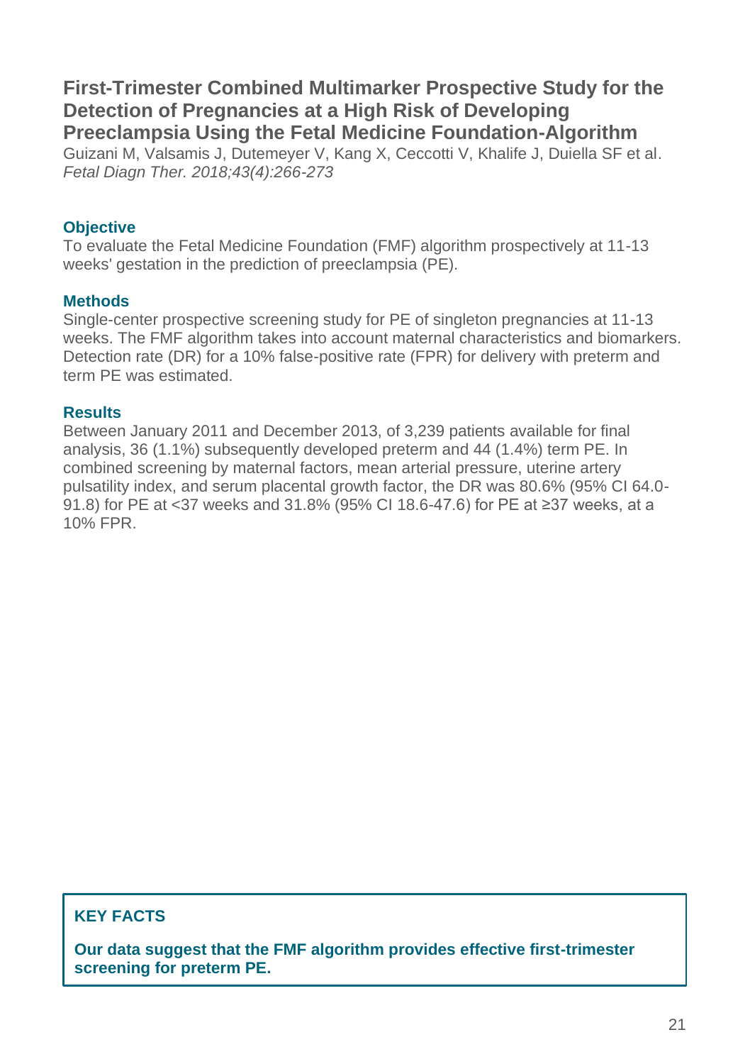## First-Trimester Combined Multimarker Prospective Study for the Detection of Pregnancies at a High Risk of Developing Preeclampsia Using the Fetal Medicine Foundation-Algorithm

Guizani M, Valsamis J, Dutemeyer V, Kang X, Ceccotti V, Khalife J, Duiella SF et al.
*Fetal Diagn Ther. 2018;43(4):266-273*

### Objective

To evaluate the Fetal Medicine Foundation (FMF) algorithm prospectively at 11-13 weeks' gestation in the prediction of preeclampsia (PE).

### Methods

Single-center prospective screening study for PE of singleton pregnancies at 11-13 weeks. The FMF algorithm takes into account maternal characteristics and biomarkers. Detection rate (DR) for a 10% false-positive rate (FPR) for delivery with preterm and term PE was estimated.

### Results

Between January 2011 and December 2013, of 3,239 patients available for final analysis, 36 (1.1%) subsequently developed preterm and 44 (1.4%) term PE. In combined screening by maternal factors, mean arterial pressure, uterine artery pulsatility index, and serum placental growth factor, the DR was 80.6% (95% CI 64.0-91.8) for PE at <37 weeks and 31.8% (95% CI 18.6-47.6) for PE at ≥37 weeks, at a 10% FPR.

### KEY FACTS

**Our data suggest that the FMF algorithm provides effective first-trimester screening for preterm PE.**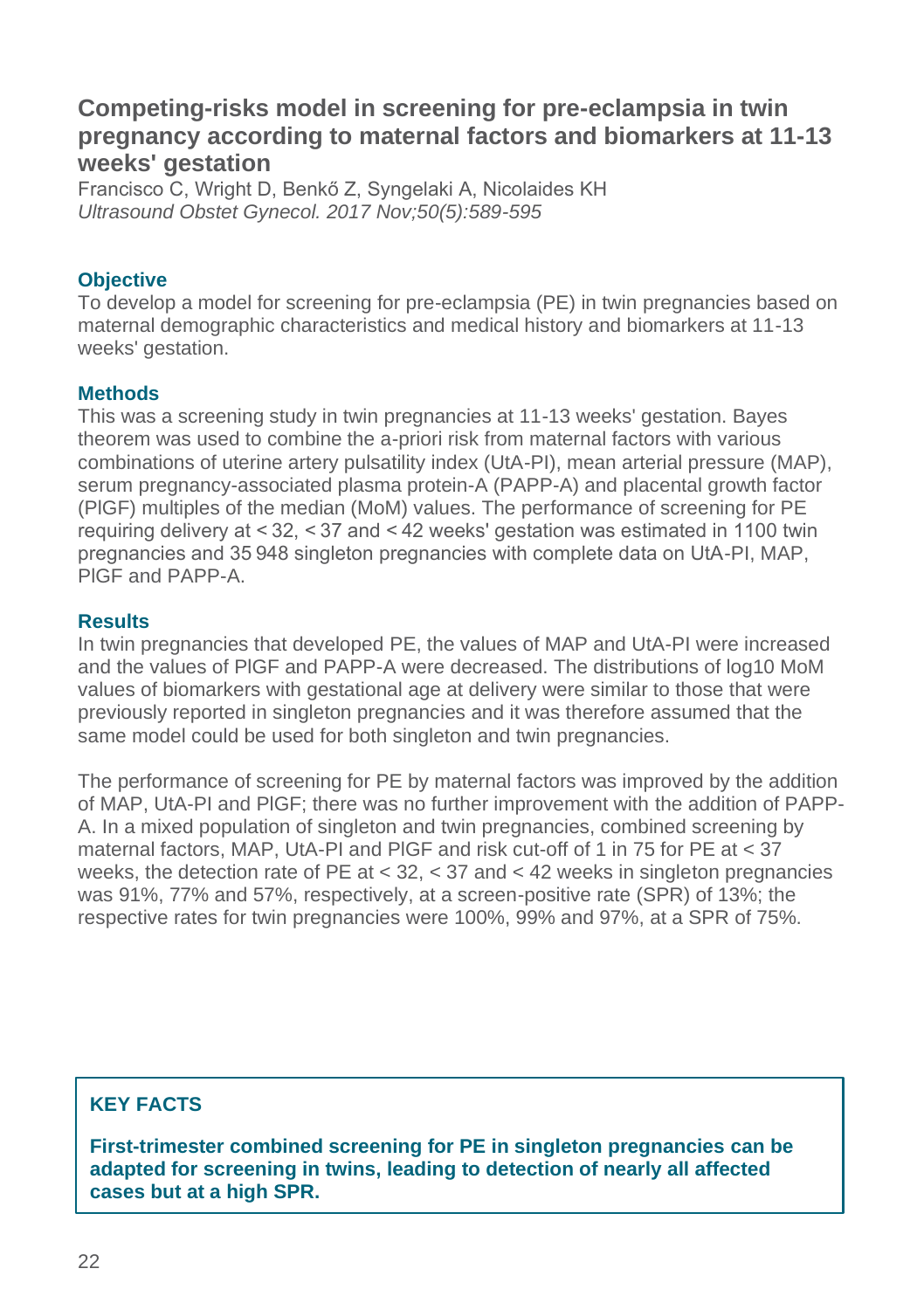## Competing-risks model in screening for pre-eclampsia in twin pregnancy according to maternal factors and biomarkers at 11-13 weeks' gestation

Francisco C, Wright D, Benkő Z, Syngelaki A, Nicolaides KH
*Ultrasound Obstet Gynecol. 2017 Nov;50(5):589-595*

### Objective

To develop a model for screening for pre-eclampsia (PE) in twin pregnancies based on maternal demographic characteristics and medical history and biomarkers at 11-13 weeks' gestation.

### Methods

This was a screening study in twin pregnancies at 11-13 weeks' gestation. Bayes theorem was used to combine the a-priori risk from maternal factors with various combinations of uterine artery pulsatility index (UtA-PI), mean arterial pressure (MAP), serum pregnancy-associated plasma protein-A (PAPP-A) and placental growth factor (PlGF) multiples of the median (MoM) values. The performance of screening for PE requiring delivery at < 32, < 37 and < 42 weeks' gestation was estimated in 1100 twin pregnancies and 35 948 singleton pregnancies with complete data on UtA-PI, MAP, PlGF and PAPP-A.

### Results

In twin pregnancies that developed PE, the values of MAP and UtA-PI were increased and the values of PlGF and PAPP-A were decreased. The distributions of log10 MoM values of biomarkers with gestational age at delivery were similar to those that were previously reported in singleton pregnancies and it was therefore assumed that the same model could be used for both singleton and twin pregnancies.

The performance of screening for PE by maternal factors was improved by the addition of MAP, UtA-PI and PlGF; there was no further improvement with the addition of PAPP-A. In a mixed population of singleton and twin pregnancies, combined screening by maternal factors, MAP, UtA-PI and PlGF and risk cut-off of 1 in 75 for PE at < 37 weeks, the detection rate of PE at < 32, < 37 and < 42 weeks in singleton pregnancies was 91%, 77% and 57%, respectively, at a screen-positive rate (SPR) of 13%; the respective rates for twin pregnancies were 100%, 99% and 97%, at a SPR of 75%.

### KEY FACTS

**First-trimester combined screening for PE in singleton pregnancies can be adapted for screening in twins, leading to detection of nearly all affected cases but at a high SPR.**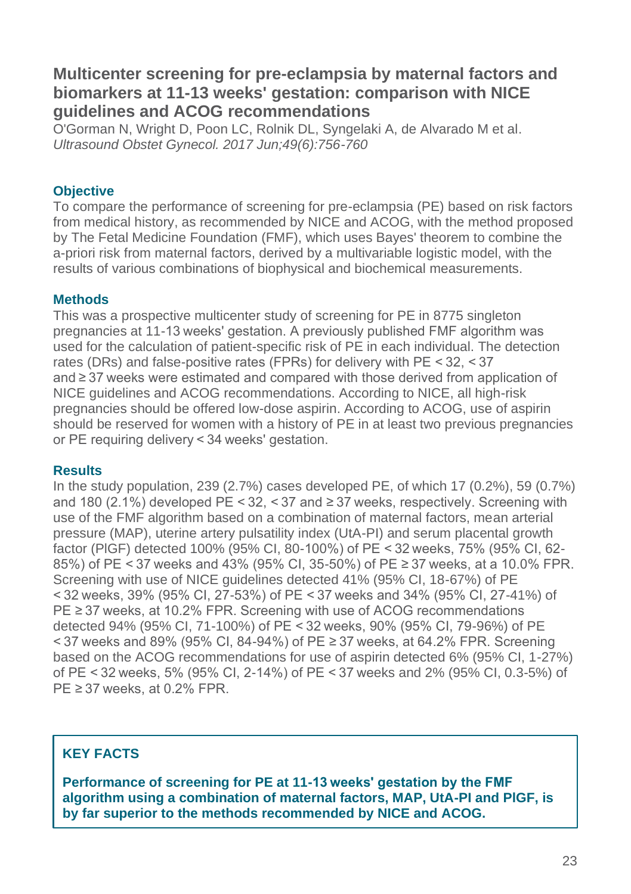## Multicenter screening for pre-eclampsia by maternal factors and biomarkers at 11-13 weeks' gestation: comparison with NICE guidelines and ACOG recommendations

O'Gorman N, Wright D, Poon LC, Rolnik DL, Syngelaki A, de Alvarado M et al.
*Ultrasound Obstet Gynecol. 2017 Jun;49(6):756-760*

### Objective

To compare the performance of screening for pre-eclampsia (PE) based on risk factors from medical history, as recommended by NICE and ACOG, with the method proposed by The Fetal Medicine Foundation (FMF), which uses Bayes' theorem to combine the a-priori risk from maternal factors, derived by a multivariable logistic model, with the results of various combinations of biophysical and biochemical measurements.

### Methods

This was a prospective multicenter study of screening for PE in 8775 singleton pregnancies at 11-13 weeks' gestation. A previously published FMF algorithm was used for the calculation of patient-specific risk of PE in each individual. The detection rates (DRs) and false-positive rates (FPRs) for delivery with PE < 32, < 37 and ≥ 37 weeks were estimated and compared with those derived from application of NICE guidelines and ACOG recommendations. According to NICE, all high-risk pregnancies should be offered low-dose aspirin. According to ACOG, use of aspirin should be reserved for women with a history of PE in at least two previous pregnancies or PE requiring delivery < 34 weeks' gestation.

### Results

In the study population, 239 (2.7%) cases developed PE, of which 17 (0.2%), 59 (0.7%) and 180 (2.1%) developed PE < 32, < 37 and ≥ 37 weeks, respectively. Screening with use of the FMF algorithm based on a combination of maternal factors, mean arterial pressure (MAP), uterine artery pulsatility index (UtA-PI) and serum placental growth factor (PlGF) detected 100% (95% CI, 80-100%) of PE < 32 weeks, 75% (95% CI, 62-85%) of PE < 37 weeks and 43% (95% CI, 35-50%) of PE ≥ 37 weeks, at a 10.0% FPR. Screening with use of NICE guidelines detected 41% (95% CI, 18-67%) of PE < 32 weeks, 39% (95% CI, 27-53%) of PE < 37 weeks and 34% (95% CI, 27-41%) of PE ≥ 37 weeks, at 10.2% FPR. Screening with use of ACOG recommendations detected 94% (95% CI, 71-100%) of PE < 32 weeks, 90% (95% CI, 79-96%) of PE < 37 weeks and 89% (95% CI, 84-94%) of PE ≥ 37 weeks, at 64.2% FPR. Screening based on the ACOG recommendations for use of aspirin detected 6% (95% CI, 1-27%) of PE < 32 weeks, 5% (95% CI, 2-14%) of PE < 37 weeks and 2% (95% CI, 0.3-5%) of PE ≥ 37 weeks, at 0.2% FPR.

### KEY FACTS

**Performance of screening for PE at 11-13 weeks' gestation by the FMF algorithm using a combination of maternal factors, MAP, UtA-PI and PlGF, is by far superior to the methods recommended by NICE and ACOG.**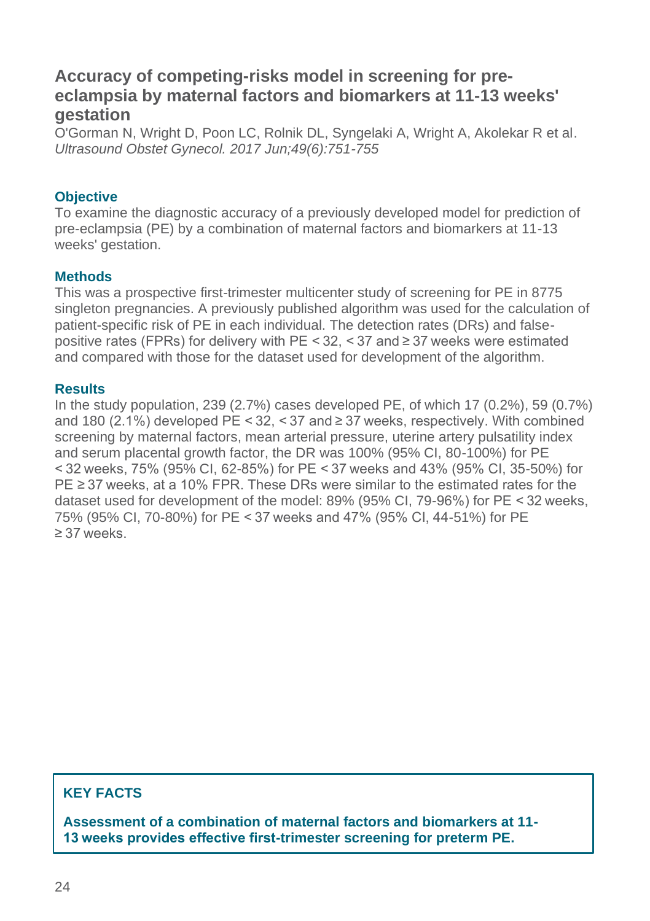## Accuracy of competing-risks model in screening for pre-eclampsia by maternal factors and biomarkers at 11-13 weeks' gestation

O'Gorman N, Wright D, Poon LC, Rolnik DL, Syngelaki A, Wright A, Akolekar R et al.
*Ultrasound Obstet Gynecol. 2017 Jun;49(6):751-755*

### Objective

To examine the diagnostic accuracy of a previously developed model for prediction of pre-eclampsia (PE) by a combination of maternal factors and biomarkers at 11-13 weeks' gestation.

### Methods

This was a prospective first-trimester multicenter study of screening for PE in 8775 singleton pregnancies. A previously published algorithm was used for the calculation of patient-specific risk of PE in each individual. The detection rates (DRs) and false-positive rates (FPRs) for delivery with PE < 32, < 37 and ≥ 37 weeks were estimated and compared with those for the dataset used for development of the algorithm.

### Results

In the study population, 239 (2.7%) cases developed PE, of which 17 (0.2%), 59 (0.7%) and 180 (2.1%) developed PE < 32, < 37 and ≥ 37 weeks, respectively. With combined screening by maternal factors, mean arterial pressure, uterine artery pulsatility index and serum placental growth factor, the DR was 100% (95% CI, 80-100%) for PE < 32 weeks, 75% (95% CI, 62-85%) for PE < 37 weeks and 43% (95% CI, 35-50%) for PE ≥ 37 weeks, at a 10% FPR. These DRs were similar to the estimated rates for the dataset used for development of the model: 89% (95% CI, 79-96%) for PE < 32 weeks, 75% (95% CI, 70-80%) for PE < 37 weeks and 47% (95% CI, 44-51%) for PE ≥ 37 weeks.

### KEY FACTS

**Assessment of a combination of maternal factors and biomarkers at 11-13 weeks provides effective first-trimester screening for preterm PE.**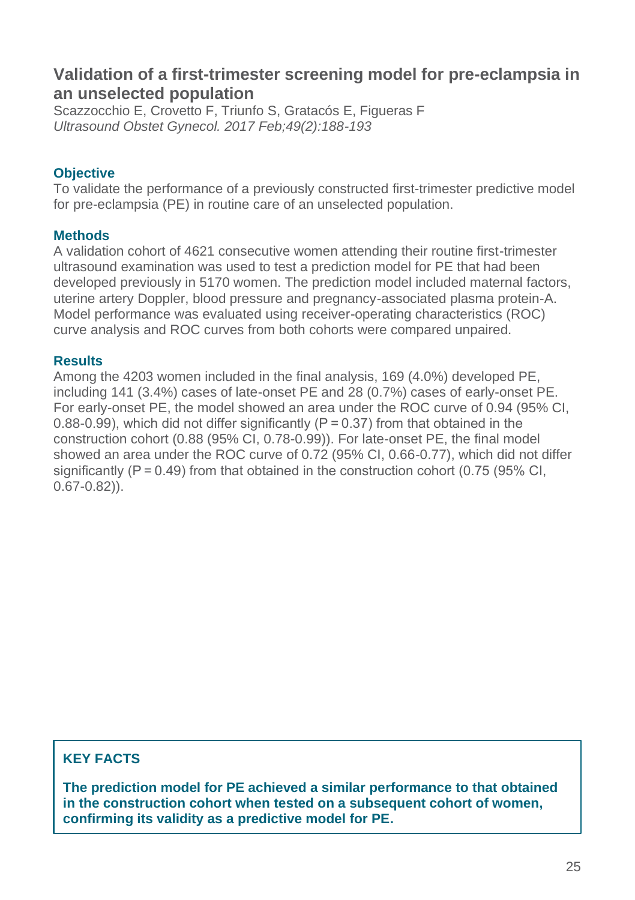## Validation of a first-trimester screening model for pre-eclampsia in an unselected population

Scazzocchio E, Crovetto F, Triunfo S, Gratacós E, Figueras F
*Ultrasound Obstet Gynecol. 2017 Feb;49(2):188-193*

### Objective

To validate the performance of a previously constructed first-trimester predictive model for pre-eclampsia (PE) in routine care of an unselected population.

### Methods

A validation cohort of 4621 consecutive women attending their routine first-trimester ultrasound examination was used to test a prediction model for PE that had been developed previously in 5170 women. The prediction model included maternal factors, uterine artery Doppler, blood pressure and pregnancy-associated plasma protein-A. Model performance was evaluated using receiver-operating characteristics (ROC) curve analysis and ROC curves from both cohorts were compared unpaired.

### Results

Among the 4203 women included in the final analysis, 169 (4.0%) developed PE, including 141 (3.4%) cases of late-onset PE and 28 (0.7%) cases of early-onset PE. For early-onset PE, the model showed an area under the ROC curve of 0.94 (95% CI, 0.88-0.99), which did not differ significantly ($P = 0.37$) from that obtained in the construction cohort (0.88 (95% CI, 0.78-0.99)). For late-onset PE, the final model showed an area under the ROC curve of 0.72 (95% CI, 0.66-0.77), which did not differ significantly ($P = 0.49$) from that obtained in the construction cohort (0.75 (95% CI, 0.67-0.82)).

### KEY FACTS

**The prediction model for PE achieved a similar performance to that obtained in the construction cohort when tested on a subsequent cohort of women, confirming its validity as a predictive model for PE.**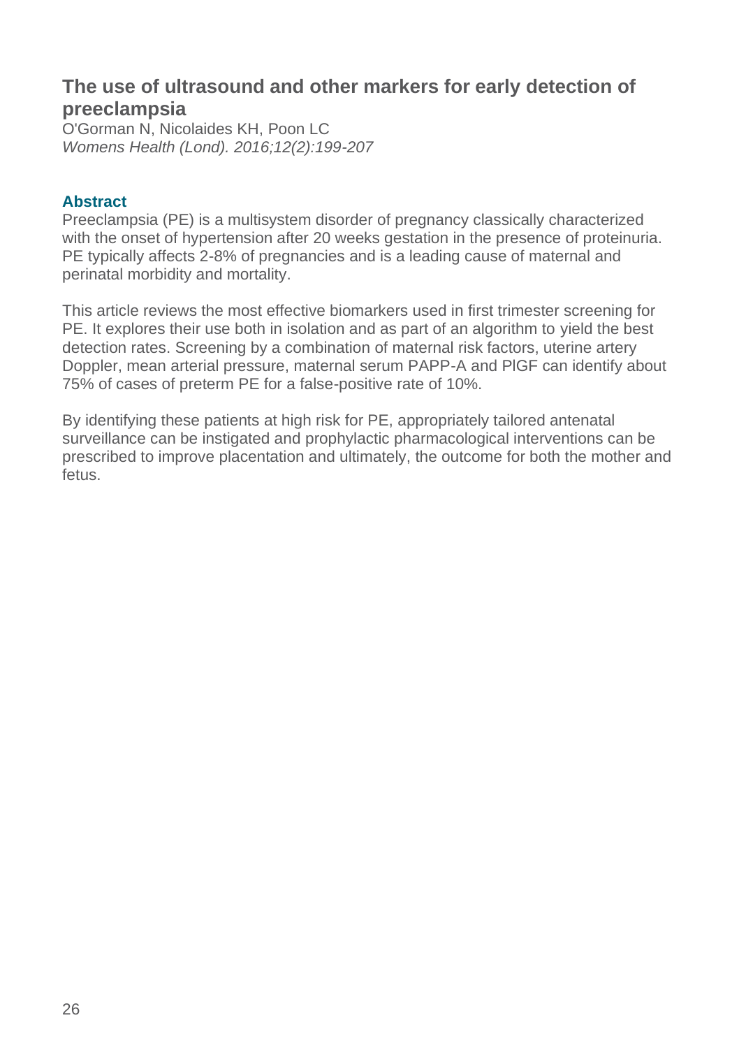## The use of ultrasound and other markers for early detection of preeclampsia

O'Gorman N, Nicolaides KH, Poon LC

*Womens Health (Lond). 2016;12(2):199-207*

### Abstract

Preeclampsia (PE) is a multisystem disorder of pregnancy classically characterized with the onset of hypertension after 20 weeks gestation in the presence of proteinuria. PE typically affects 2-8% of pregnancies and is a leading cause of maternal and perinatal morbidity and mortality.

This article reviews the most effective biomarkers used in first trimester screening for PE. It explores their use both in isolation and as part of an algorithm to yield the best detection rates. Screening by a combination of maternal risk factors, uterine artery Doppler, mean arterial pressure, maternal serum PAPP-A and PlGF can identify about 75% of cases of preterm PE for a false-positive rate of 10%.

By identifying these patients at high risk for PE, appropriately tailored antenatal surveillance can be instigated and prophylactic pharmacological interventions can be prescribed to improve placentation and ultimately, the outcome for both the mother and fetus.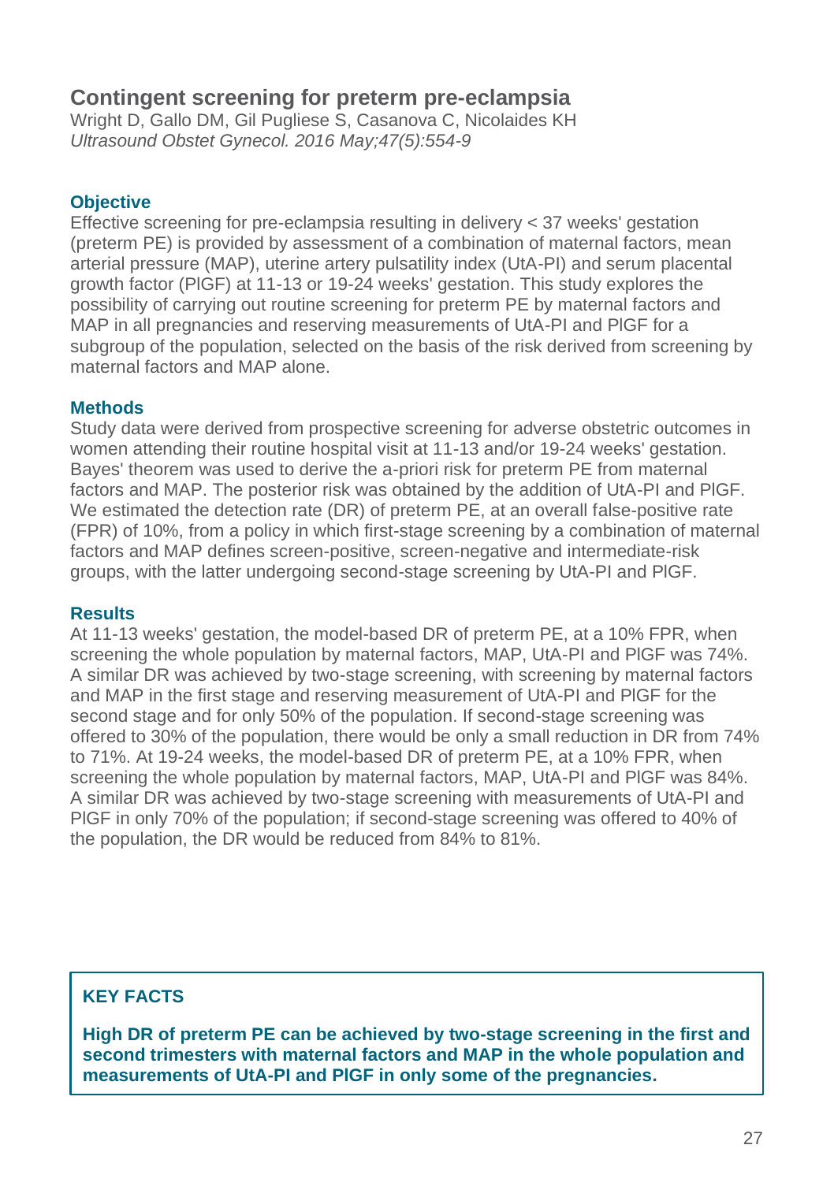## Contingent screening for preterm pre-eclampsia

Wright D, Gallo DM, Gil Pugliese S, Casanova C, Nicolaides KH
*Ultrasound Obstet Gynecol. 2016 May;47(5):554-9*

### Objective

Effective screening for pre-eclampsia resulting in delivery < 37 weeks' gestation (preterm PE) is provided by assessment of a combination of maternal factors, mean arterial pressure (MAP), uterine artery pulsatility index (UtA-PI) and serum placental growth factor (PlGF) at 11-13 or 19-24 weeks' gestation. This study explores the possibility of carrying out routine screening for preterm PE by maternal factors and MAP in all pregnancies and reserving measurements of UtA-PI and PlGF for a subgroup of the population, selected on the basis of the risk derived from screening by maternal factors and MAP alone.

### Methods

Study data were derived from prospective screening for adverse obstetric outcomes in women attending their routine hospital visit at 11-13 and/or 19-24 weeks' gestation. Bayes' theorem was used to derive the a-priori risk for preterm PE from maternal factors and MAP. The posterior risk was obtained by the addition of UtA-PI and PlGF. We estimated the detection rate (DR) of preterm PE, at an overall false-positive rate (FPR) of 10%, from a policy in which first-stage screening by a combination of maternal factors and MAP defines screen-positive, screen-negative and intermediate-risk groups, with the latter undergoing second-stage screening by UtA-PI and PlGF.

### Results

At 11-13 weeks' gestation, the model-based DR of preterm PE, at a 10% FPR, when screening the whole population by maternal factors, MAP, UtA-PI and PlGF was 74%. A similar DR was achieved by two-stage screening, with screening by maternal factors and MAP in the first stage and reserving measurement of UtA-PI and PlGF for the second stage and for only 50% of the population. If second-stage screening was offered to 30% of the population, there would be only a small reduction in DR from 74% to 71%. At 19-24 weeks, the model-based DR of preterm PE, at a 10% FPR, when screening the whole population by maternal factors, MAP, UtA-PI and PlGF was 84%. A similar DR was achieved by two-stage screening with measurements of UtA-PI and PlGF in only 70% of the population; if second-stage screening was offered to 40% of the population, the DR would be reduced from 84% to 81%.

### KEY FACTS

**High DR of preterm PE can be achieved by two-stage screening in the first and second trimesters with maternal factors and MAP in the whole population and measurements of UtA-PI and PlGF in only some of the pregnancies.**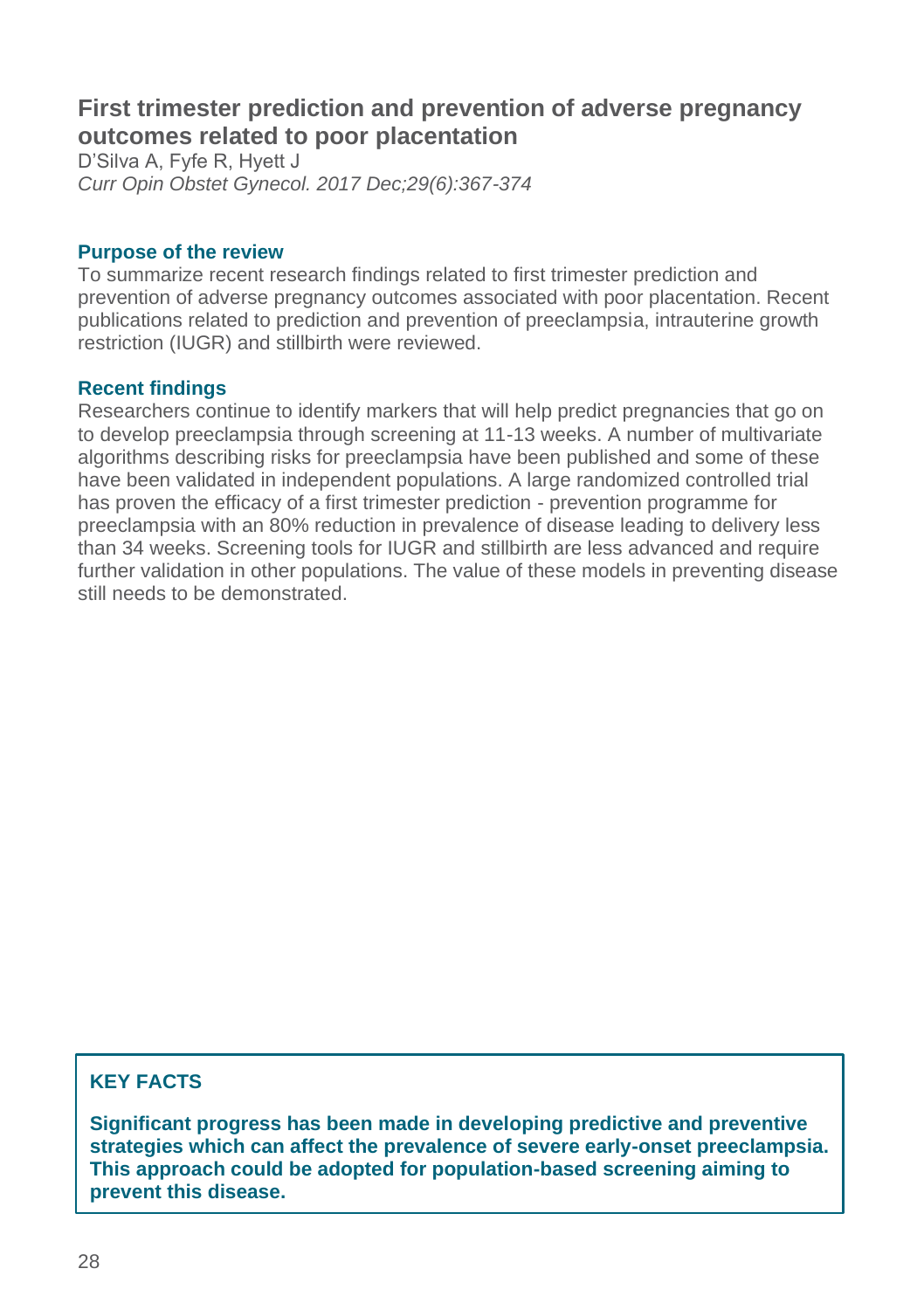## First trimester prediction and prevention of adverse pregnancy outcomes related to poor placentation

D'Silva A, Fyfe R, Hyett J
*Curr Opin Obstet Gynecol. 2017 Dec;29(6):367-374*

### Purpose of the review

To summarize recent research findings related to first trimester prediction and prevention of adverse pregnancy outcomes associated with poor placentation. Recent publications related to prediction and prevention of preeclampsia, intrauterine growth restriction (IUGR) and stillbirth were reviewed.

### Recent findings

Researchers continue to identify markers that will help predict pregnancies that go on to develop preeclampsia through screening at 11-13 weeks. A number of multivariate algorithms describing risks for preeclampsia have been published and some of these have been validated in independent populations. A large randomized controlled trial has proven the efficacy of a first trimester prediction - prevention programme for preeclampsia with an 80% reduction in prevalence of disease leading to delivery less than 34 weeks. Screening tools for IUGR and stillbirth are less advanced and require further validation in other populations. The value of these models in preventing disease still needs to be demonstrated.

### KEY FACTS

**Significant progress has been made in developing predictive and preventive strategies which can affect the prevalence of severe early-onset preeclampsia. This approach could be adopted for population-based screening aiming to prevent this disease.**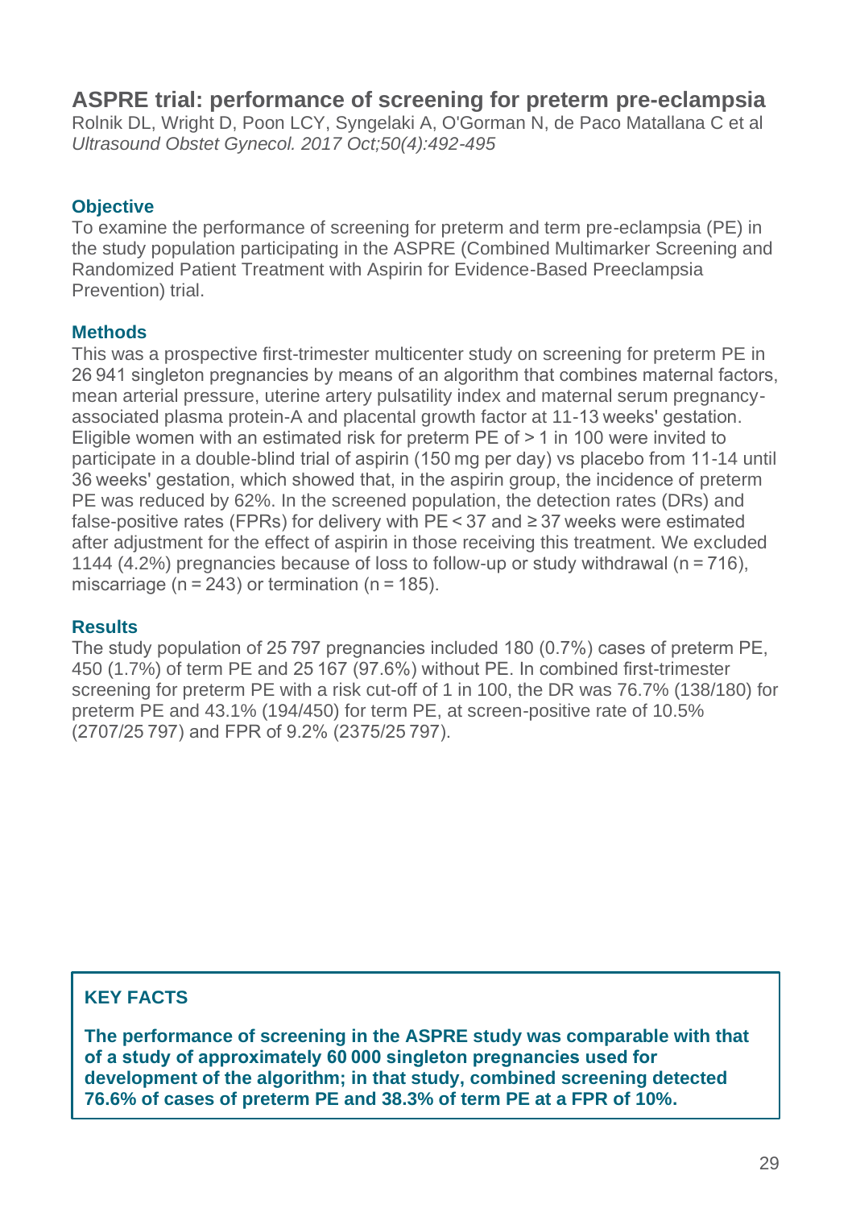# ASPRE trial: performance of screening for preterm pre-eclampsia

Rolnik DL, Wright D, Poon LCY, Syngelaki A, O'Gorman N, de Paco Matallana C et al
*Ultrasound Obstet Gynecol. 2017 Oct;50(4):492-495*

### Objective

To examine the performance of screening for preterm and term pre-eclampsia (PE) in the study population participating in the ASPRE (Combined Multimarker Screening and Randomized Patient Treatment with Aspirin for Evidence-Based Preeclampsia Prevention) trial.

### Methods

This was a prospective first-trimester multicenter study on screening for preterm PE in 26 941 singleton pregnancies by means of an algorithm that combines maternal factors, mean arterial pressure, uterine artery pulsatility index and maternal serum pregnancy-associated plasma protein-A and placental growth factor at 11-13 weeks' gestation. Eligible women with an estimated risk for preterm PE of > 1 in 100 were invited to participate in a double-blind trial of aspirin (150 mg per day) vs placebo from 11-14 until 36 weeks' gestation, which showed that, in the aspirin group, the incidence of preterm PE was reduced by 62%. In the screened population, the detection rates (DRs) and false-positive rates (FPRs) for delivery with PE < 37 and ≥ 37 weeks were estimated after adjustment for the effect of aspirin in those receiving this treatment. We excluded 1144 (4.2%) pregnancies because of loss to follow-up or study withdrawal (n = 716), miscarriage (n = 243) or termination (n = 185).

### Results

The study population of 25 797 pregnancies included 180 (0.7%) cases of preterm PE, 450 (1.7%) of term PE and 25 167 (97.6%) without PE. In combined first-trimester screening for preterm PE with a risk cut-off of 1 in 100, the DR was 76.7% (138/180) for preterm PE and 43.1% (194/450) for term PE, at screen-positive rate of 10.5% (2707/25 797) and FPR of 9.2% (2375/25 797).

### KEY FACTS

**The performance of screening in the ASPRE study was comparable with that of a study of approximately 60 000 singleton pregnancies used for development of the algorithm; in that study, combined screening detected 76.6% of cases of preterm PE and 38.3% of term PE at a FPR of 10%.**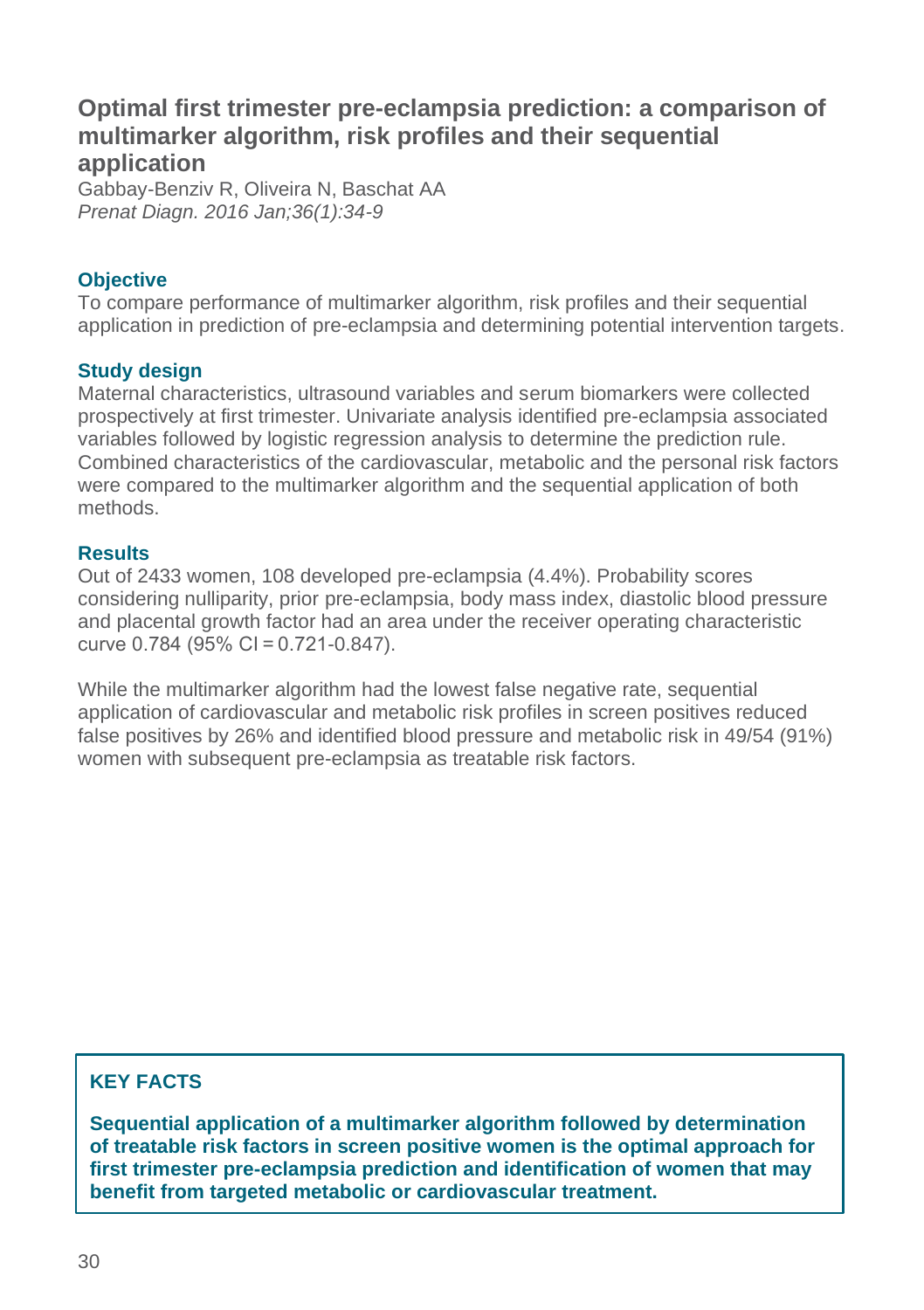## Optimal first trimester pre-eclampsia prediction: a comparison of multimarker algorithm, risk profiles and their sequential application

Gabbay-Benziv R, Oliveira N, Baschat AA
*Prenat Diagn. 2016 Jan;36(1):34-9*

### Objective

To compare performance of multimarker algorithm, risk profiles and their sequential application in prediction of pre-eclampsia and determining potential intervention targets.

### Study design

Maternal characteristics, ultrasound variables and serum biomarkers were collected prospectively at first trimester. Univariate analysis identified pre-eclampsia associated variables followed by logistic regression analysis to determine the prediction rule. Combined characteristics of the cardiovascular, metabolic and the personal risk factors were compared to the multimarker algorithm and the sequential application of both methods.

### Results

Out of 2433 women, 108 developed pre-eclampsia (4.4%). Probability scores considering nulliparity, prior pre-eclampsia, body mass index, diastolic blood pressure and placental growth factor had an area under the receiver operating characteristic curve 0.784 (95% CI = 0.721-0.847).

While the multimarker algorithm had the lowest false negative rate, sequential application of cardiovascular and metabolic risk profiles in screen positives reduced false positives by 26% and identified blood pressure and metabolic risk in 49/54 (91%) women with subsequent pre-eclampsia as treatable risk factors.

### KEY FACTS

**Sequential application of a multimarker algorithm followed by determination of treatable risk factors in screen positive women is the optimal approach for first trimester pre-eclampsia prediction and identification of women that may benefit from targeted metabolic or cardiovascular treatment.**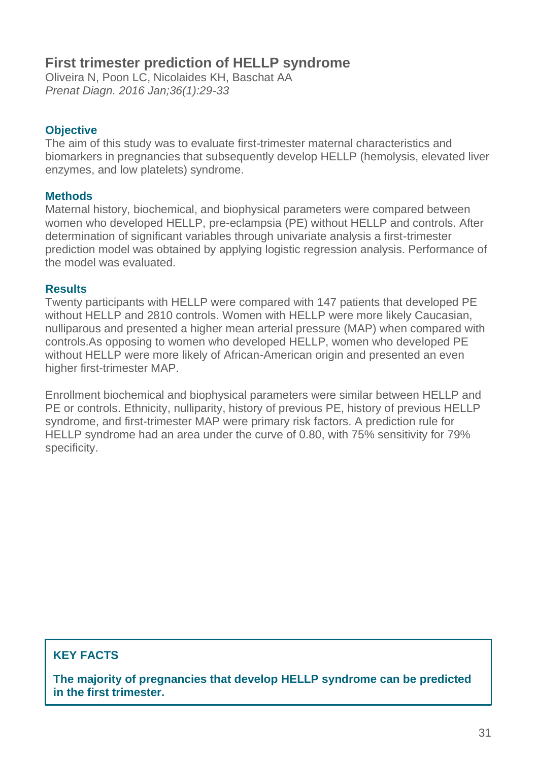## First trimester prediction of HELLP syndrome

Oliveira N, Poon LC, Nicolaides KH, Baschat AA
*Prenat Diagn. 2016 Jan;36(1):29-33*

### Objective

The aim of this study was to evaluate first-trimester maternal characteristics and biomarkers in pregnancies that subsequently develop HELLP (hemolysis, elevated liver enzymes, and low platelets) syndrome.

### Methods

Maternal history, biochemical, and biophysical parameters were compared between women who developed HELLP, pre-eclampsia (PE) without HELLP and controls. After determination of significant variables through univariate analysis a first-trimester prediction model was obtained by applying logistic regression analysis. Performance of the model was evaluated.

### Results

Twenty participants with HELLP were compared with 147 patients that developed PE without HELLP and 2810 controls. Women with HELLP were more likely Caucasian, nulliparous and presented a higher mean arterial pressure (MAP) when compared with controls.As opposing to women who developed HELLP, women who developed PE without HELLP were more likely of African-American origin and presented an even higher first-trimester MAP.

Enrollment biochemical and biophysical parameters were similar between HELLP and PE or controls. Ethnicity, nulliparity, history of previous PE, history of previous HELLP syndrome, and first-trimester MAP were primary risk factors. A prediction rule for HELLP syndrome had an area under the curve of 0.80, with 75% sensitivity for 79% specificity.

### KEY FACTS

**The majority of pregnancies that develop HELLP syndrome can be predicted in the first trimester.**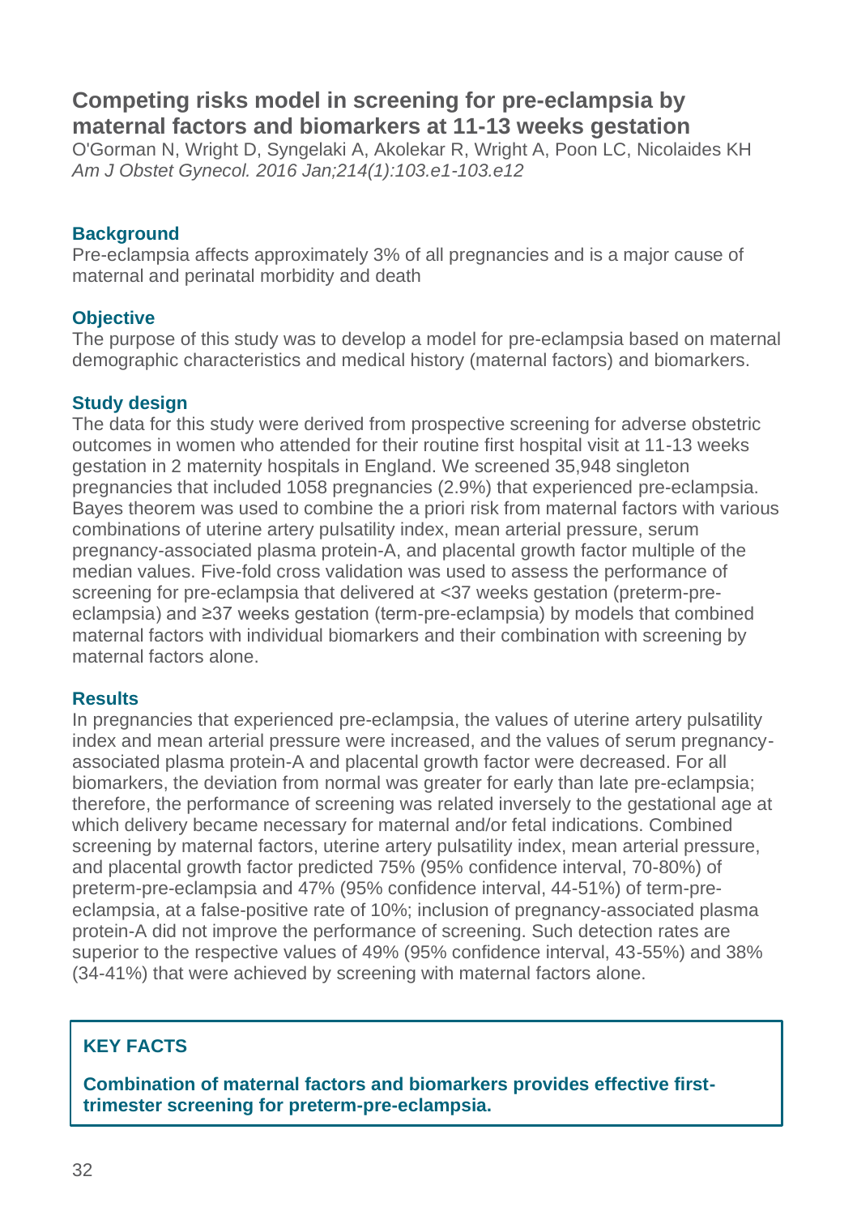## Competing risks model in screening for pre-eclampsia by maternal factors and biomarkers at 11-13 weeks gestation

O'Gorman N, Wright D, Syngelaki A, Akolekar R, Wright A, Poon LC, Nicolaides KH
*Am J Obstet Gynecol. 2016 Jan;214(1):103.e1-103.e12*

### Background

Pre-eclampsia affects approximately 3% of all pregnancies and is a major cause of maternal and perinatal morbidity and death

### Objective

The purpose of this study was to develop a model for pre-eclampsia based on maternal demographic characteristics and medical history (maternal factors) and biomarkers.

### Study design

The data for this study were derived from prospective screening for adverse obstetric outcomes in women who attended for their routine first hospital visit at 11-13 weeks gestation in 2 maternity hospitals in England. We screened 35,948 singleton pregnancies that included 1058 pregnancies (2.9%) that experienced pre-eclampsia. Bayes theorem was used to combine the a priori risk from maternal factors with various combinations of uterine artery pulsatility index, mean arterial pressure, serum pregnancy-associated plasma protein-A, and placental growth factor multiple of the median values. Five-fold cross validation was used to assess the performance of screening for pre-eclampsia that delivered at <37 weeks gestation (preterm-pre-eclampsia) and ≥37 weeks gestation (term-pre-eclampsia) by models that combined maternal factors with individual biomarkers and their combination with screening by maternal factors alone.

### Results

In pregnancies that experienced pre-eclampsia, the values of uterine artery pulsatility index and mean arterial pressure were increased, and the values of serum pregnancy-associated plasma protein-A and placental growth factor were decreased. For all biomarkers, the deviation from normal was greater for early than late pre-eclampsia; therefore, the performance of screening was related inversely to the gestational age at which delivery became necessary for maternal and/or fetal indications. Combined screening by maternal factors, uterine artery pulsatility index, mean arterial pressure, and placental growth factor predicted 75% (95% confidence interval, 70-80%) of preterm-pre-eclampsia and 47% (95% confidence interval, 44-51%) of term-pre-eclampsia, at a false-positive rate of 10%; inclusion of pregnancy-associated plasma protein-A did not improve the performance of screening. Such detection rates are superior to the respective values of 49% (95% confidence interval, 43-55%) and 38% (34-41%) that were achieved by screening with maternal factors alone.

### KEY FACTS

**Combination of maternal factors and biomarkers provides effective first-trimester screening for preterm-pre-eclampsia.**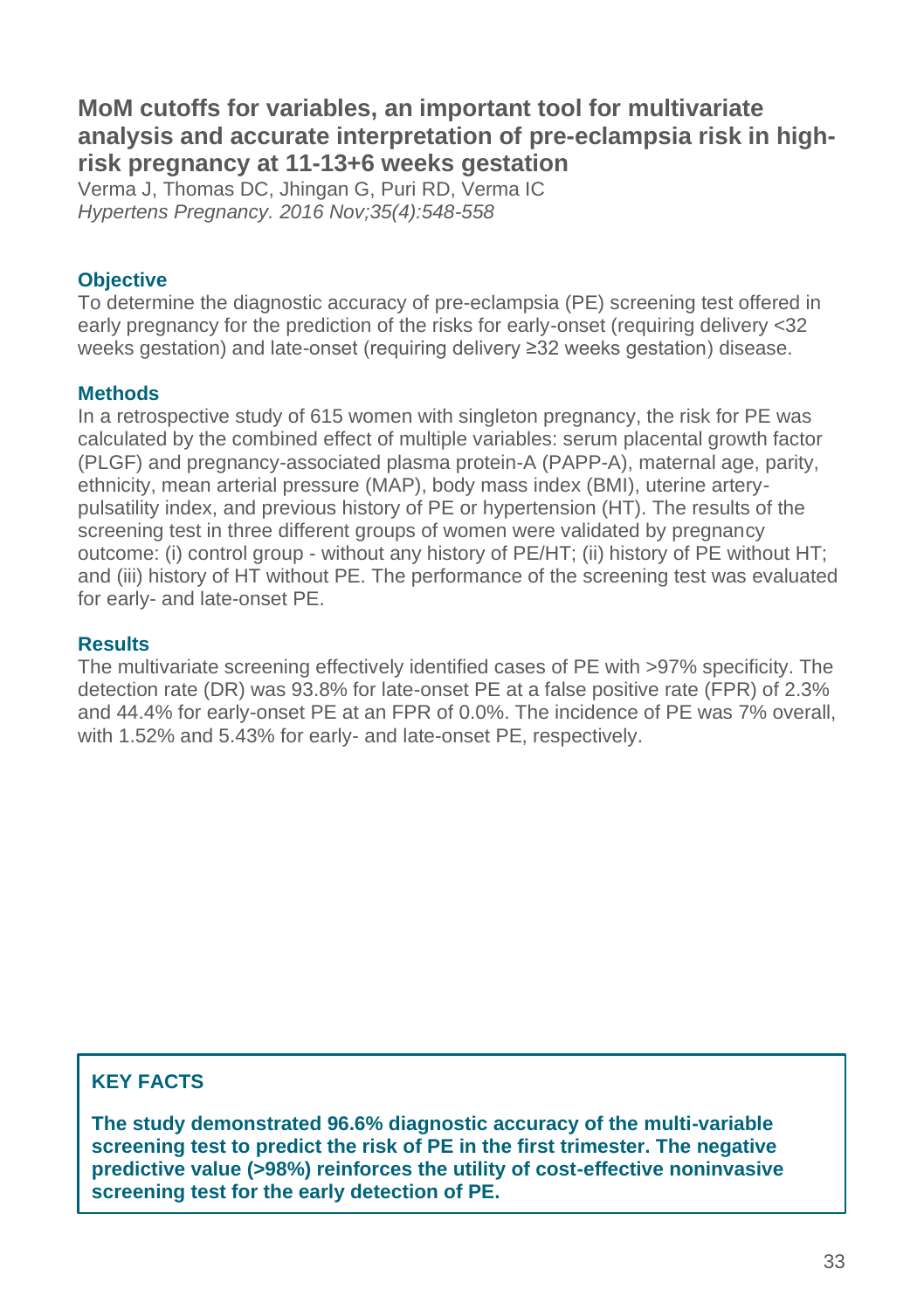## MoM cutoffs for variables, an important tool for multivariate analysis and accurate interpretation of pre-eclampsia risk in high-risk pregnancy at 11-13+6 weeks gestation

Verma J, Thomas DC, Jhingan G, Puri RD, Verma IC

*Hypertens Pregnancy. 2016 Nov;35(4):548-558*

### Objective

To determine the diagnostic accuracy of pre-eclampsia (PE) screening test offered in early pregnancy for the prediction of the risks for early-onset (requiring delivery <32 weeks gestation) and late-onset (requiring delivery ≥32 weeks gestation) disease.

### Methods

In a retrospective study of 615 women with singleton pregnancy, the risk for PE was calculated by the combined effect of multiple variables: serum placental growth factor (PLGF) and pregnancy-associated plasma protein-A (PAPP-A), maternal age, parity, ethnicity, mean arterial pressure (MAP), body mass index (BMI), uterine artery-pulsatility index, and previous history of PE or hypertension (HT). The results of the screening test in three different groups of women were validated by pregnancy outcome: (i) control group - without any history of PE/HT; (ii) history of PE without HT; and (iii) history of HT without PE. The performance of the screening test was evaluated for early- and late-onset PE.

### Results

The multivariate screening effectively identified cases of PE with >97% specificity. The detection rate (DR) was 93.8% for late-onset PE at a false positive rate (FPR) of 2.3% and 44.4% for early-onset PE at an FPR of 0.0%. The incidence of PE was 7% overall, with 1.52% and 5.43% for early- and late-onset PE, respectively.

### KEY FACTS

**The study demonstrated 96.6% diagnostic accuracy of the multi-variable screening test to predict the risk of PE in the first trimester. The negative predictive value (>98%) reinforces the utility of cost-effective noninvasive screening test for the early detection of PE.**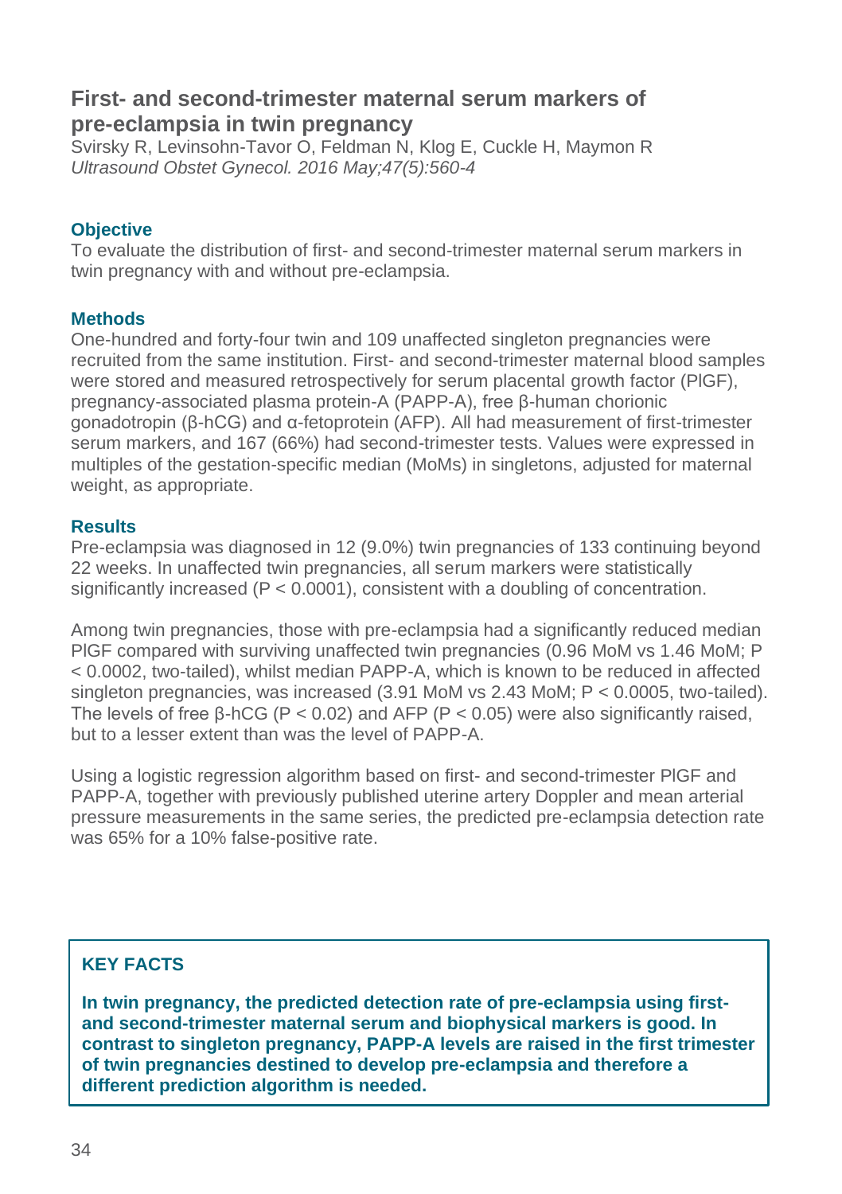## First- and second-trimester maternal serum markers of pre-eclampsia in twin pregnancy

Svirsky R, Levinsohn-Tavor O, Feldman N, Klog E, Cuckle H, Maymon R
*Ultrasound Obstet Gynecol. 2016 May;47(5):560-4*

### Objective

To evaluate the distribution of first- and second-trimester maternal serum markers in twin pregnancy with and without pre-eclampsia.

### Methods

One-hundred and forty-four twin and 109 unaffected singleton pregnancies were recruited from the same institution. First- and second-trimester maternal blood samples were stored and measured retrospectively for serum placental growth factor (PlGF), pregnancy-associated plasma protein-A (PAPP-A), free β-human chorionic gonadotropin (β-hCG) and α-fetoprotein (AFP). All had measurement of first-trimester serum markers, and 167 (66%) had second-trimester tests. Values were expressed in multiples of the gestation-specific median (MoMs) in singletons, adjusted for maternal weight, as appropriate.

### Results

Pre-eclampsia was diagnosed in 12 (9.0%) twin pregnancies of 133 continuing beyond 22 weeks. In unaffected twin pregnancies, all serum markers were statistically significantly increased ($P < 0.0001$), consistent with a doubling of concentration.

Among twin pregnancies, those with pre-eclampsia had a significantly reduced median PlGF compared with surviving unaffected twin pregnancies (0.96 MoM vs 1.46 MoM; $P < 0.0002$, two-tailed), whilst median PAPP-A, which is known to be reduced in affected singleton pregnancies, was increased (3.91 MoM vs 2.43 MoM; $P < 0.0005$, two-tailed). The levels of free β-hCG ($P < 0.02$) and AFP ($P < 0.05$) were also significantly raised, but to a lesser extent than was the level of PAPP-A.

Using a logistic regression algorithm based on first- and second-trimester PlGF and PAPP-A, together with previously published uterine artery Doppler and mean arterial pressure measurements in the same series, the predicted pre-eclampsia detection rate was 65% for a 10% false-positive rate.

### KEY FACTS

**In twin pregnancy, the predicted detection rate of pre-eclampsia using first- and second-trimester maternal serum and biophysical markers is good. In contrast to singleton pregnancy, PAPP-A levels are raised in the first trimester of twin pregnancies destined to develop pre-eclampsia and therefore a different prediction algorithm is needed.**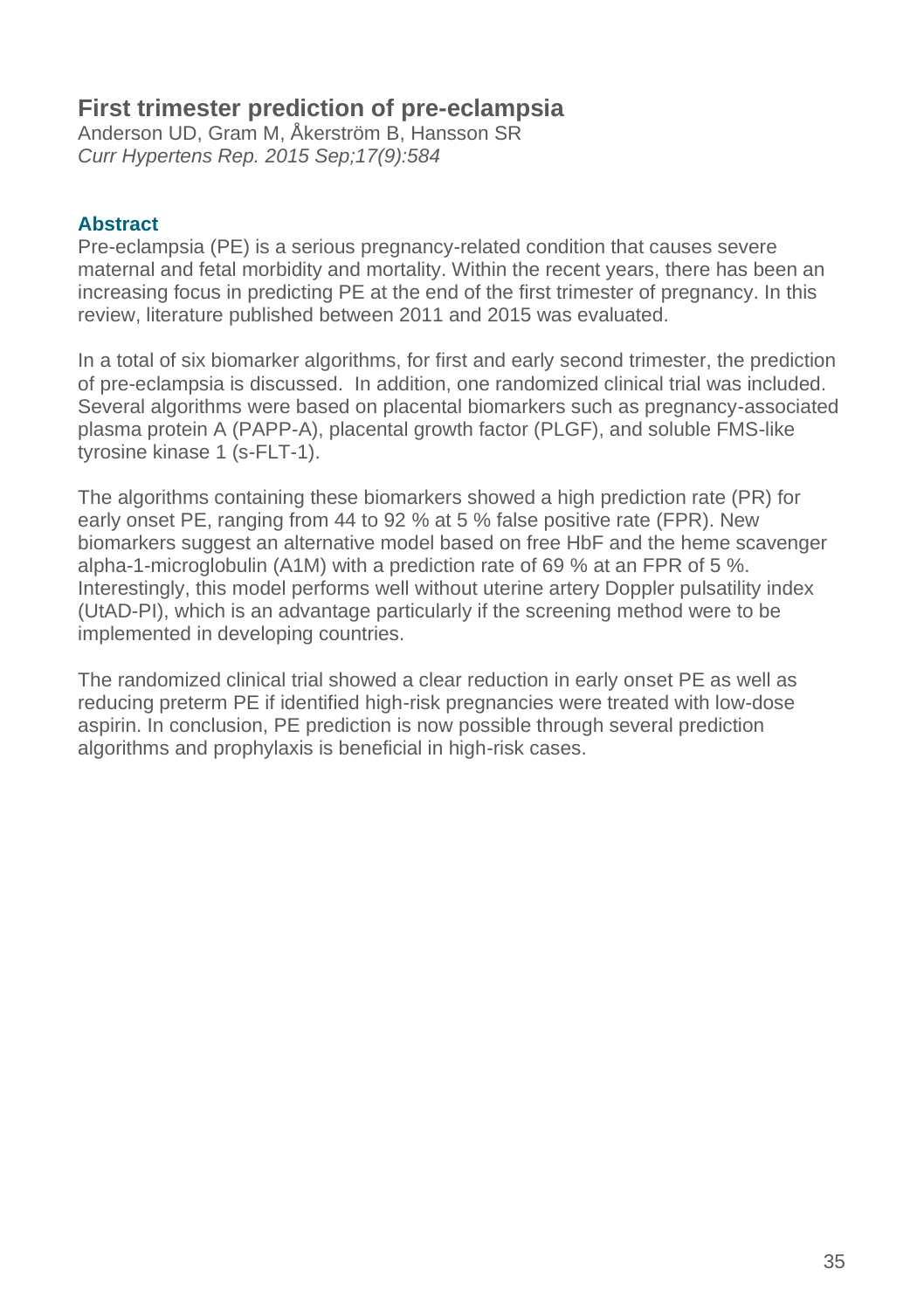# First trimester prediction of pre-eclampsia

Anderson UD, Gram M, Åkerström B, Hansson SR
*Curr Hypertens Rep. 2015 Sep;17(9):584*

### Abstract

Pre-eclampsia (PE) is a serious pregnancy-related condition that causes severe maternal and fetal morbidity and mortality. Within the recent years, there has been an increasing focus in predicting PE at the end of the first trimester of pregnancy. In this review, literature published between 2011 and 2015 was evaluated.

In a total of six biomarker algorithms, for first and early second trimester, the prediction of pre-eclampsia is discussed. In addition, one randomized clinical trial was included. Several algorithms were based on placental biomarkers such as pregnancy-associated plasma protein A (PAPP-A), placental growth factor (PLGF), and soluble FMS-like tyrosine kinase 1 (s-FLT-1).

The algorithms containing these biomarkers showed a high prediction rate (PR) for early onset PE, ranging from 44 to 92 % at 5 % false positive rate (FPR). New biomarkers suggest an alternative model based on free HbF and the heme scavenger alpha-1-microglobulin (A1M) with a prediction rate of 69 % at an FPR of 5 %. Interestingly, this model performs well without uterine artery Doppler pulsatility index (UtAD-PI), which is an advantage particularly if the screening method were to be implemented in developing countries.

The randomized clinical trial showed a clear reduction in early onset PE as well as reducing preterm PE if identified high-risk pregnancies were treated with low-dose aspirin. In conclusion, PE prediction is now possible through several prediction algorithms and prophylaxis is beneficial in high-risk cases.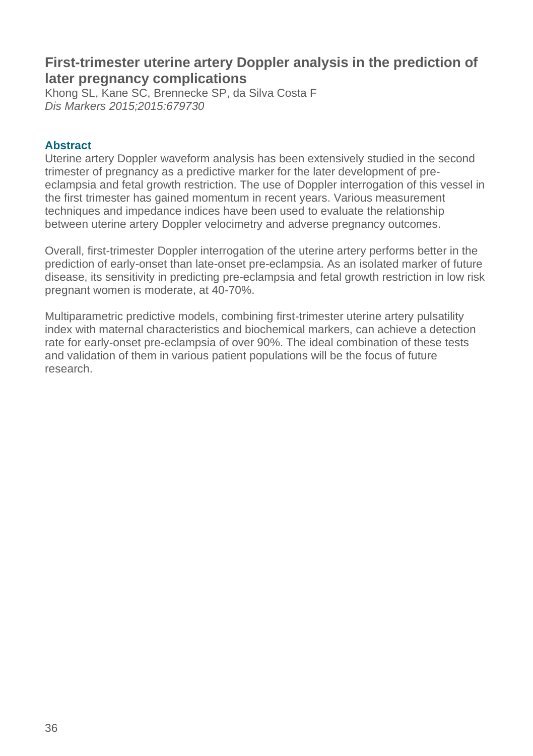## First-trimester uterine artery Doppler analysis in the prediction of later pregnancy complications

Khong SL, Kane SC, Brennecke SP, da Silva Costa F
*Dis Markers 2015;2015:679730*

### Abstract

Uterine artery Doppler waveform analysis has been extensively studied in the second trimester of pregnancy as a predictive marker for the later development of pre-eclampsia and fetal growth restriction. The use of Doppler interrogation of this vessel in the first trimester has gained momentum in recent years. Various measurement techniques and impedance indices have been used to evaluate the relationship between uterine artery Doppler velocimetry and adverse pregnancy outcomes.

Overall, first-trimester Doppler interrogation of the uterine artery performs better in the prediction of early-onset than late-onset pre-eclampsia. As an isolated marker of future disease, its sensitivity in predicting pre-eclampsia and fetal growth restriction in low risk pregnant women is moderate, at 40-70%.

Multiparametric predictive models, combining first-trimester uterine artery pulsatility index with maternal characteristics and biochemical markers, can achieve a detection rate for early-onset pre-eclampsia of over 90%. The ideal combination of these tests and validation of them in various patient populations will be the focus of future research.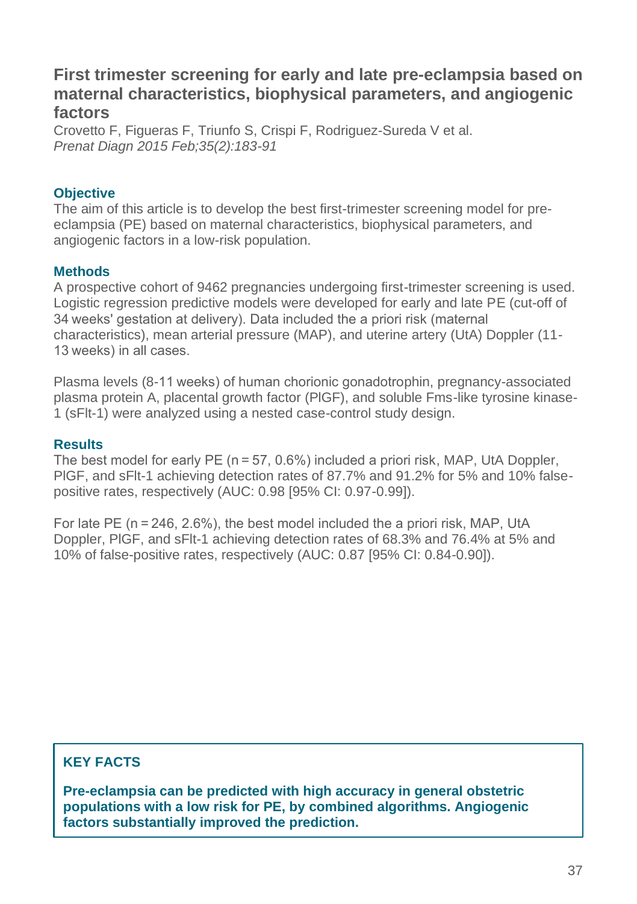## First trimester screening for early and late pre-eclampsia based on maternal characteristics, biophysical parameters, and angiogenic factors

Crovetto F, Figueras F, Triunfo S, Crispi F, Rodriguez-Sureda V et al.
*Prenat Diagn 2015 Feb;35(2):183-91*

### Objective

The aim of this article is to develop the best first-trimester screening model for pre-eclampsia (PE) based on maternal characteristics, biophysical parameters, and angiogenic factors in a low-risk population.

### Methods

A prospective cohort of 9462 pregnancies undergoing first-trimester screening is used. Logistic regression predictive models were developed for early and late PE (cut-off of 34 weeks' gestation at delivery). Data included the a priori risk (maternal characteristics), mean arterial pressure (MAP), and uterine artery (UtA) Doppler (11-13 weeks) in all cases.

Plasma levels (8-11 weeks) of human chorionic gonadotrophin, pregnancy-associated plasma protein A, placental growth factor (PlGF), and soluble Fms-like tyrosine kinase-1 (sFlt-1) were analyzed using a nested case-control study design.

### Results

The best model for early PE (n = 57, 0.6%) included a priori risk, MAP, UtA Doppler, PlGF, and sFlt-1 achieving detection rates of 87.7% and 91.2% for 5% and 10% false-positive rates, respectively (AUC: 0.98 [95% CI: 0.97-0.99]).

For late PE (n = 246, 2.6%), the best model included the a priori risk, MAP, UtA Doppler, PlGF, and sFlt-1 achieving detection rates of 68.3% and 76.4% at 5% and 10% of false-positive rates, respectively (AUC: 0.87 [95% CI: 0.84-0.90]).

### KEY FACTS

**Pre-eclampsia can be predicted with high accuracy in general obstetric populations with a low risk for PE, by combined algorithms. Angiogenic factors substantially improved the prediction.**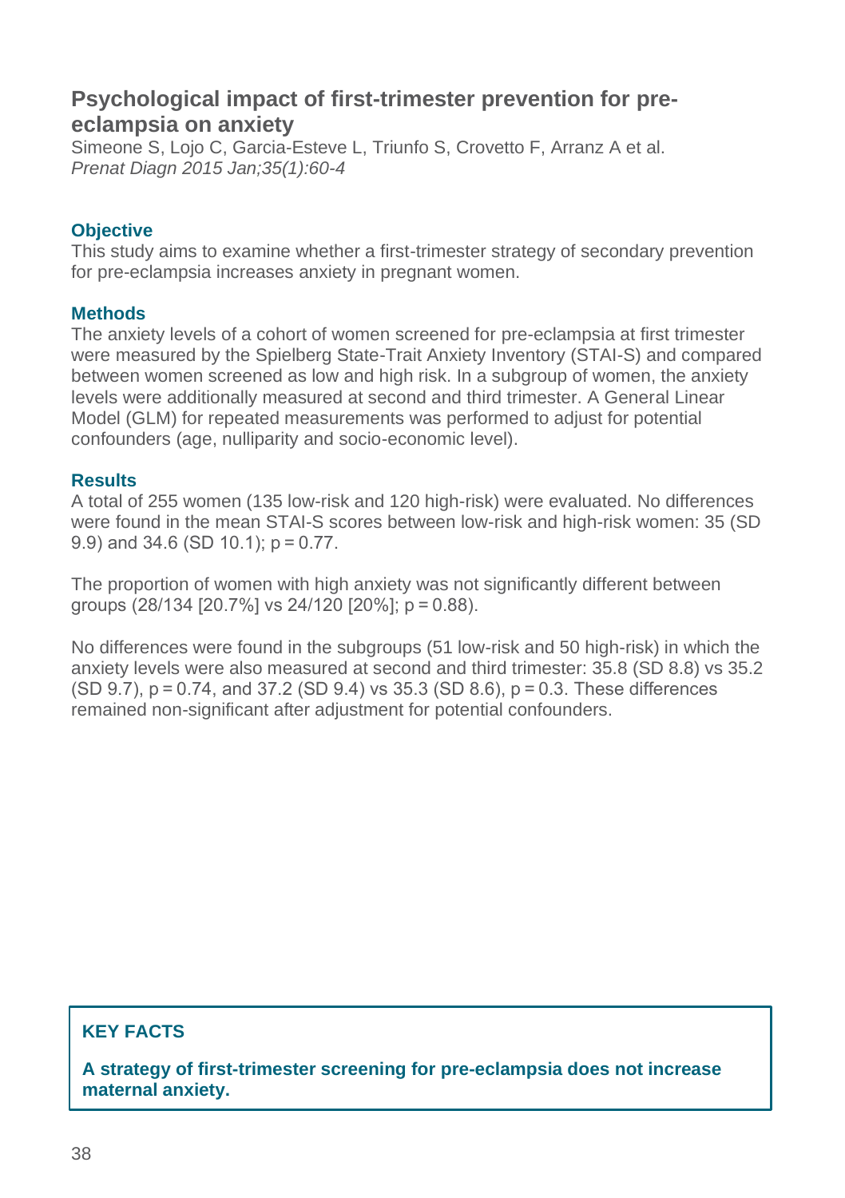## Psychological impact of first-trimester prevention for pre-eclampsia on anxiety

Simeone S, Lojo C, Garcia-Esteve L, Triunfo S, Crovetto F, Arranz A et al.
*Prenat Diagn 2015 Jan;35(1):60-4*

### Objective

This study aims to examine whether a first-trimester strategy of secondary prevention for pre-eclampsia increases anxiety in pregnant women.

### Methods

The anxiety levels of a cohort of women screened for pre-eclampsia at first trimester were measured by the Spielberg State-Trait Anxiety Inventory (STAI-S) and compared between women screened as low and high risk. In a subgroup of women, the anxiety levels were additionally measured at second and third trimester. A General Linear Model (GLM) for repeated measurements was performed to adjust for potential confounders (age, nulliparity and socio-economic level).

### Results

A total of 255 women (135 low-risk and 120 high-risk) were evaluated. No differences were found in the mean STAI-S scores between low-risk and high-risk women: 35 (SD 9.9) and 34.6 (SD 10.1); $p = 0.77$.

The proportion of women with high anxiety was not significantly different between groups (28/134 [20.7%] vs 24/120 [20%]; $p = 0.88$).

No differences were found in the subgroups (51 low-risk and 50 high-risk) in which the anxiety levels were also measured at second and third trimester: 35.8 (SD 8.8) vs 35.2 (SD 9.7), $p = 0.74$, and 37.2 (SD 9.4) vs 35.3 (SD 8.6), $p = 0.3$. These differences remained non-significant after adjustment for potential confounders.

**KEY FACTS**

**A strategy of first-trimester screening for pre-eclampsia does not increase maternal anxiety.**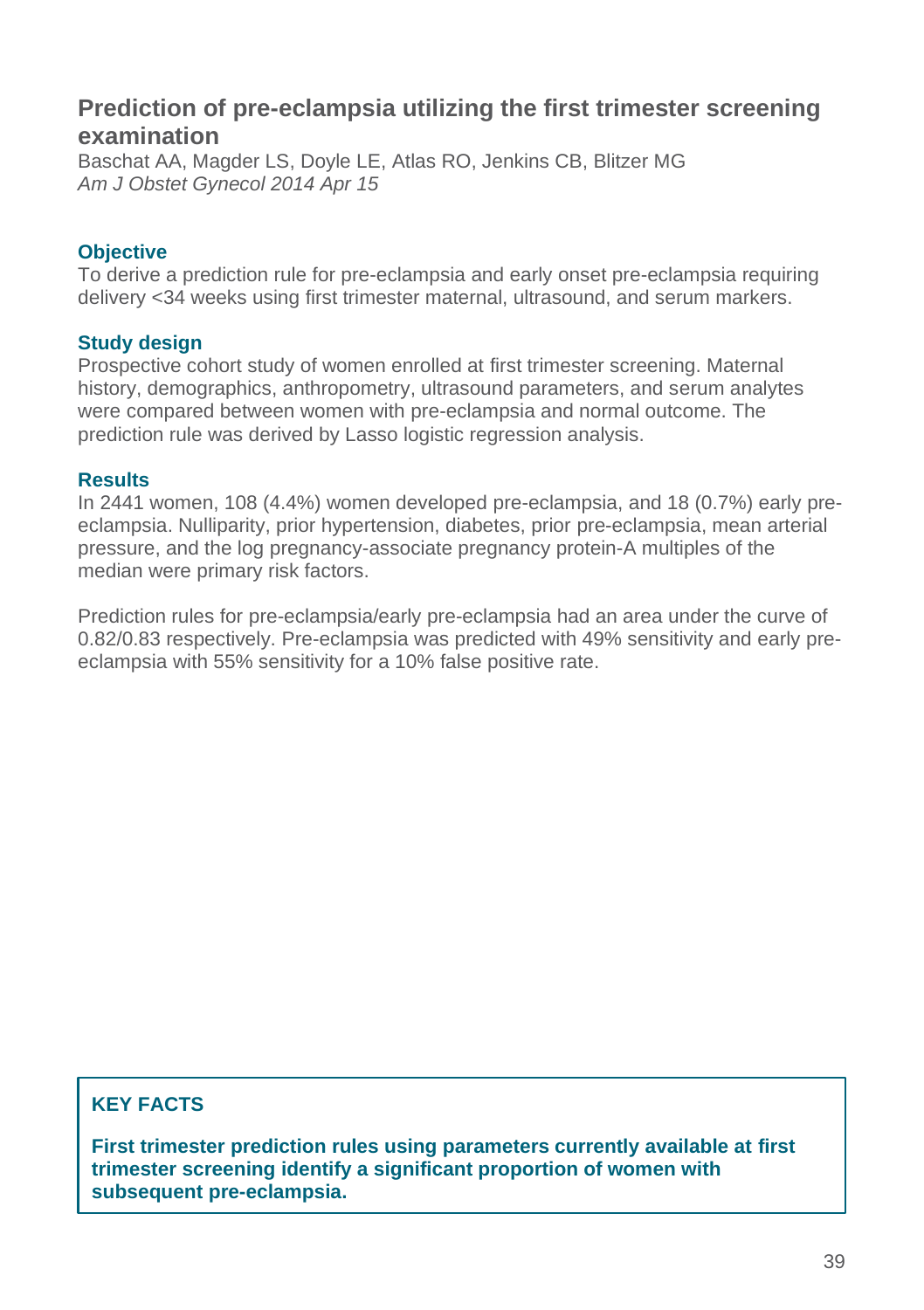## Prediction of pre-eclampsia utilizing the first trimester screening examination

Baschat AA, Magder LS, Doyle LE, Atlas RO, Jenkins CB, Blitzer MG
*Am J Obstet Gynecol 2014 Apr 15*

### Objective

To derive a prediction rule for pre-eclampsia and early onset pre-eclampsia requiring delivery <34 weeks using first trimester maternal, ultrasound, and serum markers.

### Study design

Prospective cohort study of women enrolled at first trimester screening. Maternal history, demographics, anthropometry, ultrasound parameters, and serum analytes were compared between women with pre-eclampsia and normal outcome. The prediction rule was derived by Lasso logistic regression analysis.

### Results

In 2441 women, 108 (4.4%) women developed pre-eclampsia, and 18 (0.7%) early pre-eclampsia. Nulliparity, prior hypertension, diabetes, prior pre-eclampsia, mean arterial pressure, and the log pregnancy-associate pregnancy protein-A multiples of the median were primary risk factors.

Prediction rules for pre-eclampsia/early pre-eclampsia had an area under the curve of 0.82/0.83 respectively. Pre-eclampsia was predicted with 49% sensitivity and early pre-eclampsia with 55% sensitivity for a 10% false positive rate.

### KEY FACTS

**First trimester prediction rules using parameters currently available at first trimester screening identify a significant proportion of women with subsequent pre-eclampsia.**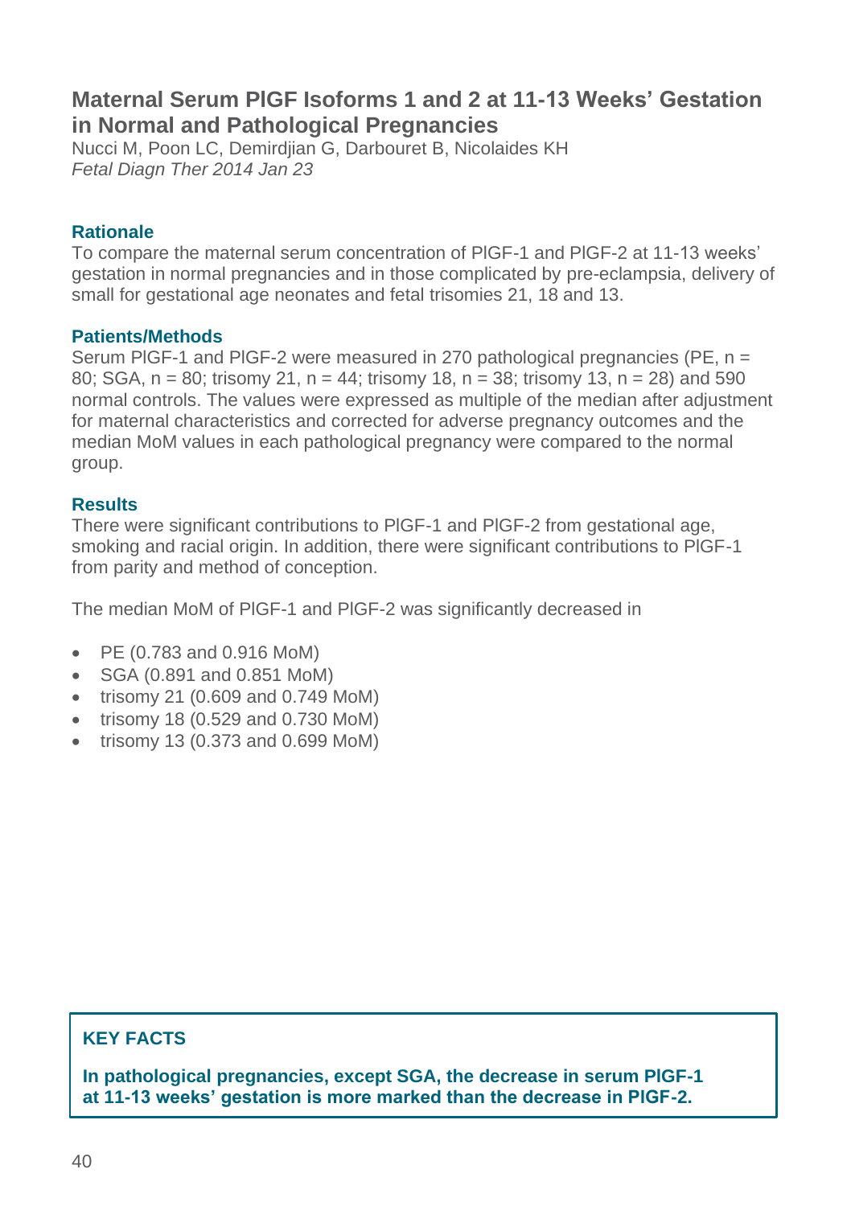## Maternal Serum PlGF Isoforms 1 and 2 at 11-13 Weeks' Gestation in Normal and Pathological Pregnancies

Nucci M, Poon LC, Demirdjian G, Darbouret B, Nicolaides KH
*Fetal Diagn Ther 2014 Jan 23*

### Rationale

To compare the maternal serum concentration of PlGF-1 and PlGF-2 at 11-13 weeks' gestation in normal pregnancies and in those complicated by pre-eclampsia, delivery of small for gestational age neonates and fetal trisomies 21, 18 and 13.

### Patients/Methods

Serum PlGF-1 and PlGF-2 were measured in 270 pathological pregnancies (PE, n = 80; SGA, n = 80; trisomy 21, n = 44; trisomy 18, n = 38; trisomy 13, n = 28) and 590 normal controls. The values were expressed as multiple of the median after adjustment for maternal characteristics and corrected for adverse pregnancy outcomes and the median MoM values in each pathological pregnancy were compared to the normal group.

### Results

There were significant contributions to PlGF-1 and PlGF-2 from gestational age, smoking and racial origin. In addition, there were significant contributions to PlGF-1 from parity and method of conception.

The median MoM of PlGF-1 and PlGF-2 was significantly decreased in

- PE (0.783 and 0.916 MoM)
- SGA (0.891 and 0.851 MoM)
- trisomy 21 (0.609 and 0.749 MoM)
- trisomy 18 (0.529 and 0.730 MoM)
- trisomy 13 (0.373 and 0.699 MoM)

### KEY FACTS

**In pathological pregnancies, except SGA, the decrease in serum PlGF-1 at 11-13 weeks' gestation is more marked than the decrease in PlGF-2.**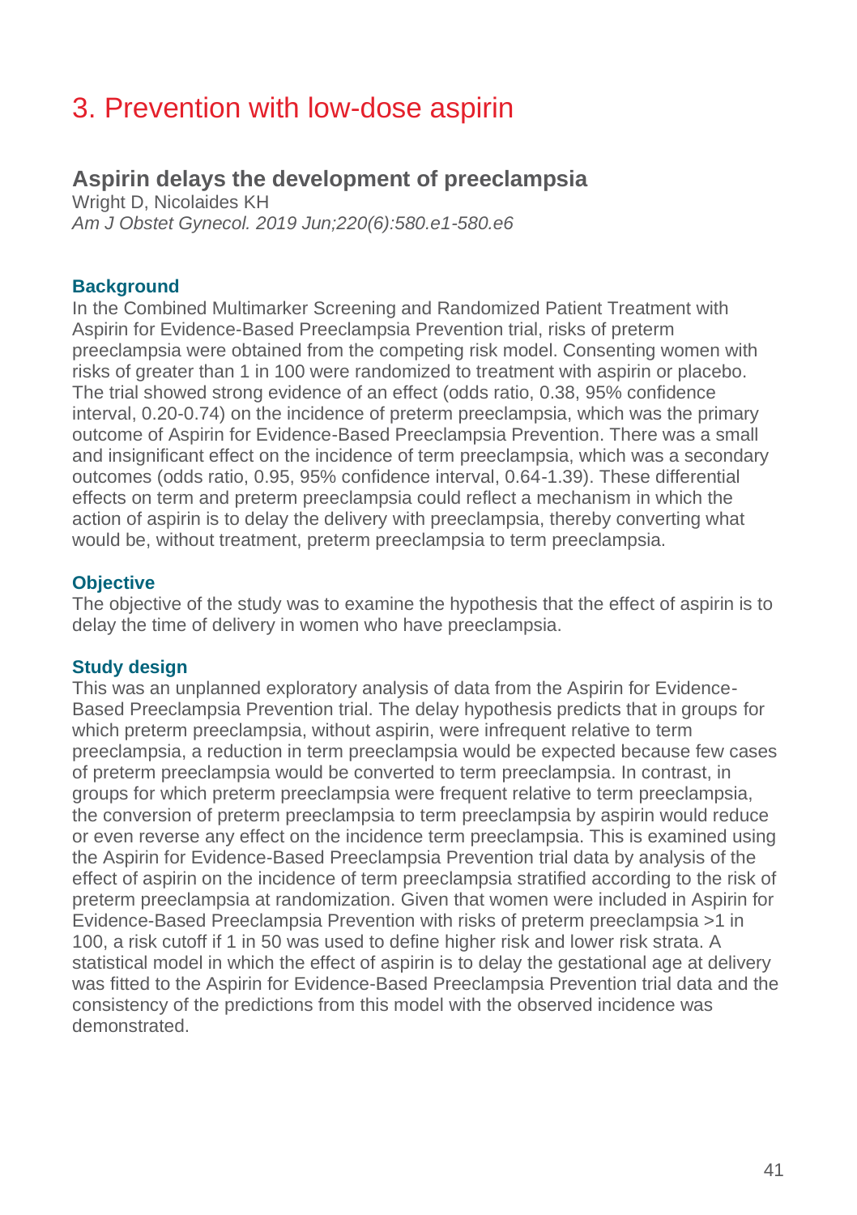# 3. Prevention with low-dose aspirin

## Aspirin delays the development of preeclampsia

Wright D, Nicolaides KH

*Am J Obstet Gynecol. 2019 Jun;220(6):580.e1-580.e6*

### Background

In the Combined Multimarker Screening and Randomized Patient Treatment with Aspirin for Evidence-Based Preeclampsia Prevention trial, risks of preterm preeclampsia were obtained from the competing risk model. Consenting women with risks of greater than 1 in 100 were randomized to treatment with aspirin or placebo. The trial showed strong evidence of an effect (odds ratio, 0.38, 95% confidence interval, 0.20-0.74) on the incidence of preterm preeclampsia, which was the primary outcome of Aspirin for Evidence-Based Preeclampsia Prevention. There was a small and insignificant effect on the incidence of term preeclampsia, which was a secondary outcomes (odds ratio, 0.95, 95% confidence interval, 0.64-1.39). These differential effects on term and preterm preeclampsia could reflect a mechanism in which the action of aspirin is to delay the delivery with preeclampsia, thereby converting what would be, without treatment, preterm preeclampsia to term preeclampsia.

### Objective

The objective of the study was to examine the hypothesis that the effect of aspirin is to delay the time of delivery in women who have preeclampsia.

### Study design

This was an unplanned exploratory analysis of data from the Aspirin for Evidence-Based Preeclampsia Prevention trial. The delay hypothesis predicts that in groups for which preterm preeclampsia, without aspirin, were infrequent relative to term preeclampsia, a reduction in term preeclampsia would be expected because few cases of preterm preeclampsia would be converted to term preeclampsia. In contrast, in groups for which preterm preeclampsia were frequent relative to term preeclampsia, the conversion of preterm preeclampsia to term preeclampsia by aspirin would reduce or even reverse any effect on the incidence term preeclampsia. This is examined using the Aspirin for Evidence-Based Preeclampsia Prevention trial data by analysis of the effect of aspirin on the incidence of term preeclampsia stratified according to the risk of preterm preeclampsia at randomization. Given that women were included in Aspirin for Evidence-Based Preeclampsia Prevention with risks of preterm preeclampsia >1 in 100, a risk cutoff if 1 in 50 was used to define higher risk and lower risk strata. A statistical model in which the effect of aspirin is to delay the gestational age at delivery was fitted to the Aspirin for Evidence-Based Preeclampsia Prevention trial data and the consistency of the predictions from this model with the observed incidence was demonstrated.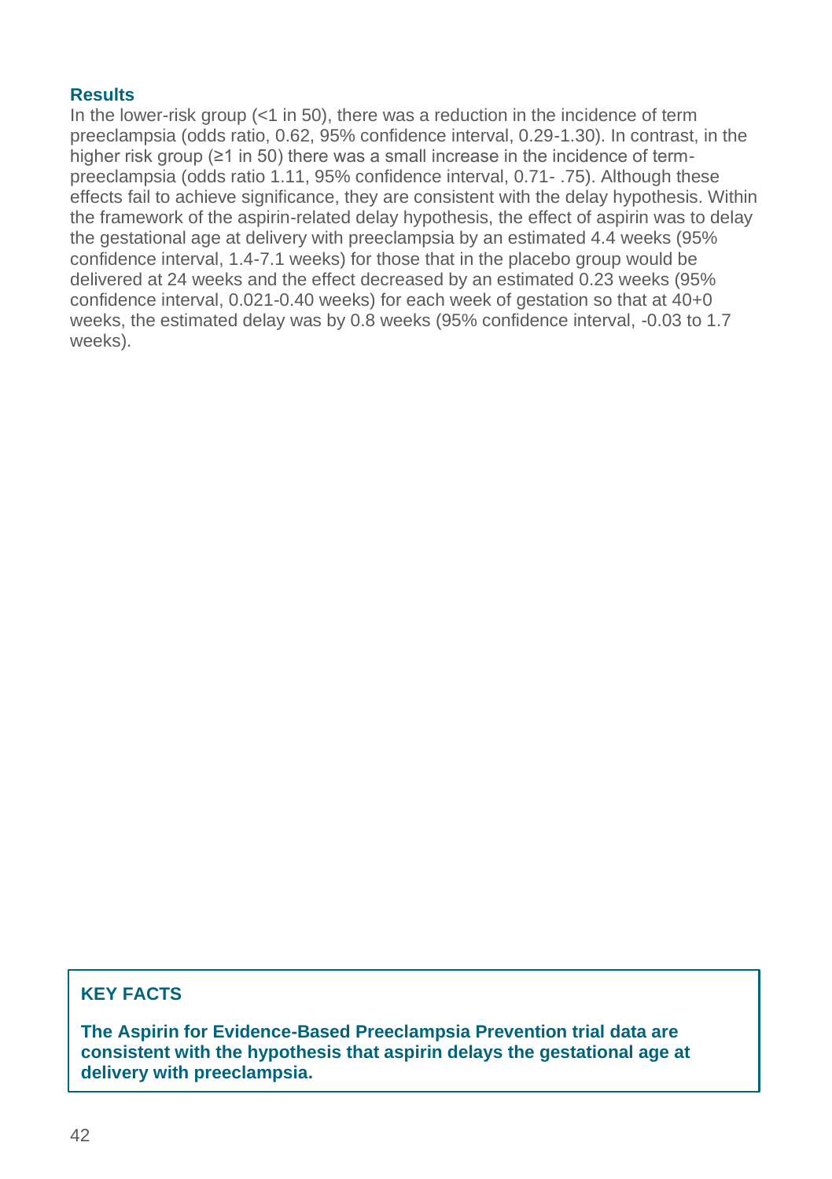### Results

In the lower-risk group (<1 in 50), there was a reduction in the incidence of term preeclampsia (odds ratio, 0.62, 95% confidence interval, 0.29-1.30). In contrast, in the higher risk group (≥1 in 50) there was a small increase in the incidence of term-preeclampsia (odds ratio 1.11, 95% confidence interval, 0.71- .75). Although these effects fail to achieve significance, they are consistent with the delay hypothesis. Within the framework of the aspirin-related delay hypothesis, the effect of aspirin was to delay the gestational age at delivery with preeclampsia by an estimated 4.4 weeks (95% confidence interval, 1.4-7.1 weeks) for those that in the placebo group would be delivered at 24 weeks and the effect decreased by an estimated 0.23 weeks (95% confidence interval, 0.021-0.40 weeks) for each week of gestation so that at 40+0 weeks, the estimated delay was by 0.8 weeks (95% confidence interval, -0.03 to 1.7 weeks).

**KEY FACTS**

**The Aspirin for Evidence-Based Preeclampsia Prevention trial data are consistent with the hypothesis that aspirin delays the gestational age at delivery with preeclampsia.**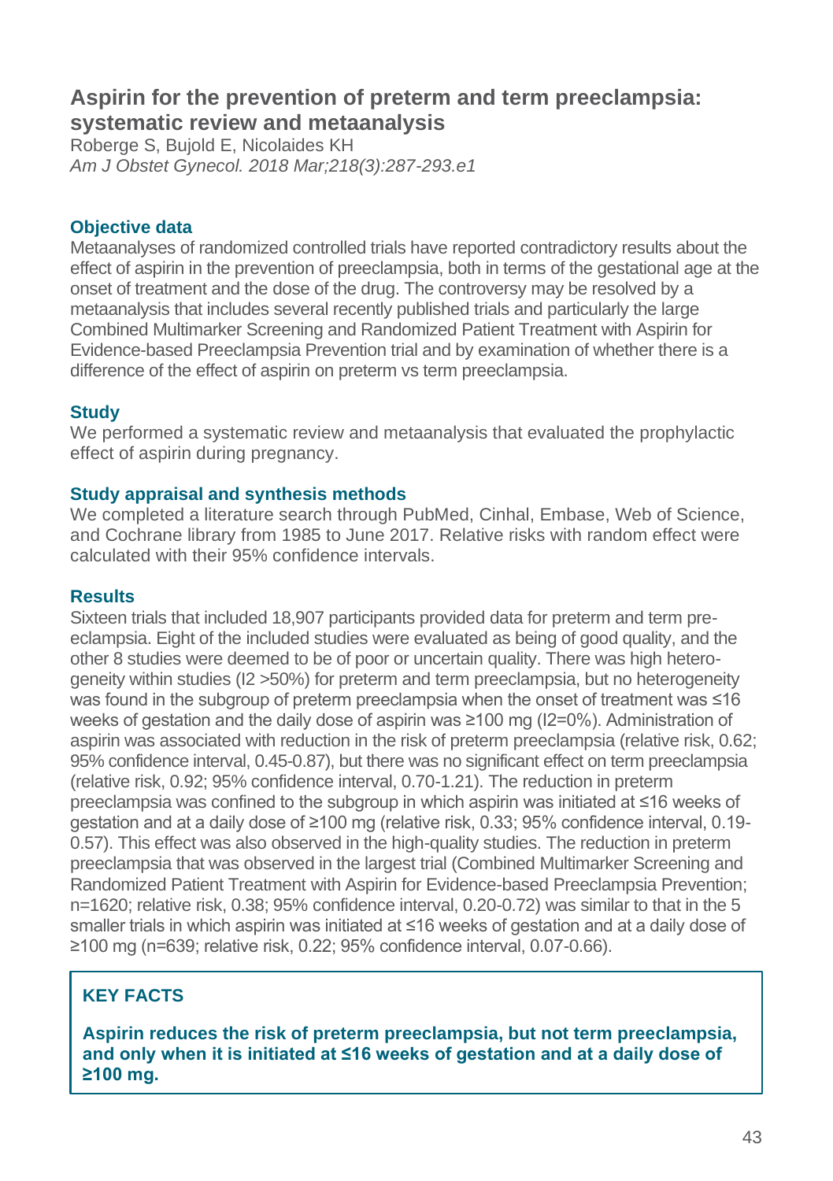## Aspirin for the prevention of preterm and term preeclampsia: systematic review and metaanalysis

Roberge S, Bujold E, Nicolaides KH

*Am J Obstet Gynecol. 2018 Mar;218(3):287-293.e1*

### Objective data

Metaanalyses of randomized controlled trials have reported contradictory results about the effect of aspirin in the prevention of preeclampsia, both in terms of the gestational age at the onset of treatment and the dose of the drug. The controversy may be resolved by a metaanalysis that includes several recently published trials and particularly the large Combined Multimarker Screening and Randomized Patient Treatment with Aspirin for Evidence-based Preeclampsia Prevention trial and by examination of whether there is a difference of the effect of aspirin on preterm vs term preeclampsia.

### Study

We performed a systematic review and metaanalysis that evaluated the prophylactic effect of aspirin during pregnancy.

### Study appraisal and synthesis methods

We completed a literature search through PubMed, Cinhal, Embase, Web of Science, and Cochrane library from 1985 to June 2017. Relative risks with random effect were calculated with their 95% confidence intervals.

### Results

Sixteen trials that included 18,907 participants provided data for preterm and term pre-eclampsia. Eight of the included studies were evaluated as being of good quality, and the other 8 studies were deemed to be of poor or uncertain quality. There was high hetero-geneity within studies ($I^2$ >50%) for preterm and term preeclampsia, but no heterogeneity was found in the subgroup of preterm preeclampsia when the onset of treatment was ≤16 weeks of gestation and the daily dose of aspirin was ≥100 mg ($I^2$=0%). Administration of aspirin was associated with reduction in the risk of preterm preeclampsia (relative risk, 0.62; 95% confidence interval, 0.45-0.87), but there was no significant effect on term preeclampsia (relative risk, 0.92; 95% confidence interval, 0.70-1.21). The reduction in preterm preeclampsia was confined to the subgroup in which aspirin was initiated at ≤16 weeks of gestation and at a daily dose of ≥100 mg (relative risk, 0.33; 95% confidence interval, 0.19-0.57). This effect was also observed in the high-quality studies. The reduction in preterm preeclampsia that was observed in the largest trial (Combined Multimarker Screening and Randomized Patient Treatment with Aspirin for Evidence-based Preeclampsia Prevention; n=1620; relative risk, 0.38; 95% confidence interval, 0.20-0.72) was similar to that in the 5 smaller trials in which aspirin was initiated at ≤16 weeks of gestation and at a daily dose of ≥100 mg (n=639; relative risk, 0.22; 95% confidence interval, 0.07-0.66).

### KEY FACTS

**Aspirin reduces the risk of preterm preeclampsia, but not term preeclampsia, and only when it is initiated at ≤16 weeks of gestation and at a daily dose of ≥100 mg.**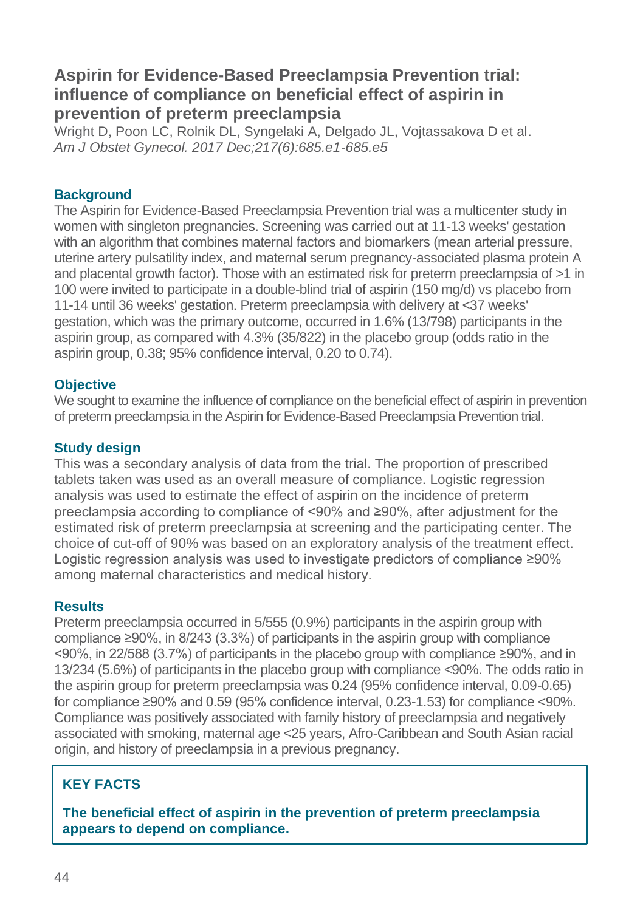## Aspirin for Evidence-Based Preeclampsia Prevention trial: influence of compliance on beneficial effect of aspirin in prevention of preterm preeclampsia

Wright D, Poon LC, Rolnik DL, Syngelaki A, Delgado JL, Vojtassakova D et al.
*Am J Obstet Gynecol. 2017 Dec;217(6):685.e1-685.e5*

### Background

The Aspirin for Evidence-Based Preeclampsia Prevention trial was a multicenter study in women with singleton pregnancies. Screening was carried out at 11-13 weeks' gestation with an algorithm that combines maternal factors and biomarkers (mean arterial pressure, uterine artery pulsatility index, and maternal serum pregnancy-associated plasma protein A and placental growth factor). Those with an estimated risk for preterm preeclampsia of >1 in 100 were invited to participate in a double-blind trial of aspirin (150 mg/d) vs placebo from 11-14 until 36 weeks' gestation. Preterm preeclampsia with delivery at <37 weeks' gestation, which was the primary outcome, occurred in 1.6% (13/798) participants in the aspirin group, as compared with 4.3% (35/822) in the placebo group (odds ratio in the aspirin group, 0.38; 95% confidence interval, 0.20 to 0.74).

### Objective

We sought to examine the influence of compliance on the beneficial effect of aspirin in prevention of preterm preeclampsia in the Aspirin for Evidence-Based Preeclampsia Prevention trial.

### Study design

This was a secondary analysis of data from the trial. The proportion of prescribed tablets taken was used as an overall measure of compliance. Logistic regression analysis was used to estimate the effect of aspirin on the incidence of preterm preeclampsia according to compliance of <90% and ≥90%, after adjustment for the estimated risk of preterm preeclampsia at screening and the participating center. The choice of cut-off of 90% was based on an exploratory analysis of the treatment effect. Logistic regression analysis was used to investigate predictors of compliance ≥90% among maternal characteristics and medical history.

### Results

Preterm preeclampsia occurred in 5/555 (0.9%) participants in the aspirin group with compliance ≥90%, in 8/243 (3.3%) of participants in the aspirin group with compliance <90%, in 22/588 (3.7%) of participants in the placebo group with compliance ≥90%, and in 13/234 (5.6%) of participants in the placebo group with compliance <90%. The odds ratio in the aspirin group for preterm preeclampsia was 0.24 (95% confidence interval, 0.09-0.65) for compliance ≥90% and 0.59 (95% confidence interval, 0.23-1.53) for compliance <90%. Compliance was positively associated with family history of preeclampsia and negatively associated with smoking, maternal age <25 years, Afro-Caribbean and South Asian racial origin, and history of preeclampsia in a previous pregnancy.

### KEY FACTS

**The beneficial effect of aspirin in the prevention of preterm preeclampsia appears to depend on compliance.**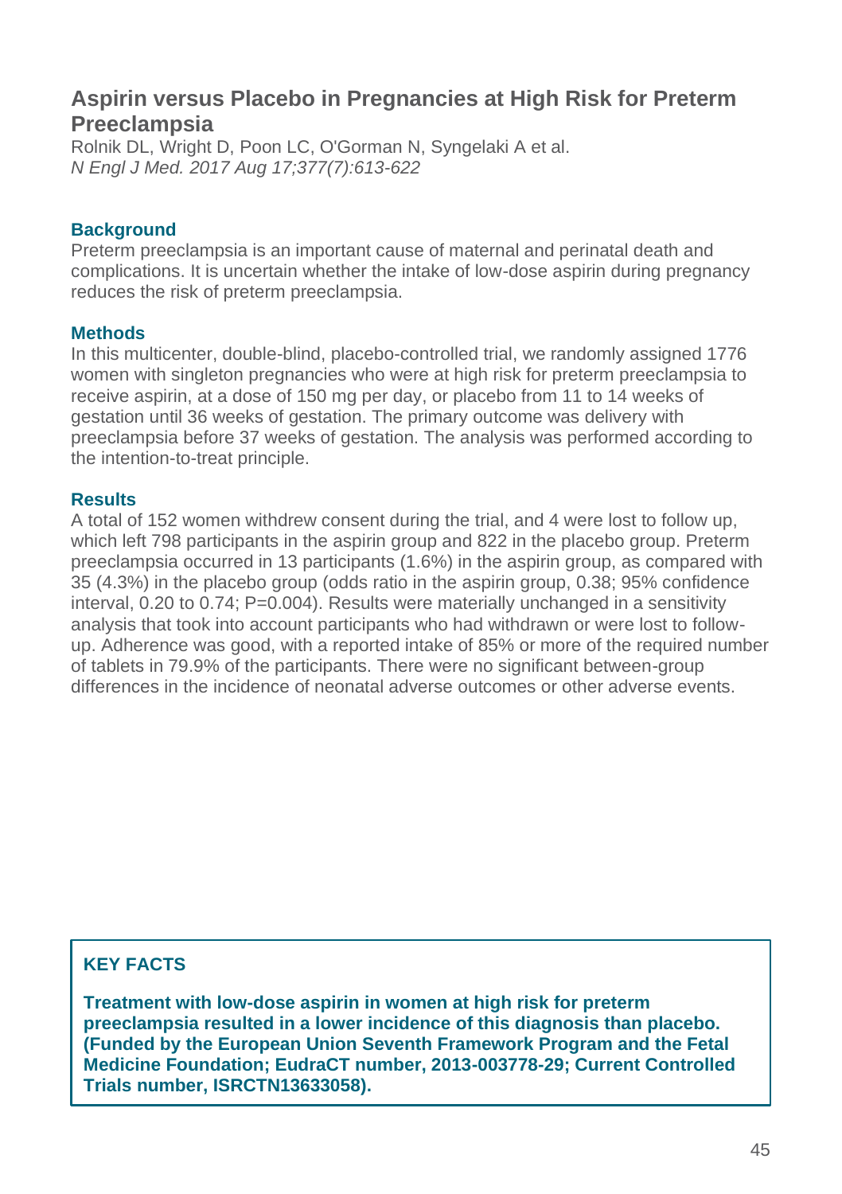## Aspirin versus Placebo in Pregnancies at High Risk for Preterm Preeclampsia

Rolnik DL, Wright D, Poon LC, O'Gorman N, Syngelaki A et al.
*N Engl J Med. 2017 Aug 17;377(7):613-622*

### Background

Preterm preeclampsia is an important cause of maternal and perinatal death and complications. It is uncertain whether the intake of low-dose aspirin during pregnancy reduces the risk of preterm preeclampsia.

### Methods

In this multicenter, double-blind, placebo-controlled trial, we randomly assigned 1776 women with singleton pregnancies who were at high risk for preterm preeclampsia to receive aspirin, at a dose of 150 mg per day, or placebo from 11 to 14 weeks of gestation until 36 weeks of gestation. The primary outcome was delivery with preeclampsia before 37 weeks of gestation. The analysis was performed according to the intention-to-treat principle.

### Results

A total of 152 women withdrew consent during the trial, and 4 were lost to follow up, which left 798 participants in the aspirin group and 822 in the placebo group. Preterm preeclampsia occurred in 13 participants (1.6%) in the aspirin group, as compared with 35 (4.3%) in the placebo group (odds ratio in the aspirin group, 0.38; 95% confidence interval, 0.20 to 0.74; P=0.004). Results were materially unchanged in a sensitivity analysis that took into account participants who had withdrawn or were lost to follow-up. Adherence was good, with a reported intake of 85% or more of the required number of tablets in 79.9% of the participants. There were no significant between-group differences in the incidence of neonatal adverse outcomes or other adverse events.

### KEY FACTS

**Treatment with low-dose aspirin in women at high risk for preterm preeclampsia resulted in a lower incidence of this diagnosis than placebo. (Funded by the European Union Seventh Framework Program and the Fetal Medicine Foundation; EudraCT number, 2013-003778-29; Current Controlled Trials number, ISRCTN13633058).**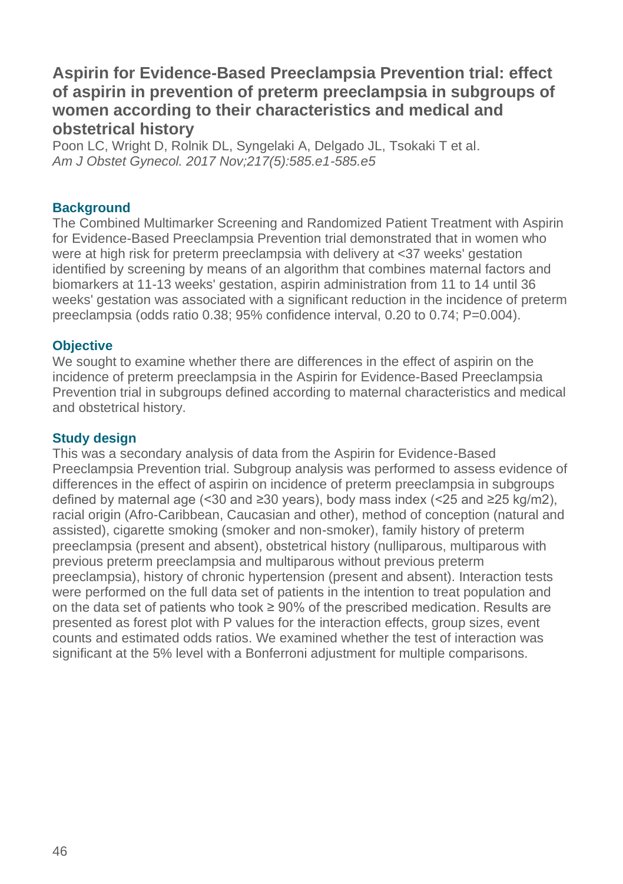## Aspirin for Evidence-Based Preeclampsia Prevention trial: effect of aspirin in prevention of preterm preeclampsia in subgroups of women according to their characteristics and medical and obstetrical history

Poon LC, Wright D, Rolnik DL, Syngelaki A, Delgado JL, Tsokaki T et al.
*Am J Obstet Gynecol. 2017 Nov;217(5):585.e1-585.e5*

### Background

The Combined Multimarker Screening and Randomized Patient Treatment with Aspirin for Evidence-Based Preeclampsia Prevention trial demonstrated that in women who were at high risk for preterm preeclampsia with delivery at <37 weeks' gestation identified by screening by means of an algorithm that combines maternal factors and biomarkers at 11-13 weeks' gestation, aspirin administration from 11 to 14 until 36 weeks' gestation was associated with a significant reduction in the incidence of preterm preeclampsia (odds ratio 0.38; 95% confidence interval, 0.20 to 0.74; P=0.004).

### Objective

We sought to examine whether there are differences in the effect of aspirin on the incidence of preterm preeclampsia in the Aspirin for Evidence-Based Preeclampsia Prevention trial in subgroups defined according to maternal characteristics and medical and obstetrical history.

### Study design

This was a secondary analysis of data from the Aspirin for Evidence-Based Preeclampsia Prevention trial. Subgroup analysis was performed to assess evidence of differences in the effect of aspirin on incidence of preterm preeclampsia in subgroups defined by maternal age (<30 and ≥30 years), body mass index (<25 and ≥25 kg/m2), racial origin (Afro-Caribbean, Caucasian and other), method of conception (natural and assisted), cigarette smoking (smoker and non-smoker), family history of preterm preeclampsia (present and absent), obstetrical history (nulliparous, multiparous with previous preterm preeclampsia and multiparous without previous preterm preeclampsia), history of chronic hypertension (present and absent). Interaction tests were performed on the full data set of patients in the intention to treat population and on the data set of patients who took ≥ 90% of the prescribed medication. Results are presented as forest plot with P values for the interaction effects, group sizes, event counts and estimated odds ratios. We examined whether the test of interaction was significant at the 5% level with a Bonferroni adjustment for multiple comparisons.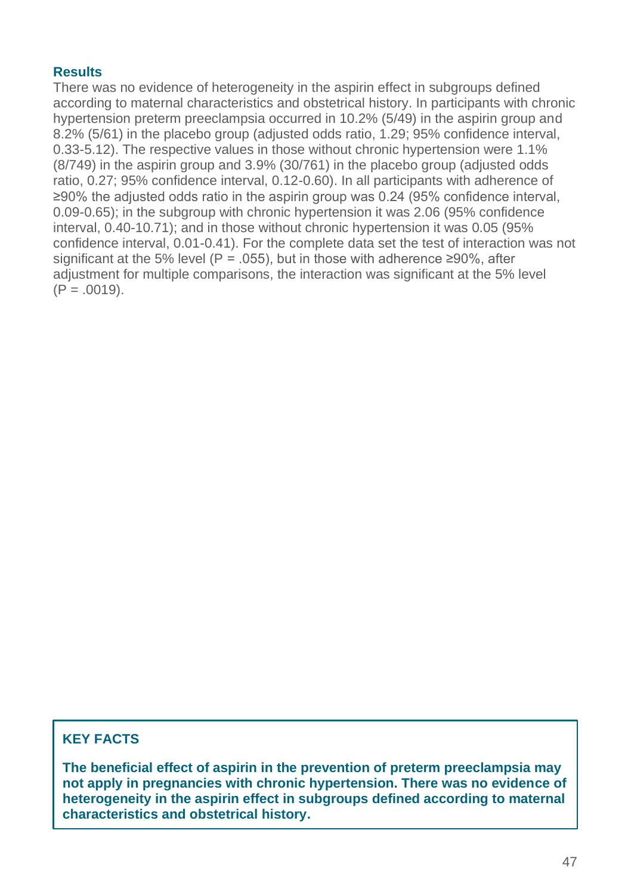### Results

There was no evidence of heterogeneity in the aspirin effect in subgroups defined according to maternal characteristics and obstetrical history. In participants with chronic hypertension preterm preeclampsia occurred in 10.2% (5/49) in the aspirin group and 8.2% (5/61) in the placebo group (adjusted odds ratio, 1.29; 95% confidence interval, 0.33-5.12). The respective values in those without chronic hypertension were 1.1% (8/749) in the aspirin group and 3.9% (30/761) in the placebo group (adjusted odds ratio, 0.27; 95% confidence interval, 0.12-0.60). In all participants with adherence of ≥90% the adjusted odds ratio in the aspirin group was 0.24 (95% confidence interval, 0.09-0.65); in the subgroup with chronic hypertension it was 2.06 (95% confidence interval, 0.40-10.71); and in those without chronic hypertension it was 0.05 (95% confidence interval, 0.01-0.41). For the complete data set the test of interaction was not significant at the 5% level ($P = .055$), but in those with adherence ≥90%, after adjustment for multiple comparisons, the interaction was significant at the 5% level ($P = .0019$).

### KEY FACTS

**The beneficial effect of aspirin in the prevention of preterm preeclampsia may not apply in pregnancies with chronic hypertension. There was no evidence of heterogeneity in the aspirin effect in subgroups defined according to maternal characteristics and obstetrical history.**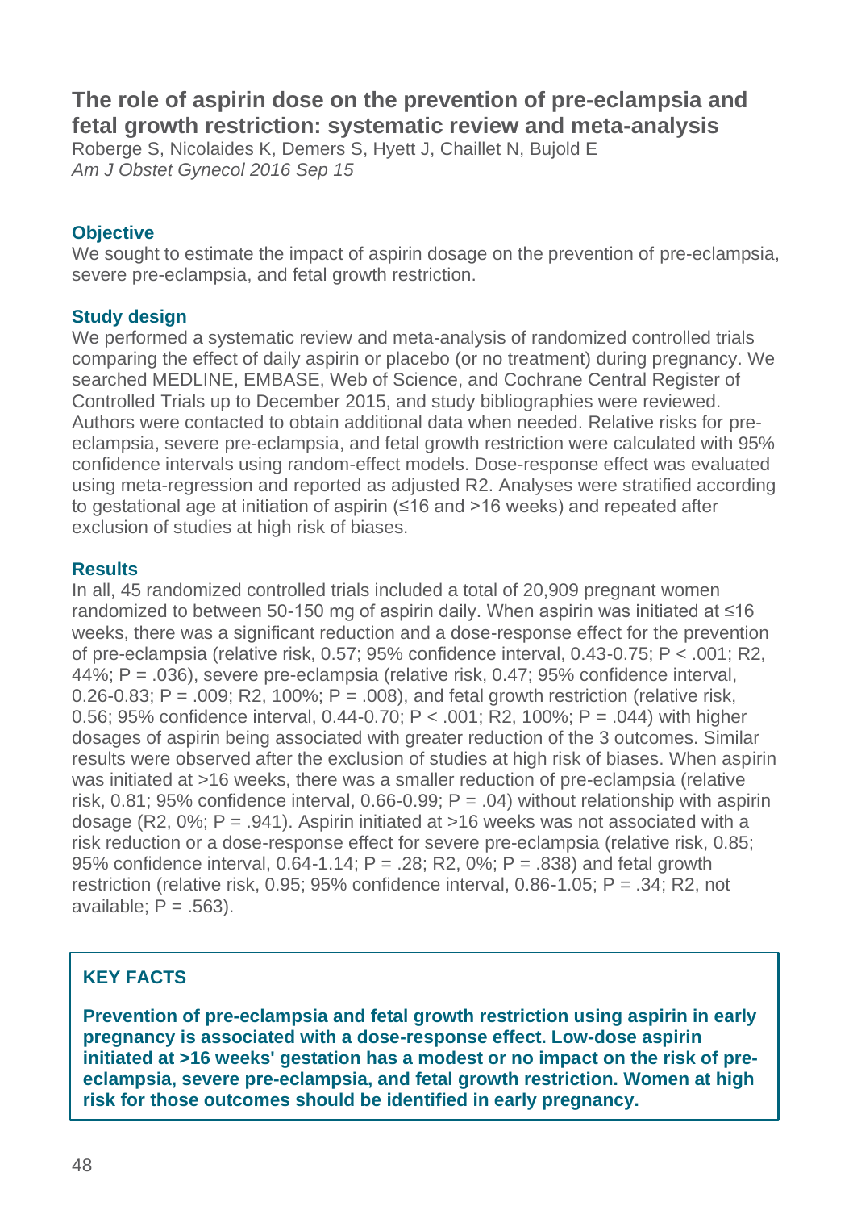## The role of aspirin dose on the prevention of pre-eclampsia and fetal growth restriction: systematic review and meta-analysis

Roberge S, Nicolaides K, Demers S, Hyett J, Chaillet N, Bujold E
*Am J Obstet Gynecol 2016 Sep 15*

### Objective

We sought to estimate the impact of aspirin dosage on the prevention of pre-eclampsia, severe pre-eclampsia, and fetal growth restriction.

### Study design

We performed a systematic review and meta-analysis of randomized controlled trials comparing the effect of daily aspirin or placebo (or no treatment) during pregnancy. We searched MEDLINE, EMBASE, Web of Science, and Cochrane Central Register of Controlled Trials up to December 2015, and study bibliographies were reviewed. Authors were contacted to obtain additional data when needed. Relative risks for pre-eclampsia, severe pre-eclampsia, and fetal growth restriction were calculated with 95% confidence intervals using random-effect models. Dose-response effect was evaluated using meta-regression and reported as adjusted R2. Analyses were stratified according to gestational age at initiation of aspirin (≤16 and >16 weeks) and repeated after exclusion of studies at high risk of biases.

### Results

In all, 45 randomized controlled trials included a total of 20,909 pregnant women randomized to between 50-150 mg of aspirin daily. When aspirin was initiated at ≤16 weeks, there was a significant reduction and a dose-response effect for the prevention of pre-eclampsia (relative risk, 0.57; 95% confidence interval, 0.43-0.75; P < .001; R2, 44%; P = .036), severe pre-eclampsia (relative risk, 0.47; 95% confidence interval, 0.26-0.83; P = .009; R2, 100%; P = .008), and fetal growth restriction (relative risk, 0.56; 95% confidence interval, 0.44-0.70; P < .001; R2, 100%; P = .044) with higher dosages of aspirin being associated with greater reduction of the 3 outcomes. Similar results were observed after the exclusion of studies at high risk of biases. When aspirin was initiated at >16 weeks, there was a smaller reduction of pre-eclampsia (relative risk, 0.81; 95% confidence interval, 0.66-0.99; P = .04) without relationship with aspirin dosage (R2, 0%; P = .941). Aspirin initiated at >16 weeks was not associated with a risk reduction or a dose-response effect for severe pre-eclampsia (relative risk, 0.85; 95% confidence interval, 0.64-1.14; P = .28; R2, 0%; P = .838) and fetal growth restriction (relative risk, 0.95; 95% confidence interval, 0.86-1.05; P = .34; R2, not available; P = .563).

### KEY FACTS

**Prevention of pre-eclampsia and fetal growth restriction using aspirin in early pregnancy is associated with a dose-response effect. Low-dose aspirin initiated at >16 weeks' gestation has a modest or no impact on the risk of pre-eclampsia, severe pre-eclampsia, and fetal growth restriction. Women at high risk for those outcomes should be identified in early pregnancy.**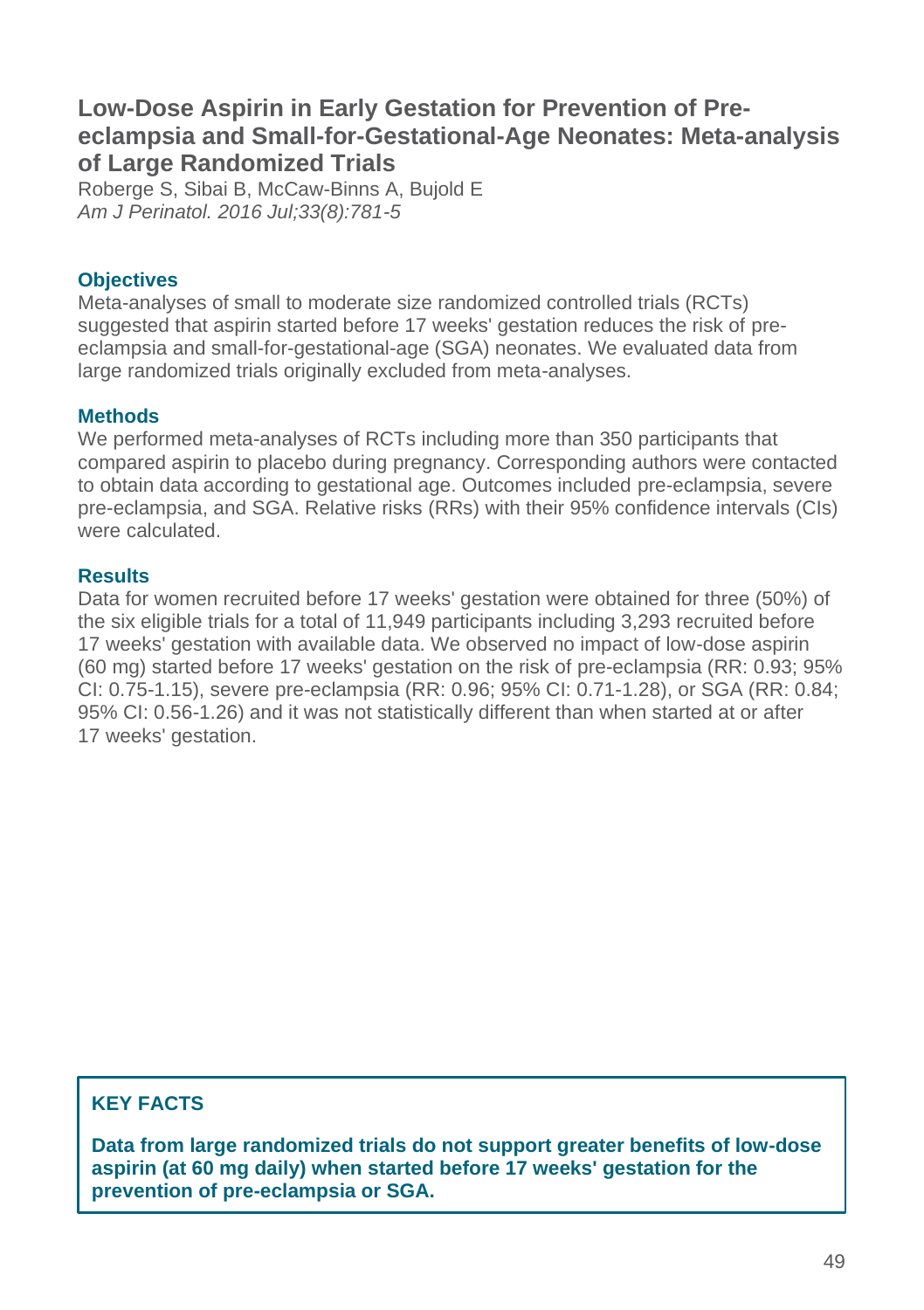## Low-Dose Aspirin in Early Gestation for Prevention of Pre-eclampsia and Small-for-Gestational-Age Neonates: Meta-analysis of Large Randomized Trials

Roberge S, Sibai B, McCaw-Binns A, Bujold E
*Am J Perinatol. 2016 Jul;33(8):781-5*

### Objectives

Meta-analyses of small to moderate size randomized controlled trials (RCTs) suggested that aspirin started before 17 weeks' gestation reduces the risk of pre-eclampsia and small-for-gestational-age (SGA) neonates. We evaluated data from large randomized trials originally excluded from meta-analyses.

### Methods

We performed meta-analyses of RCTs including more than 350 participants that compared aspirin to placebo during pregnancy. Corresponding authors were contacted to obtain data according to gestational age. Outcomes included pre-eclampsia, severe pre-eclampsia, and SGA. Relative risks (RRs) with their 95% confidence intervals (CIs) were calculated.

### Results

Data for women recruited before 17 weeks' gestation were obtained for three (50%) of the six eligible trials for a total of 11,949 participants including 3,293 recruited before 17 weeks' gestation with available data. We observed no impact of low-dose aspirin (60 mg) started before 17 weeks' gestation on the risk of pre-eclampsia (RR: 0.93; 95% CI: 0.75-1.15), severe pre-eclampsia (RR: 0.96; 95% CI: 0.71-1.28), or SGA (RR: 0.84; 95% CI: 0.56-1.26) and it was not statistically different than when started at or after 17 weeks' gestation.

### KEY FACTS

**Data from large randomized trials do not support greater benefits of low-dose aspirin (at 60 mg daily) when started before 17 weeks' gestation for the prevention of pre-eclampsia or SGA.**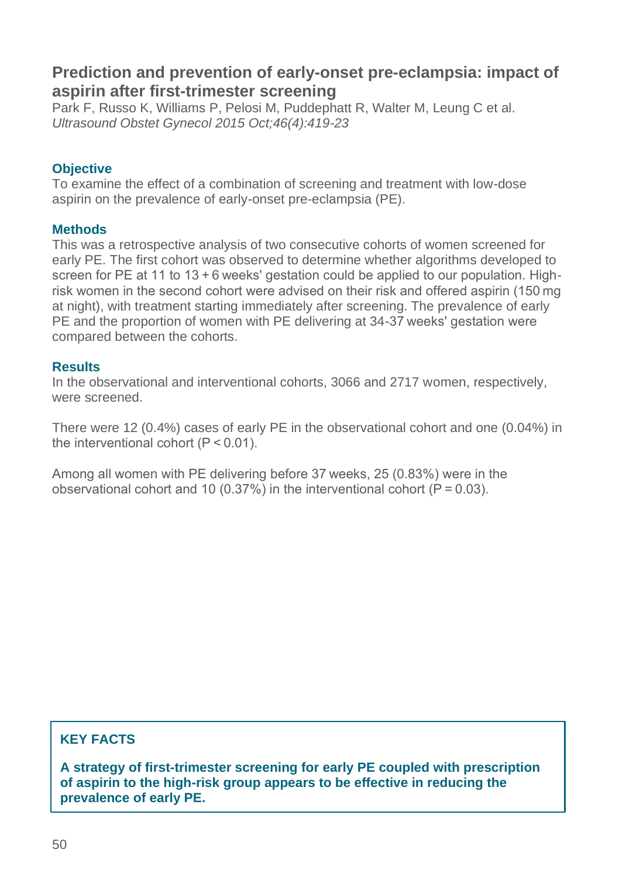## Prediction and prevention of early-onset pre-eclampsia: impact of aspirin after first-trimester screening

Park F, Russo K, Williams P, Pelosi M, Puddephatt R, Walter M, Leung C et al.
*Ultrasound Obstet Gynecol 2015 Oct;46(4):419-23*

### Objective

To examine the effect of a combination of screening and treatment with low-dose aspirin on the prevalence of early-onset pre-eclampsia (PE).

### Methods

This was a retrospective analysis of two consecutive cohorts of women screened for early PE. The first cohort was observed to determine whether algorithms developed to screen for PE at 11 to 13 + 6 weeks' gestation could be applied to our population. High-risk women in the second cohort were advised on their risk and offered aspirin (150 mg at night), with treatment starting immediately after screening. The prevalence of early PE and the proportion of women with PE delivering at 34-37 weeks' gestation were compared between the cohorts.

### Results

In the observational and interventional cohorts, 3066 and 2717 women, respectively, were screened.

There were 12 (0.4%) cases of early PE in the observational cohort and one (0.04%) in the interventional cohort ($P < 0.01$).

Among all women with PE delivering before 37 weeks, 25 (0.83%) were in the observational cohort and 10 (0.37%) in the interventional cohort ($P = 0.03$).

### KEY FACTS

**A strategy of first-trimester screening for early PE coupled with prescription of aspirin to the high-risk group appears to be effective in reducing the prevalence of early PE.**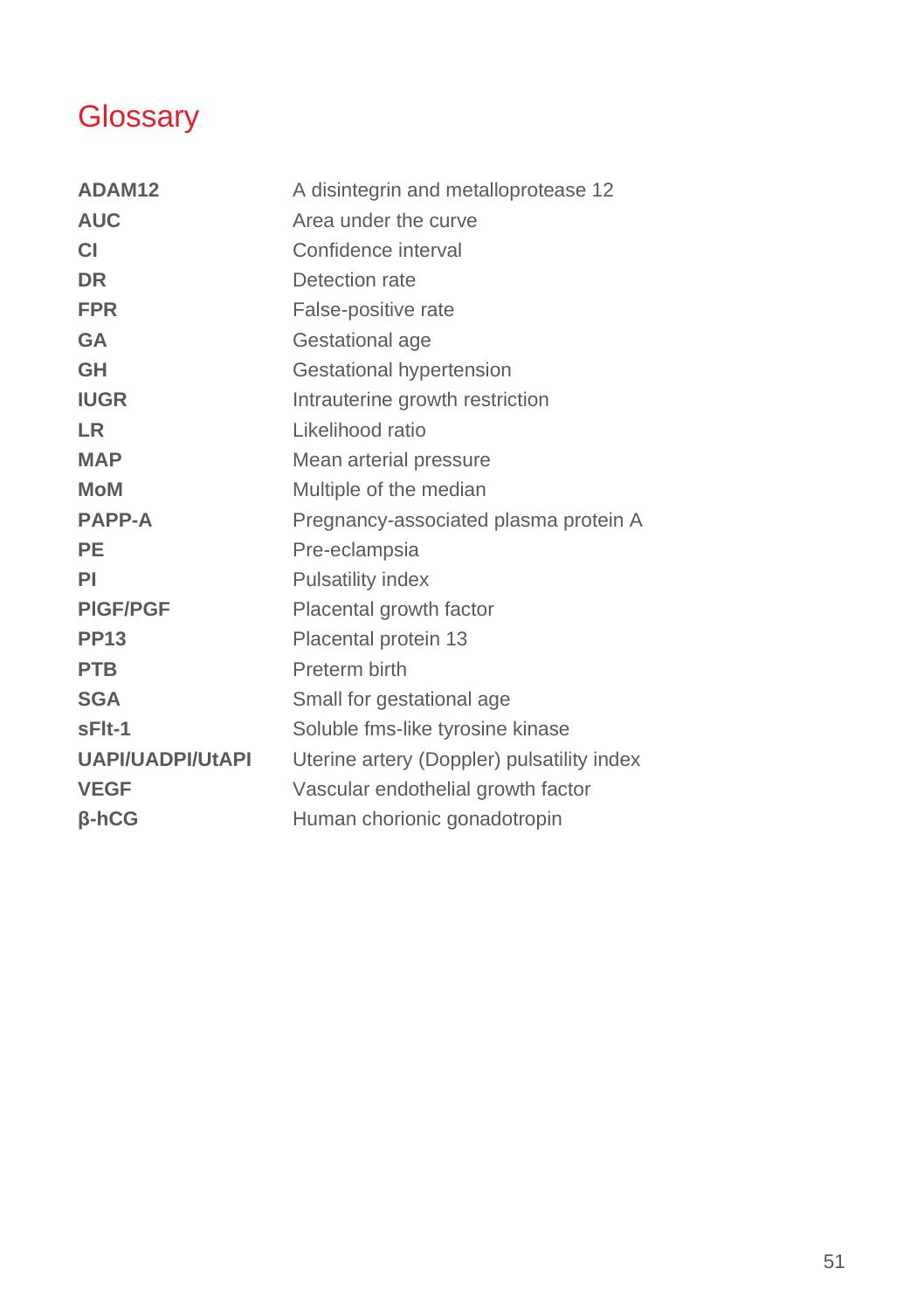# Glossary

| | |
|---|---|
| **ADAM12** | A disintegrin and metalloprotease 12 |
| **AUC** | Area under the curve |
| **CI** | Confidence interval |
| **DR** | Detection rate |
| **FPR** | False-positive rate |
| **GA** | Gestational age |
| **GH** | Gestational hypertension |
| **IUGR** | Intrauterine growth restriction |
| **LR** | Likelihood ratio |
| **MAP** | Mean arterial pressure |
| **MoM** | Multiple of the median |
| **PAPP-A** | Pregnancy-associated plasma protein A |
| **PE** | Pre-eclampsia |
| **PI** | Pulsatility index |
| **PlGF/PGF** | Placental growth factor |
| **PP13** | Placental protein 13 |
| **PTB** | Preterm birth |
| **SGA** | Small for gestational age |
| **sFlt-1** | Soluble fms-like tyrosine kinase |
| **UAPI/UADPI/UtAPI** | Uterine artery (Doppler) pulsatility index |
| **VEGF** | Vascular endothelial growth factor |
| **β-hCG** | Human chorionic gonadotropin |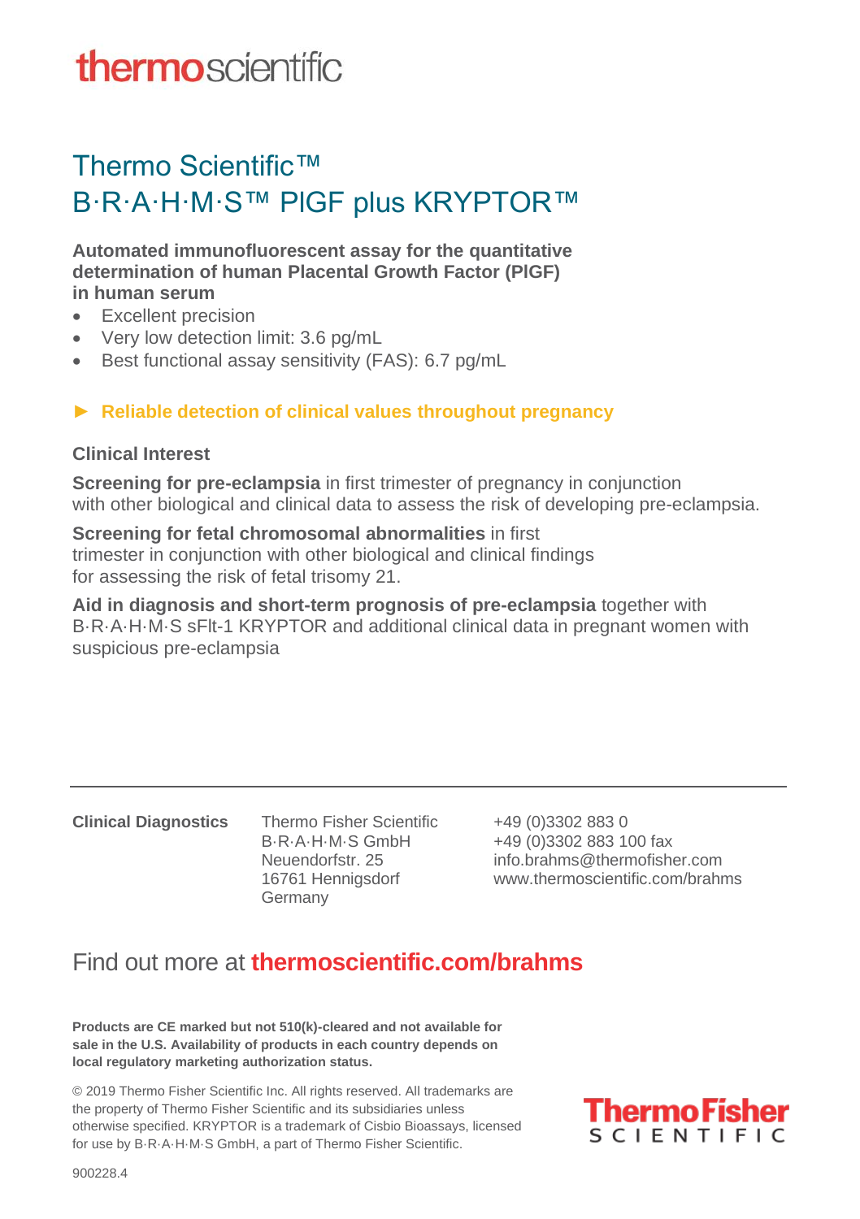thermoscientific

# Thermo Scientific™ B·R·A·H·M·S™ PlGF plus KRYPTOR™

**Automated immunofluorescent assay for the quantitative determination of human Placental Growth Factor (PlGF) in human serum**

- Excellent precision
- Very low detection limit: 3.6 pg/mL
- Best functional assay sensitivity (FAS): 6.7 pg/mL

► **Reliable detection of clinical values throughout pregnancy**

**Clinical Interest**

**Screening for pre-eclampsia** in first trimester of pregnancy in conjunction with other biological and clinical data to assess the risk of developing pre-eclampsia.

**Screening for fetal chromosomal abnormalities** in first trimester in conjunction with other biological and clinical findings for assessing the risk of fetal trisomy 21.

**Aid in diagnosis and short-term prognosis of pre-eclampsia** together with B·R·A·H·M·S sFlt-1 KRYPTOR and additional clinical data in pregnant women with suspicious pre-eclampsia

---

**Clinical Diagnostics**

Thermo Fisher Scientific
B·R·A·H·M·S GmbH
Neuendorfstr. 25
16761 Hennigsdorf
Germany

+49 (0)3302 883 0
+49 (0)3302 883 100 fax
info.brahms@thermofisher.com
www.thermoscientific.com/brahms

Find out more at **thermoscientific.com/brahms**

**Products are CE marked but not 510(k)-cleared and not available for sale in the U.S. Availability of products in each country depends on local regulatory marketing authorization status.**

© 2019 Thermo Fisher Scientific Inc. All rights reserved. All trademarks are the property of Thermo Fisher Scientific and its subsidiaries unless otherwise specified. KRYPTOR is a trademark of Cisbio Bioassays, licensed for use by B·R·A·H·M·S GmbH, a part of Thermo Fisher Scientific.

ThermoFisher SCIENTIFIC

900228.4